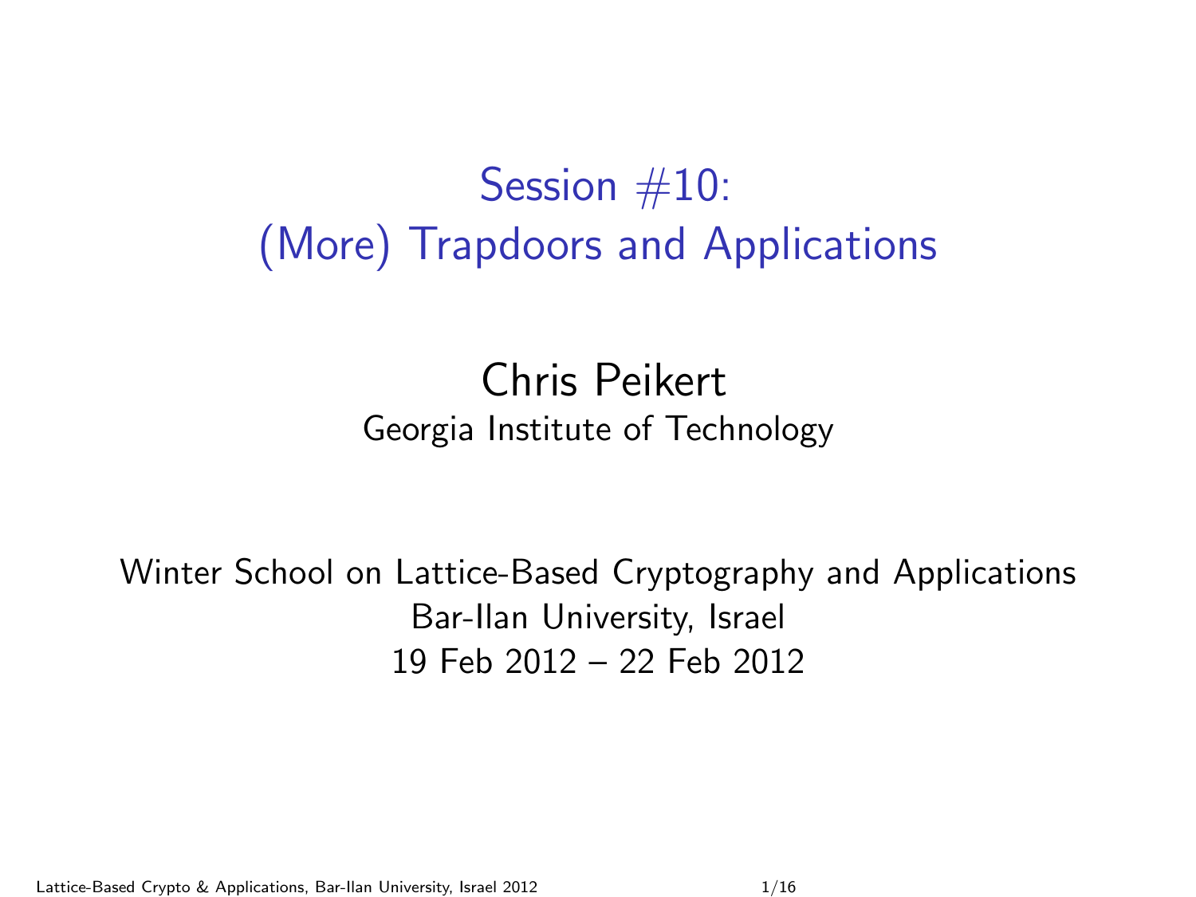# Session #10: (More) Trapdoors and Applications

Chris Peikert

Georgia Institute of Technology

Winter School on Lattice-Based Cryptography and Applications

Bar-Ilan University, Israel

19 Feb 2012 – 22 Feb 2012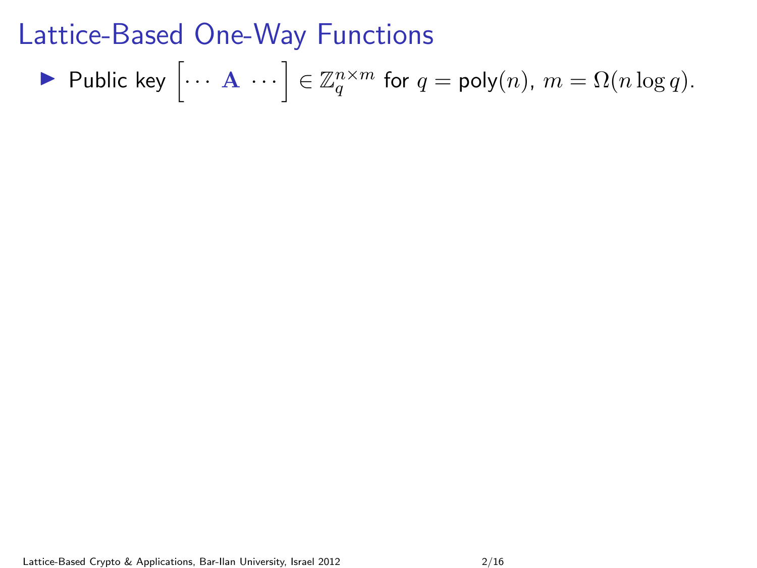# Lattice-Based One-Way Functions

- Public key $\begin{bmatrix} \cdots & \mathbf{A} & \cdots \end{bmatrix} \in \mathbb{Z}_q^{n \times m}$ for $q = \mathsf{poly}(n)$, $m = \Omega(n \log q)$.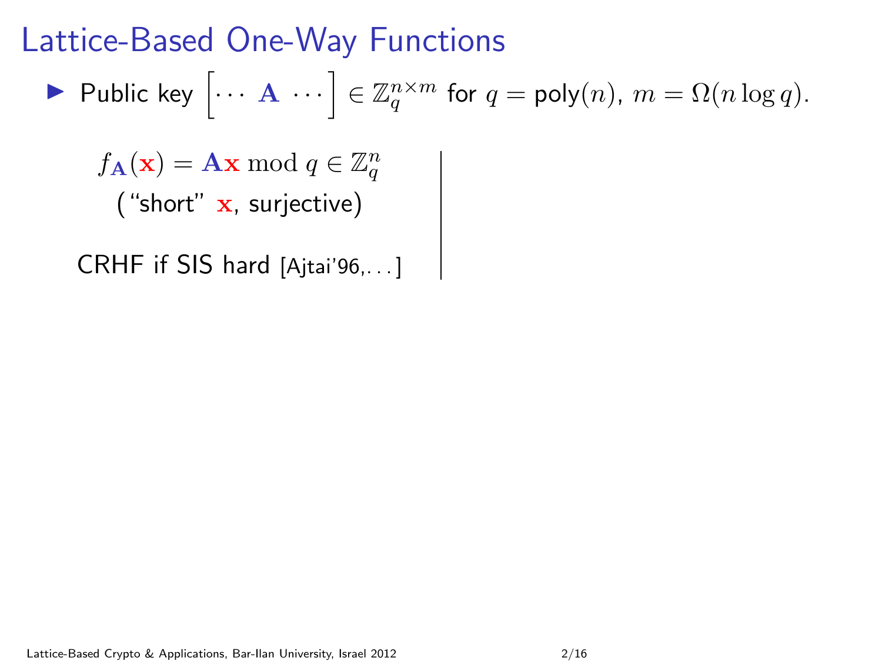# Lattice-Based One-Way Functions

- Public key $\begin{bmatrix} \cdots & \mathbf{A} & \cdots \end{bmatrix} \in \mathbb{Z}_q^{n \times m}$ for $q = \mathsf{poly}(n)$, $m = \Omega(n \log q)$.

$$f_{\mathbf{A}}(\mathbf{x}) = \mathbf{A}\mathbf{x} \bmod q \in \mathbb{Z}_q^n$$

("short" $\mathbf{x}$, surjective)

CRHF if SIS hard [Ajtai'96,...]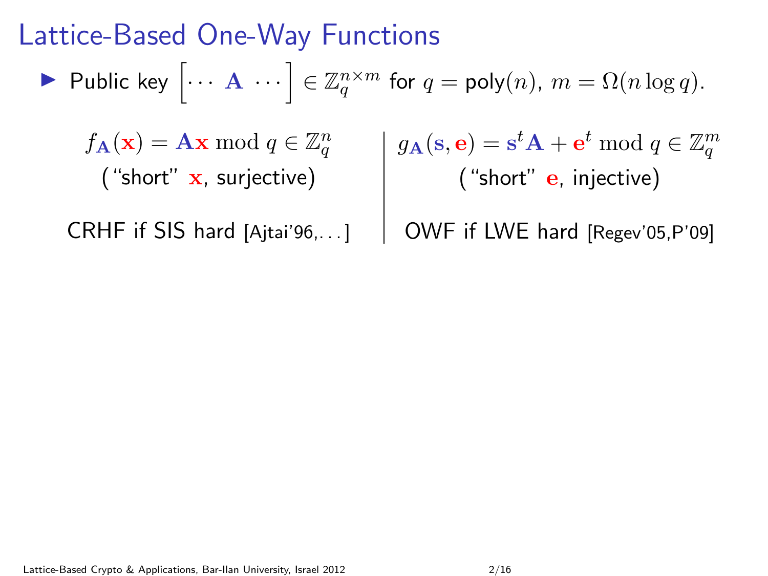# Lattice-Based One-Way Functions

- Public key $\begin{bmatrix} \cdots & \mathbf{A} & \cdots \end{bmatrix} \in \mathbb{Z}_q^{n \times m}$ for $q = \mathsf{poly}(n)$, $m = \Omega(n \log q)$.

$f_{\mathbf{A}}(\mathbf{x}) = \mathbf{A}\mathbf{x} \bmod q \in \mathbb{Z}_q^n$

("short" $\mathbf{x}$, surjective)

CRHF if SIS hard [Ajtai'96,...]

$g_{\mathbf{A}}(\mathbf{s}, \mathbf{e}) = \mathbf{s}^t \mathbf{A} + \mathbf{e}^t \bmod q \in \mathbb{Z}_q^m$

("short" $\mathbf{e}$, injective)

OWF if LWE hard [Regev'05,P'09]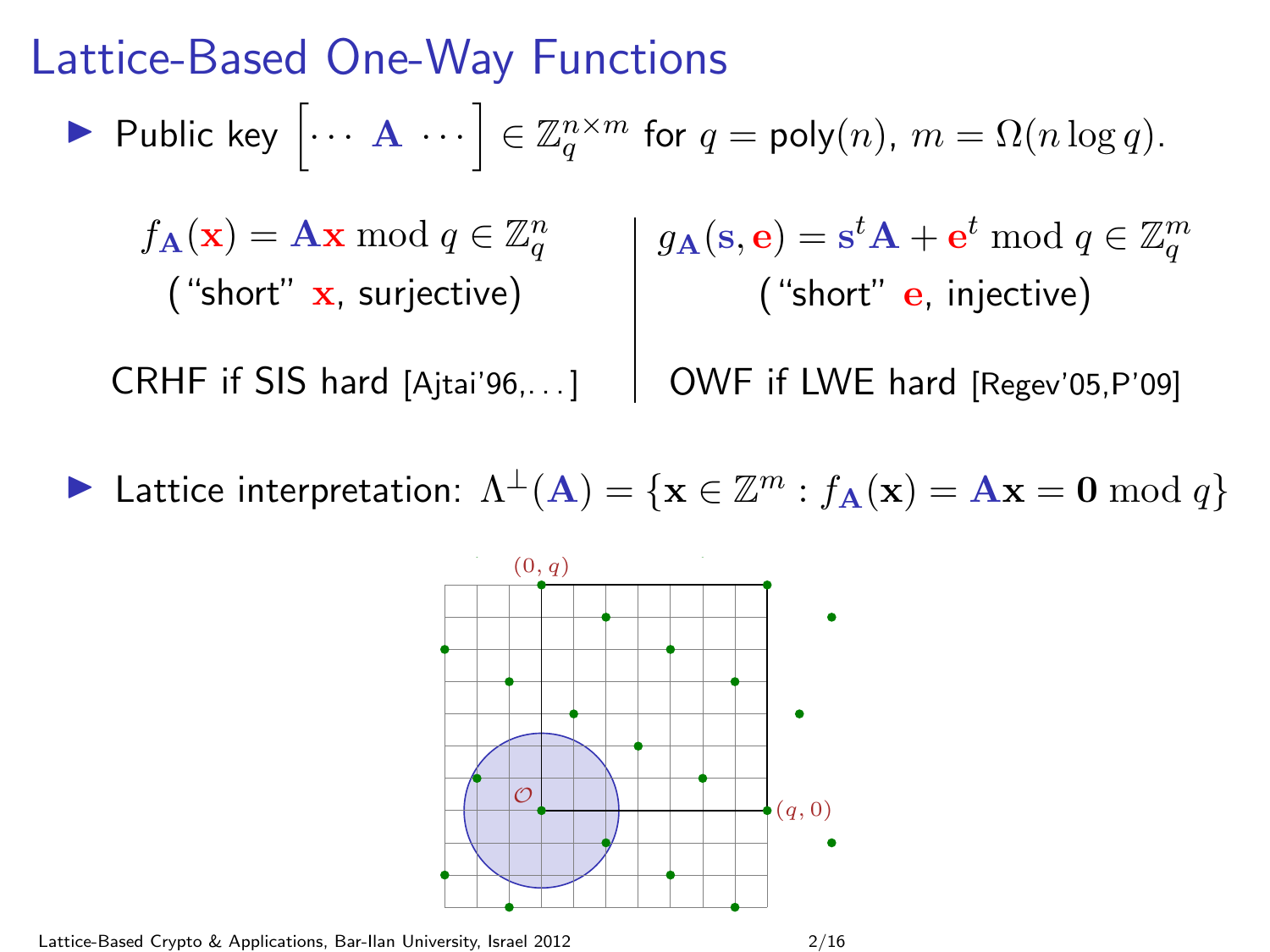# Lattice-Based One-Way Functions

- Public key $\left[\cdots \ \mathbf{A} \ \cdots\right] \in \mathbb{Z}_q^{n \times m}$ for $q = \mathsf{poly}(n)$, $m = \Omega(n \log q)$.

$f_{\mathbf{A}}(\mathbf{x}) = \mathbf{A}\mathbf{x} \bmod q \in \mathbb{Z}_q^n$
("short" $\mathbf{x}$, surjective)

CRHF if SIS hard [Ajtai'96,...]

$g_{\mathbf{A}}(\mathbf{s}, \mathbf{e}) = \mathbf{s}^t\mathbf{A} + \mathbf{e}^t \bmod q \in \mathbb{Z}_q^m$
("short" $\mathbf{e}$, injective)

OWF if LWE hard [Regev'05,P'09]

- Lattice interpretation: $\Lambda^{\perp}(\mathbf{A}) = \{\mathbf{x} \in \mathbb{Z}^m : f_{\mathbf{A}}(\mathbf{x}) = \mathbf{A}\mathbf{x} = \mathbf{0} \bmod q\}$

$(0, q)$, $\mathcal{O}$, $(q, 0)$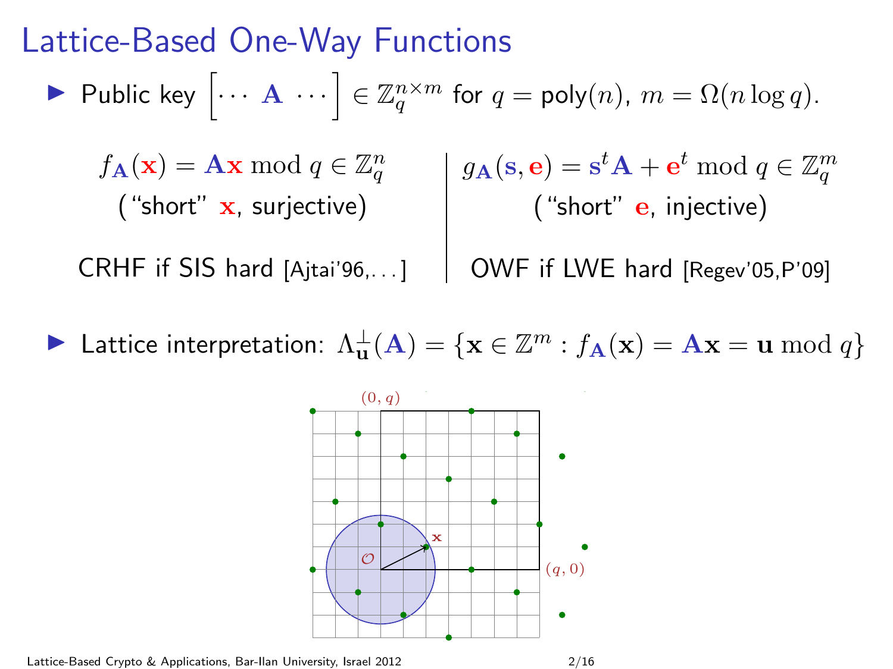# Lattice-Based One-Way Functions

- Public key $\begin{bmatrix} \cdots & \mathbf{A} & \cdots \end{bmatrix} \in \mathbb{Z}_q^{n \times m}$ for $q = \mathsf{poly}(n)$, $m = \Omega(n \log q)$.

$f_{\mathbf{A}}(\mathbf{x}) = \mathbf{A}\mathbf{x} \bmod q \in \mathbb{Z}_q^n$

("short" $\mathbf{x}$, surjective)

CRHF if SIS hard [Ajtai'96,...]

$g_{\mathbf{A}}(\mathbf{s}, \mathbf{e}) = \mathbf{s}^t \mathbf{A} + \mathbf{e}^t \bmod q \in \mathbb{Z}_q^m$

("short" $\mathbf{e}$, injective)

OWF if LWE hard [Regev'05,P'09]

- Lattice interpretation: $\Lambda_{\mathbf{u}}^{\perp}(\mathbf{A}) = \{\mathbf{x} \in \mathbb{Z}^m : f_{\mathbf{A}}(\mathbf{x}) = \mathbf{A}\mathbf{x} = \mathbf{u} \bmod q\}$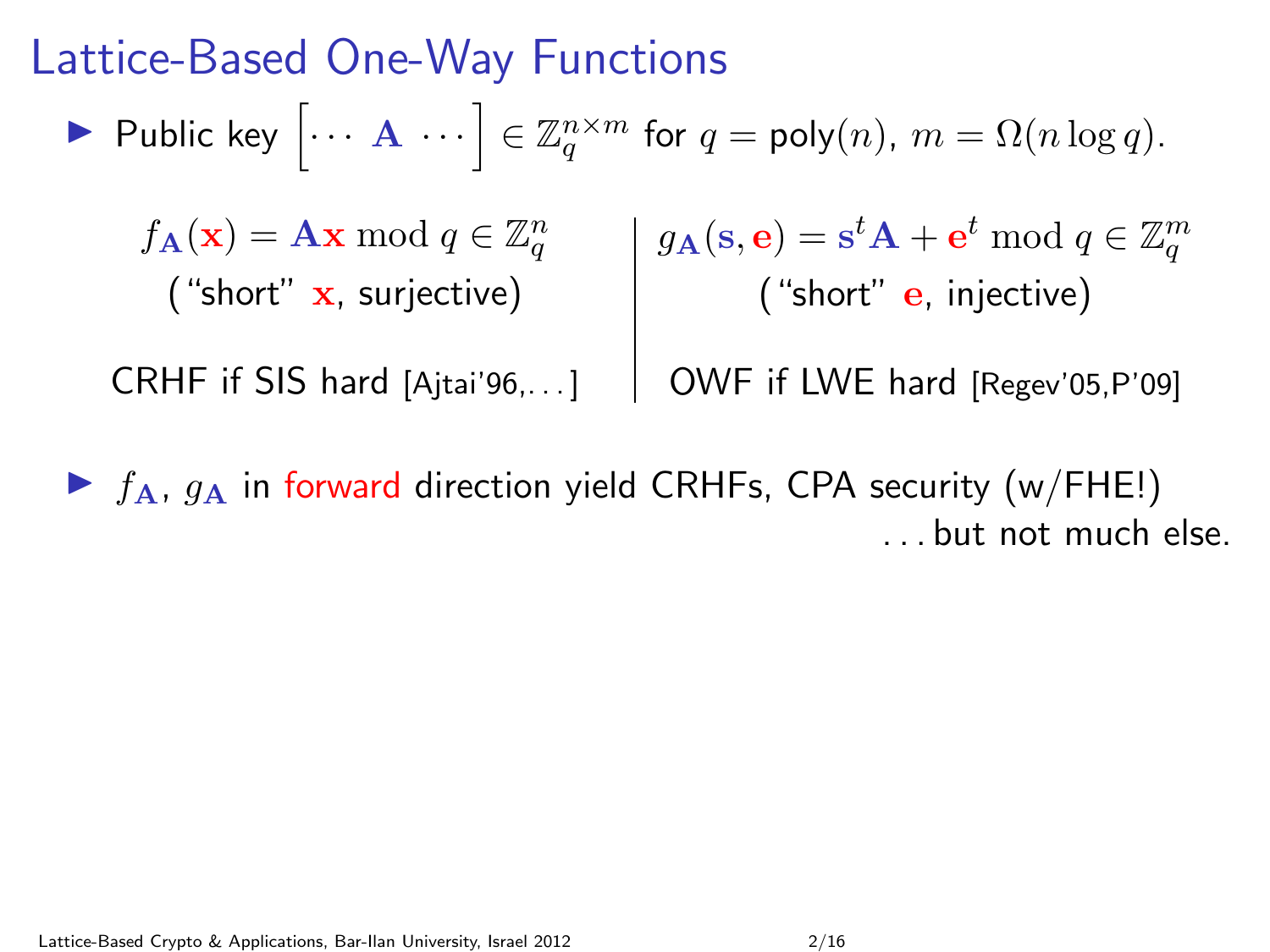# Lattice-Based One-Way Functions

- Public key $\begin{bmatrix} \cdots & \mathbf{A} & \cdots \end{bmatrix} \in \mathbb{Z}_q^{n \times m}$ for $q = \mathsf{poly}(n)$, $m = \Omega(n \log q)$.

| | |
|---|---|
| $f_{\mathbf{A}}(\mathbf{x}) = \mathbf{A}\mathbf{x} \bmod q \in \mathbb{Z}_q^n$ | $g_{\mathbf{A}}(\mathbf{s}, \mathbf{e}) = \mathbf{s}^t \mathbf{A} + \mathbf{e}^t \bmod q \in \mathbb{Z}_q^m$ |
| ("short" $\mathbf{x}$, surjective) | ("short" $\mathbf{e}$, injective) |
| CRHF if SIS hard [Ajtai'96,...] | OWF if LWE hard [Regev'05,P'09] |

- $f_{\mathbf{A}}$, $g_{\mathbf{A}}$ in forward direction yield CRHFs, CPA security (w/FHE!)

  ...but not much else.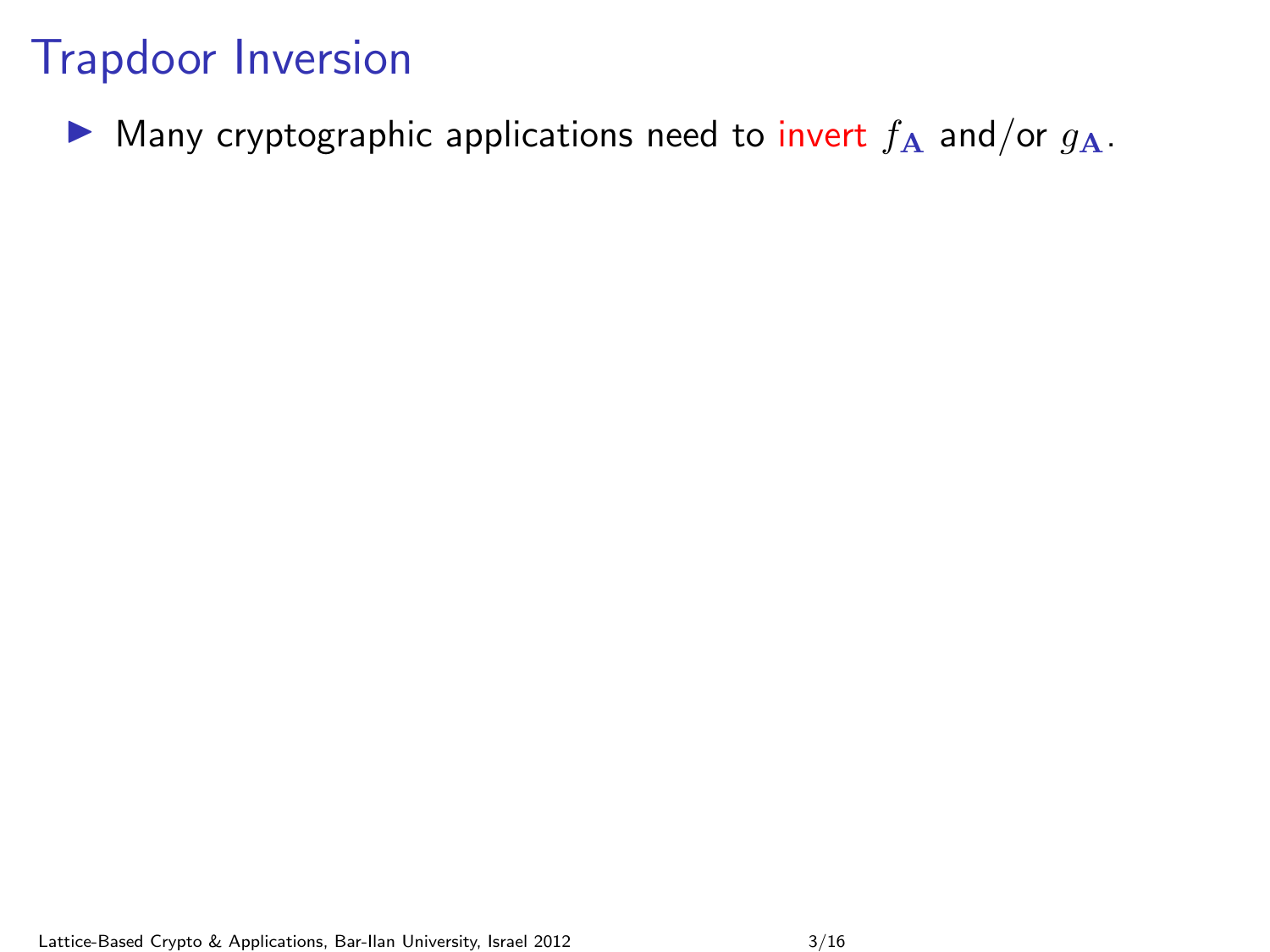# Trapdoor Inversion

- Many cryptographic applications need to invert $f_{\mathbf{A}}$ and/or $g_{\mathbf{A}}$.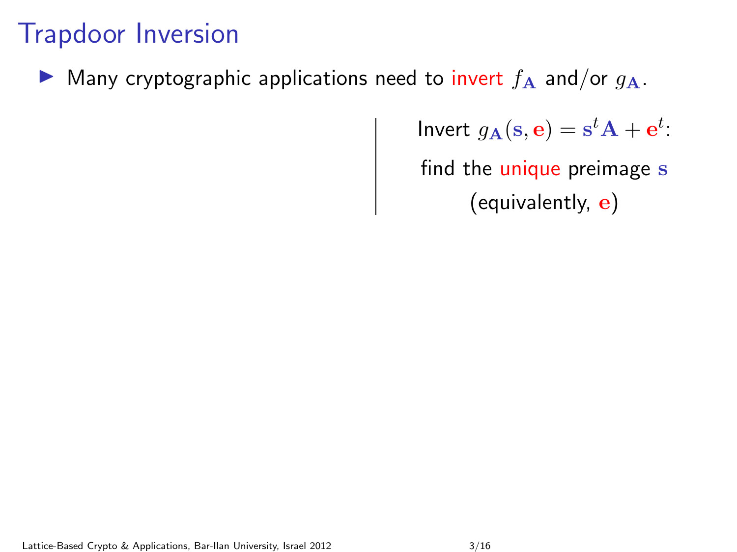# Trapdoor Inversion

- Many cryptographic applications need to invert $f_{\mathbf{A}}$ and/or $g_{\mathbf{A}}$.

Invert $g_{\mathbf{A}}(\mathbf{s}, \mathbf{e}) = \mathbf{s}^t \mathbf{A} + \mathbf{e}^t$:

find the unique preimage $\mathbf{s}$

(equivalently, $\mathbf{e}$)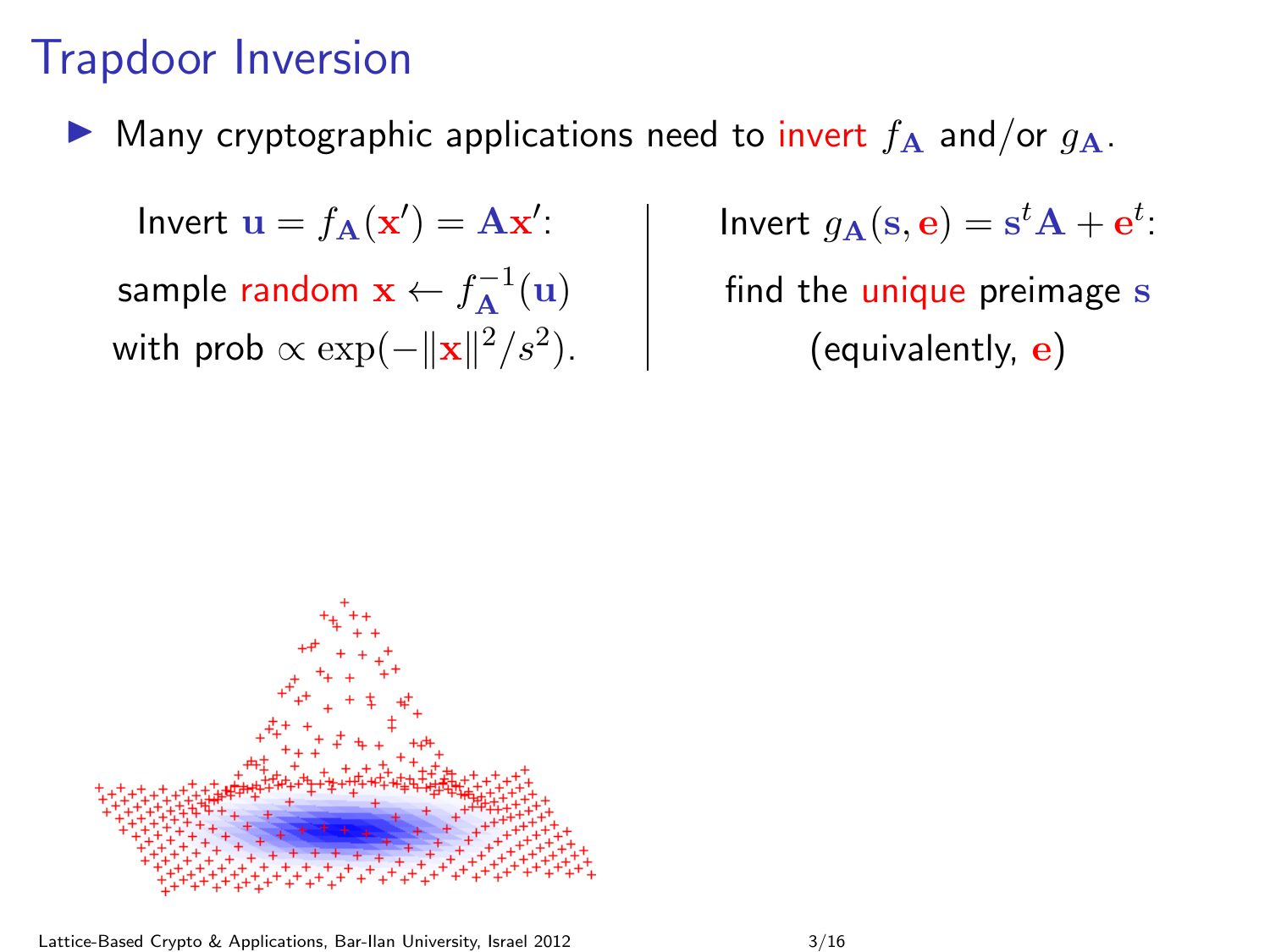# Trapdoor Inversion

- Many cryptographic applications need to invert $f_{\mathbf{A}}$ and/or $g_{\mathbf{A}}$.

Invert $\mathbf{u} = f_{\mathbf{A}}(\mathbf{x}') = \mathbf{A}\mathbf{x}'$:
sample random $\mathbf{x} \leftarrow f_{\mathbf{A}}^{-1}(\mathbf{u})$
with prob $\propto \exp(-\|\mathbf{x}\|^2/s^2)$.

Invert $g_{\mathbf{A}}(\mathbf{s}, \mathbf{e}) = \mathbf{s}^t\mathbf{A} + \mathbf{e}^t$:
find the unique preimage $\mathbf{s}$
(equivalently, $\mathbf{e}$)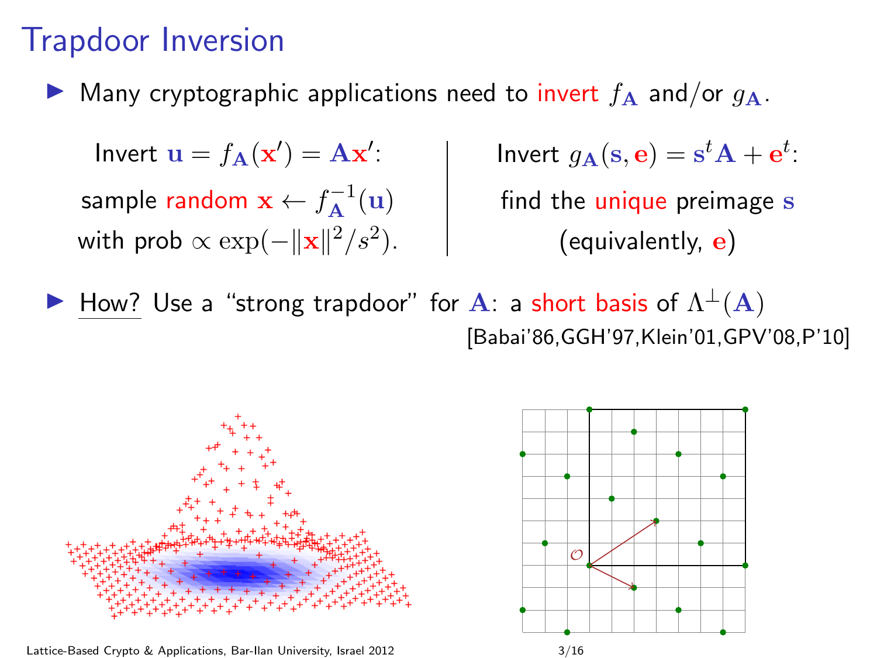# Trapdoor Inversion

- Many cryptographic applications need to invert $f_{\mathbf{A}}$ and/or $g_{\mathbf{A}}$.

| Invert $\mathbf{u} = f_{\mathbf{A}}(\mathbf{x}') = \mathbf{A}\mathbf{x}'$: | Invert $g_{\mathbf{A}}(\mathbf{s}, \mathbf{e}) = \mathbf{s}^t\mathbf{A} + \mathbf{e}^t$: |
|---|---|
| sample random $\mathbf{x} \leftarrow f_{\mathbf{A}}^{-1}(\mathbf{u})$ with prob $\propto \exp(-\|\mathbf{x}\|^2/s^2)$. | find the unique preimage $\mathbf{s}$ (equivalently, $\mathbf{e}$) |

- How? Use a "strong trapdoor" for $\mathbf{A}$: a short basis of $\Lambda^{\perp}(\mathbf{A})$

  [Babai'86,GGH'97,Klein'01,GPV'08,P'10]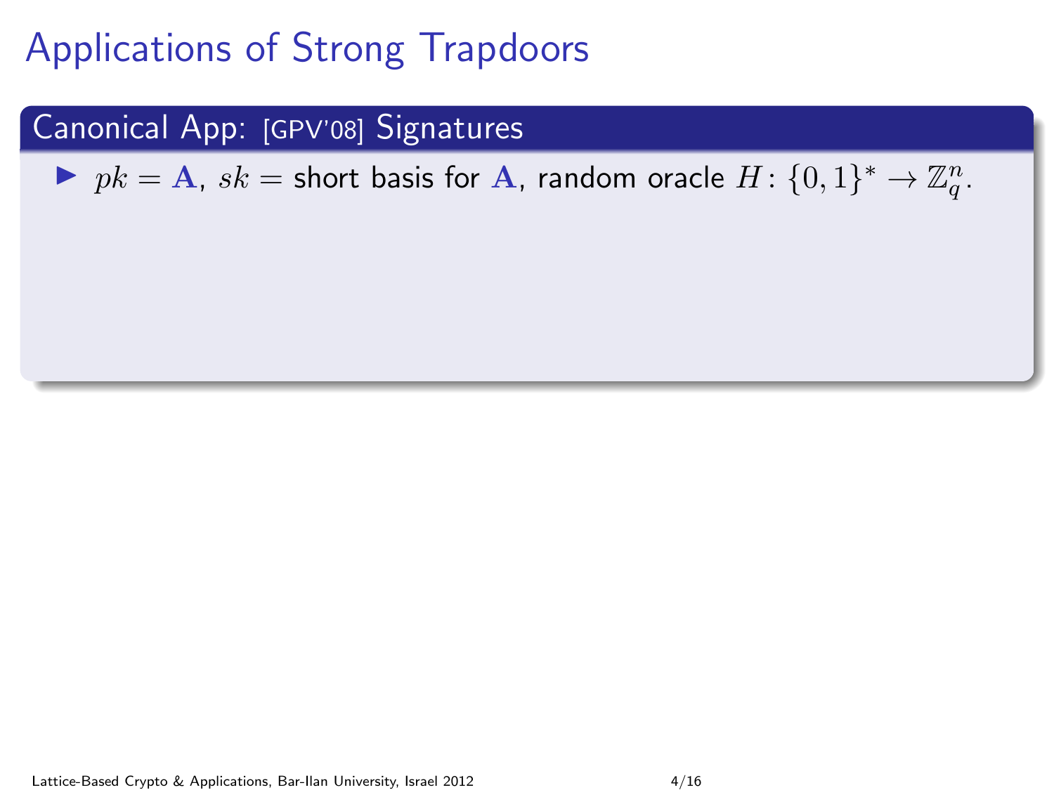# Applications of Strong Trapdoors

## Canonical App: [GPV'08] Signatures

- $pk = \mathbf{A}$, $sk =$ short basis for $\mathbf{A}$, random oracle $H\colon \{0,1\}^* \to \mathbb{Z}_q^n$.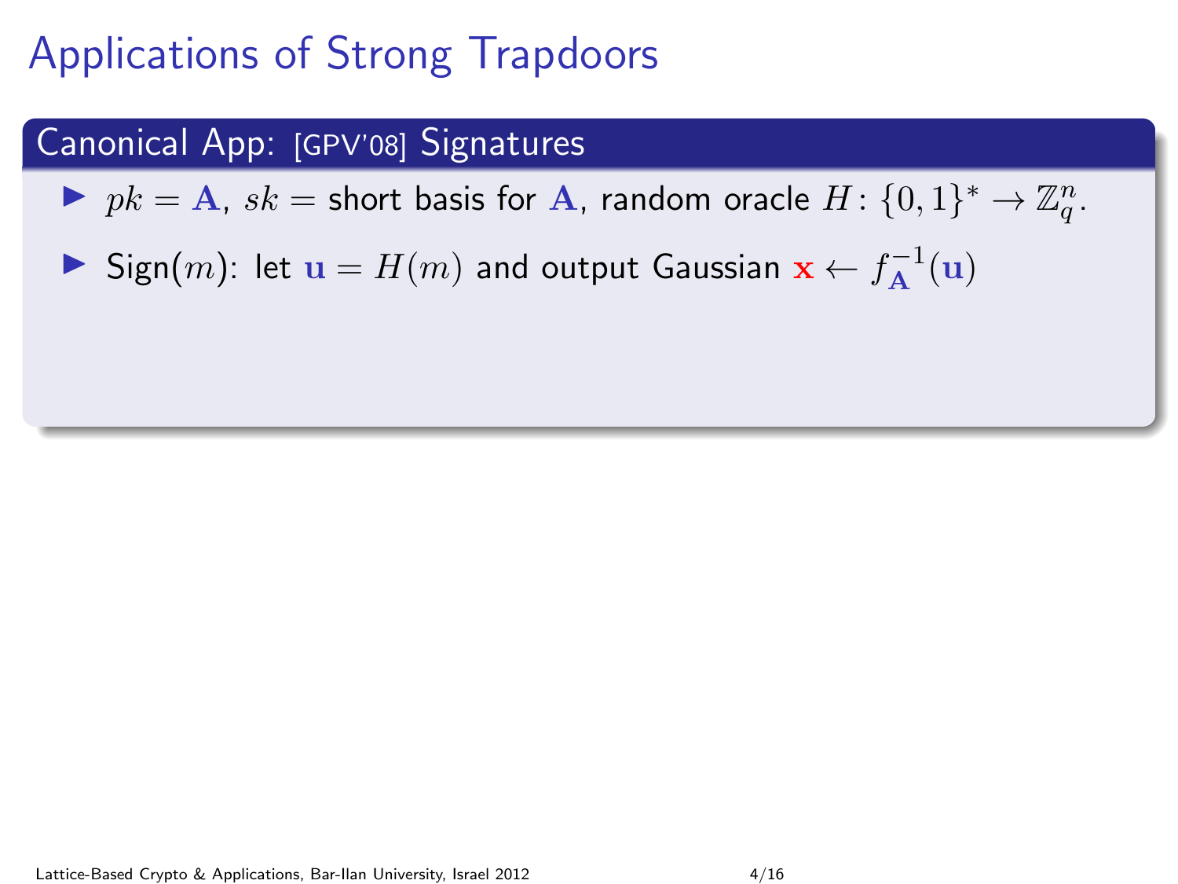# Applications of Strong Trapdoors

## Canonical App: [GPV'08] Signatures

- $pk = \mathbf{A}$, $sk =$ short basis for $\mathbf{A}$, random oracle $H\colon \{0,1\}^* \to \mathbb{Z}_q^n$.
- Sign($m$): let $\mathbf{u} = H(m)$ and output Gaussian $\mathbf{x} \leftarrow f_{\mathbf{A}}^{-1}(\mathbf{u})$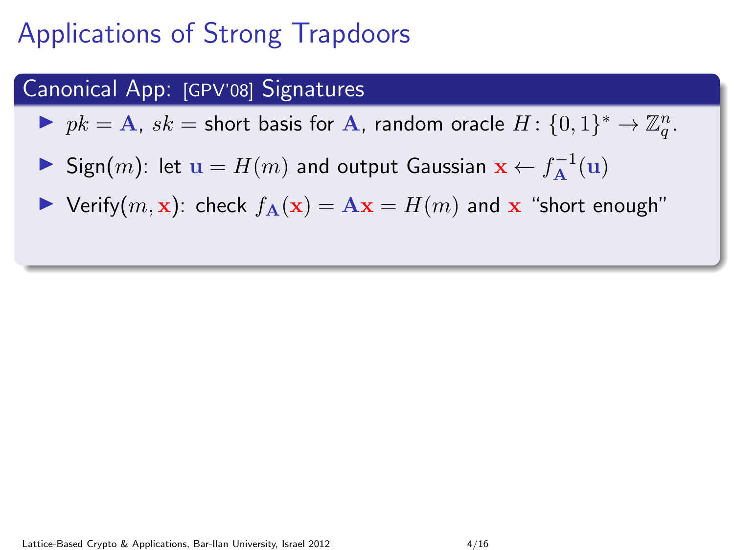# Applications of Strong Trapdoors

## Canonical App: [GPV'08] Signatures

- $pk = \mathbf{A}$, $sk =$ short basis for $\mathbf{A}$, random oracle $H \colon \{0,1\}^* \to \mathbb{Z}_q^n$.
- Sign($m$): let $\mathbf{u} = H(m)$ and output Gaussian $\mathbf{x} \leftarrow f_{\mathbf{A}}^{-1}(\mathbf{u})$
- Verify($m, \mathbf{x}$): check $f_{\mathbf{A}}(\mathbf{x}) = \mathbf{A}\mathbf{x} = H(m)$ and $\mathbf{x}$ "short enough"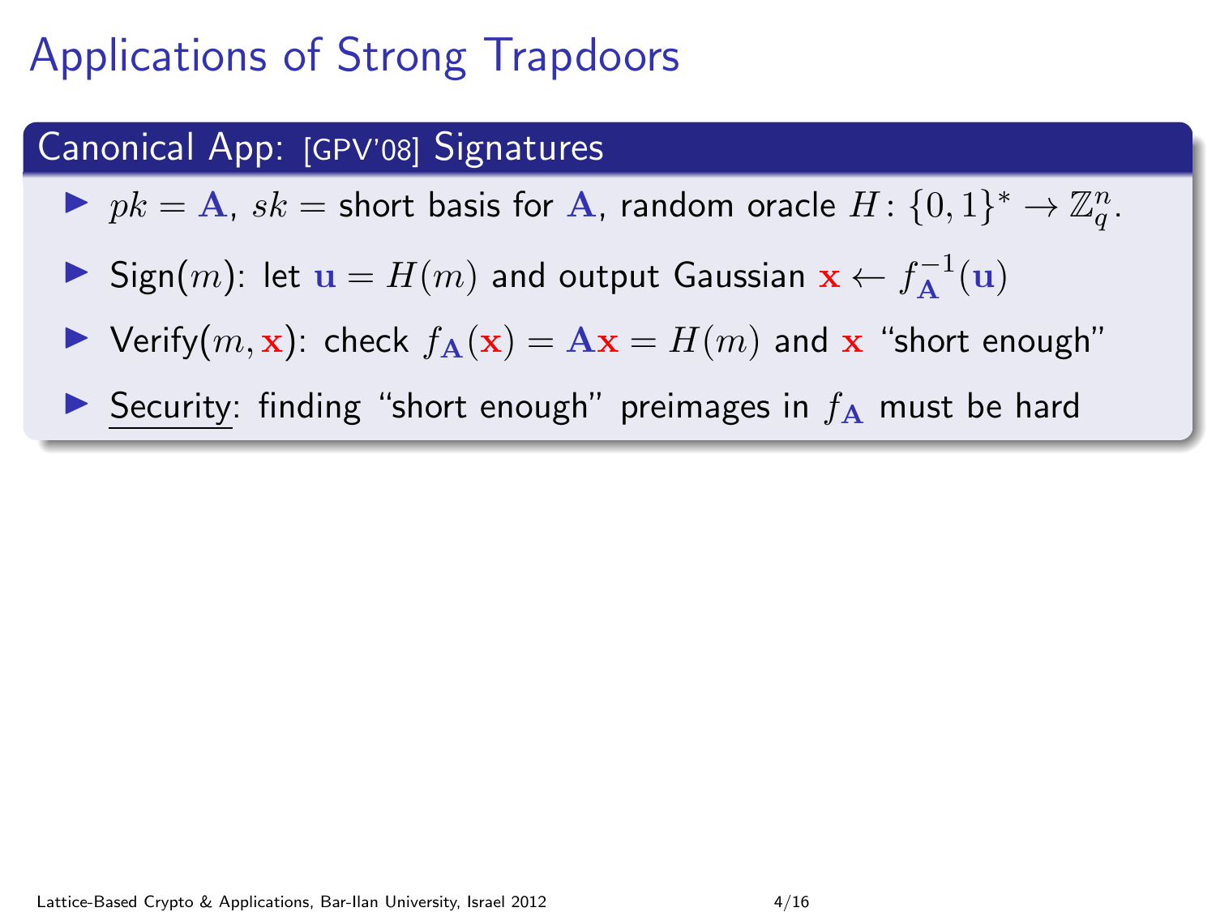# Applications of Strong Trapdoors

## Canonical App: [GPV'08] Signatures

- $pk = \mathbf{A}$, $sk =$ short basis for $\mathbf{A}$, random oracle $H \colon \{0,1\}^* \to \mathbb{Z}_q^n$.
- Sign($m$): let $\mathbf{u} = H(m)$ and output Gaussian $\mathbf{x} \leftarrow f_{\mathbf{A}}^{-1}(\mathbf{u})$
- Verify($m, \mathbf{x}$): check $f_{\mathbf{A}}(\mathbf{x}) = \mathbf{A}\mathbf{x} = H(m)$ and $\mathbf{x}$ "short enough"
- Security: finding "short enough" preimages in $f_{\mathbf{A}}$ must be hard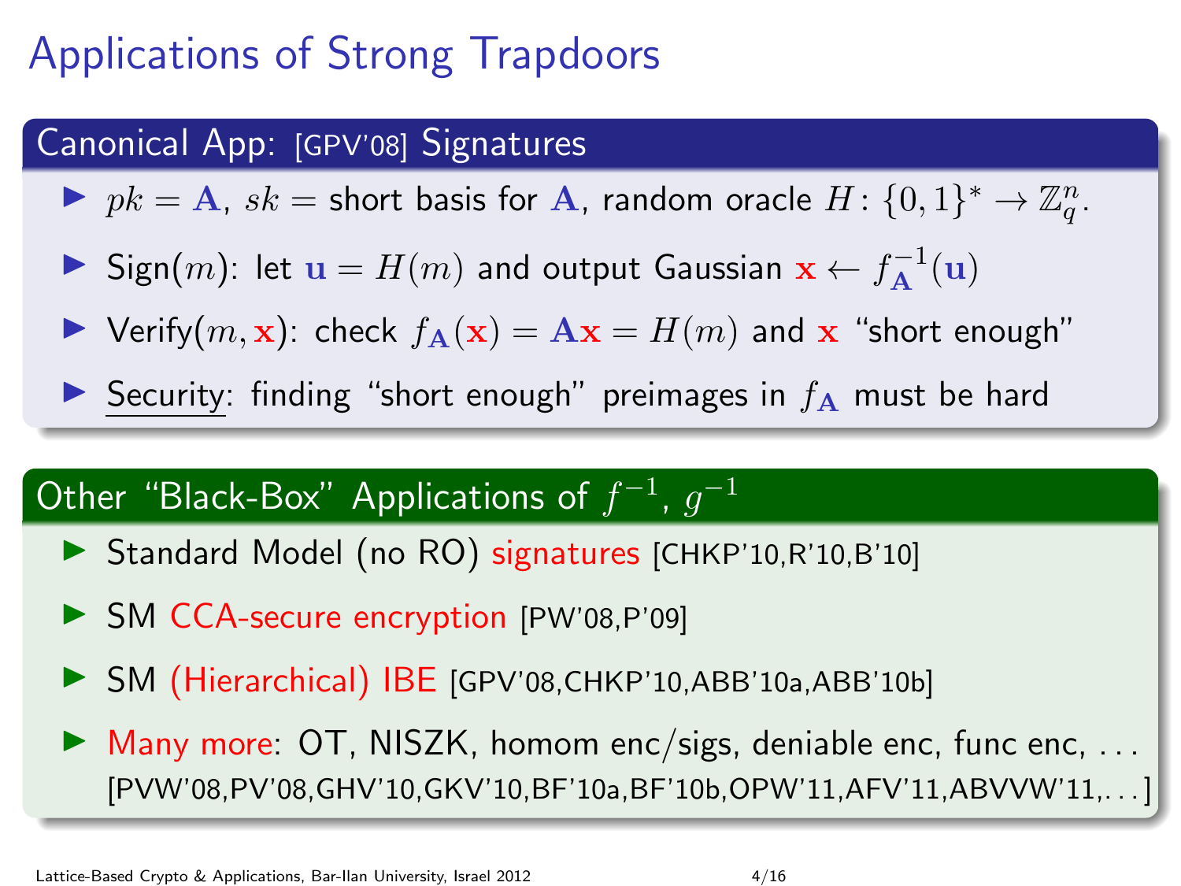# Applications of Strong Trapdoors

## Canonical App: [GPV'08] Signatures

- $pk = \mathbf{A}$, $sk =$ short basis for $\mathbf{A}$, random oracle $H \colon \{0,1\}^* \to \mathbb{Z}_q^n$.
- Sign($m$): let $\mathbf{u} = H(m)$ and output Gaussian $\mathbf{x} \leftarrow f_{\mathbf{A}}^{-1}(\mathbf{u})$
- Verify($m, \mathbf{x}$): check $f_{\mathbf{A}}(\mathbf{x}) = \mathbf{A}\mathbf{x} = H(m)$ and $\mathbf{x}$ "short enough"
- Security: finding "short enough" preimages in $f_{\mathbf{A}}$ must be hard

## Other "Black-Box" Applications of $f^{-1}$, $g^{-1}$

- Standard Model (no RO) signatures [CHKP'10,R'10,B'10]
- SM CCA-secure encryption [PW'08,P'09]
- SM (Hierarchical) IBE [GPV'08,CHKP'10,ABB'10a,ABB'10b]
- Many more: OT, NISZK, homom enc/sigs, deniable enc, func enc, ...
  [PVW'08,PV'08,GHV'10,GKV'10,BF'10a,BF'10b,OPW'11,AFV'11,ABVVW'11,...]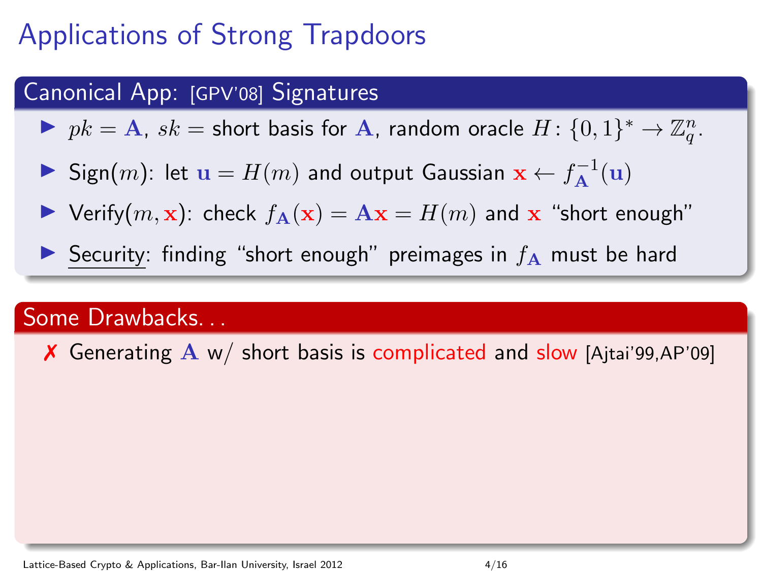# Applications of Strong Trapdoors

## Canonical App: [GPV'08] Signatures

- $pk = \mathbf{A}$, $sk =$ short basis for $\mathbf{A}$, random oracle $H \colon \{0,1\}^* \to \mathbb{Z}_q^n$.
- Sign($m$): let $\mathbf{u} = H(m)$ and output Gaussian $\mathbf{x} \leftarrow f_{\mathbf{A}}^{-1}(\mathbf{u})$
- Verify($m, \mathbf{x}$): check $f_{\mathbf{A}}(\mathbf{x}) = \mathbf{A}\mathbf{x} = H(m)$ and $\mathbf{x}$ "short enough"
- Security: finding "short enough" preimages in $f_{\mathbf{A}}$ must be hard

## Some Drawbacks...

✗ Generating $\mathbf{A}$ w/ short basis is complicated and slow [Ajtai'99,AP'09]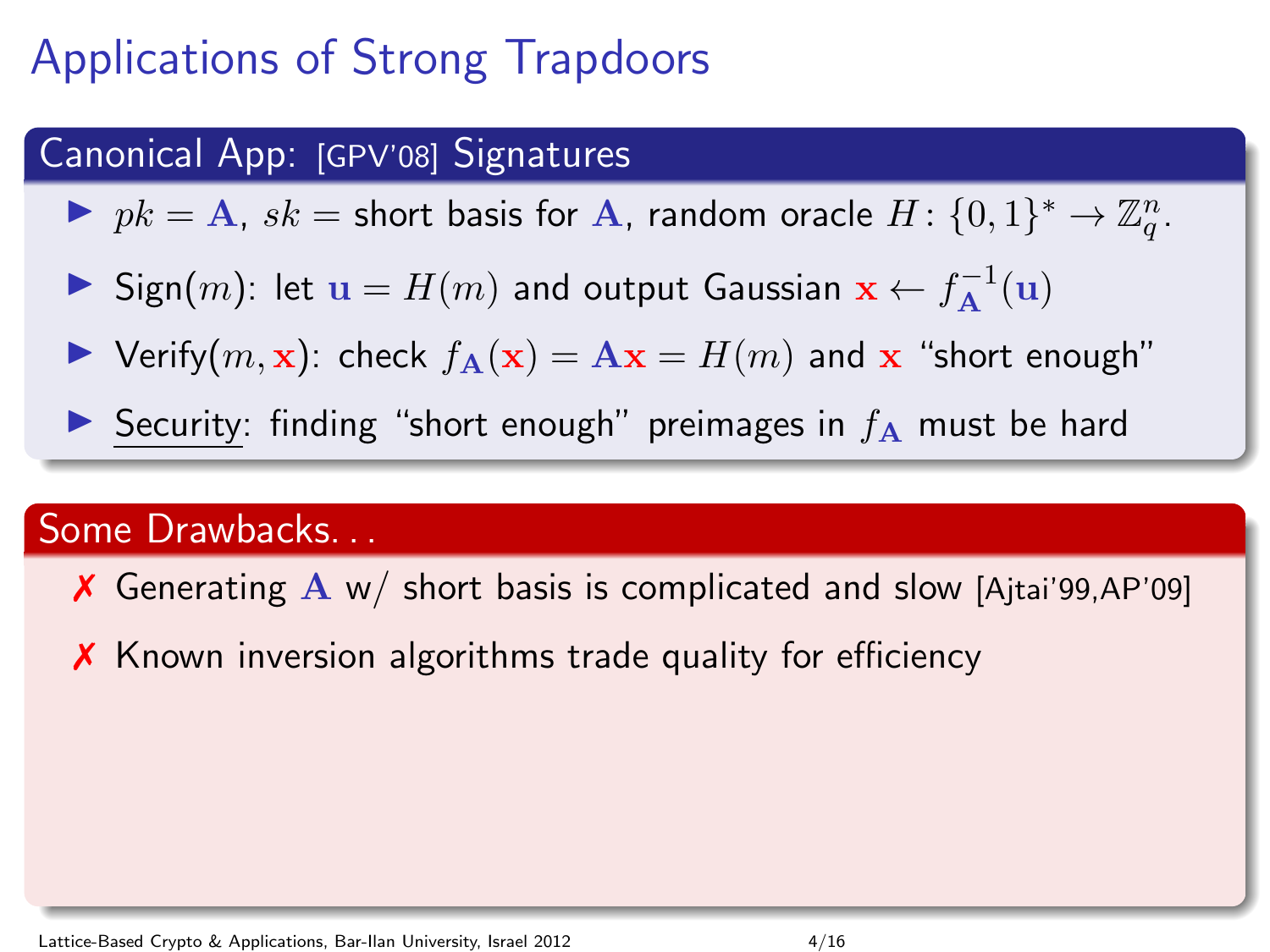# Applications of Strong Trapdoors

## Canonical App: [GPV'08] Signatures

- $pk = \mathbf{A}$, $sk =$ short basis for $\mathbf{A}$, random oracle $H\colon \{0,1\}^* \to \mathbb{Z}_q^n$.
- Sign($m$): let $\mathbf{u} = H(m)$ and output Gaussian $\mathbf{x} \leftarrow f_{\mathbf{A}}^{-1}(\mathbf{u})$
- Verify($m, \mathbf{x}$): check $f_{\mathbf{A}}(\mathbf{x}) = \mathbf{A}\mathbf{x} = H(m)$ and $\mathbf{x}$ "short enough"
- Security: finding "short enough" preimages in $f_{\mathbf{A}}$ must be hard

## Some Drawbacks...

✗ Generating $\mathbf{A}$ w/ short basis is complicated and slow [Ajtai'99,AP'09]

✗ Known inversion algorithms trade quality for efficiency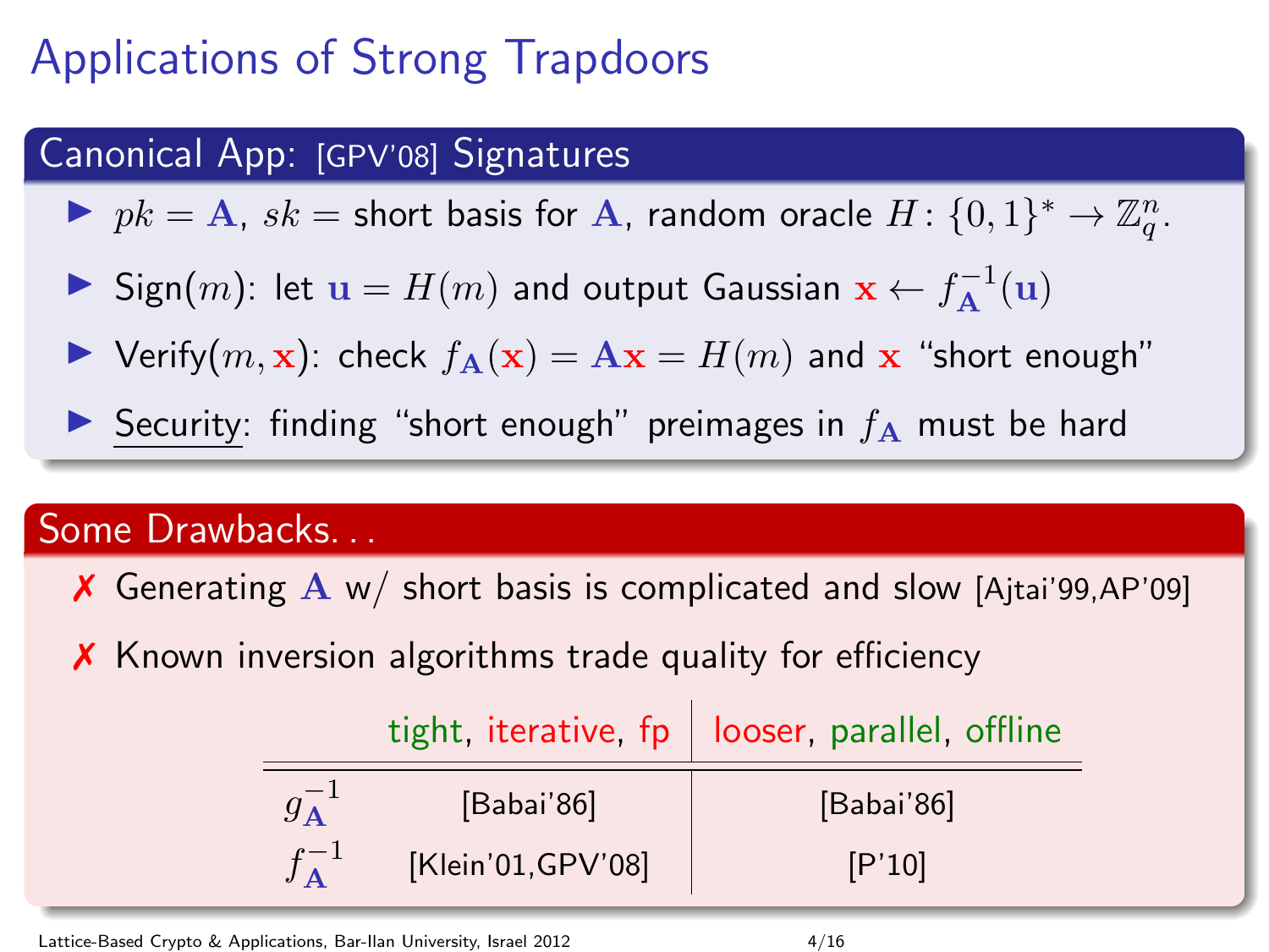# Applications of Strong Trapdoors

## Canonical App: [GPV'08] Signatures

- $pk = \mathbf{A}$, $sk =$ short basis for $\mathbf{A}$, random oracle $H \colon \{0,1\}^* \to \mathbb{Z}_q^n$.
- Sign($m$): let $\mathbf{u} = H(m)$ and output Gaussian $\mathbf{x} \leftarrow f_{\mathbf{A}}^{-1}(\mathbf{u})$
- Verify($m, \mathbf{x}$): check $f_{\mathbf{A}}(\mathbf{x}) = \mathbf{A}\mathbf{x} = H(m)$ and $\mathbf{x}$ "short enough"
- Security: finding "short enough" preimages in $f_{\mathbf{A}}$ must be hard

## Some Drawbacks. . .

✗ Generating $\mathbf{A}$ w/ short basis is complicated and slow [Ajtai'99,AP'09]

✗ Known inversion algorithms trade quality for efficiency

| | tight, iterative, fp | looser, parallel, offline |
|---|---|---|
| $g_{\mathbf{A}}^{-1}$ | [Babai'86] | [Babai'86] |
| $f_{\mathbf{A}}^{-1}$ | [Klein'01,GPV'08] | [P'10] |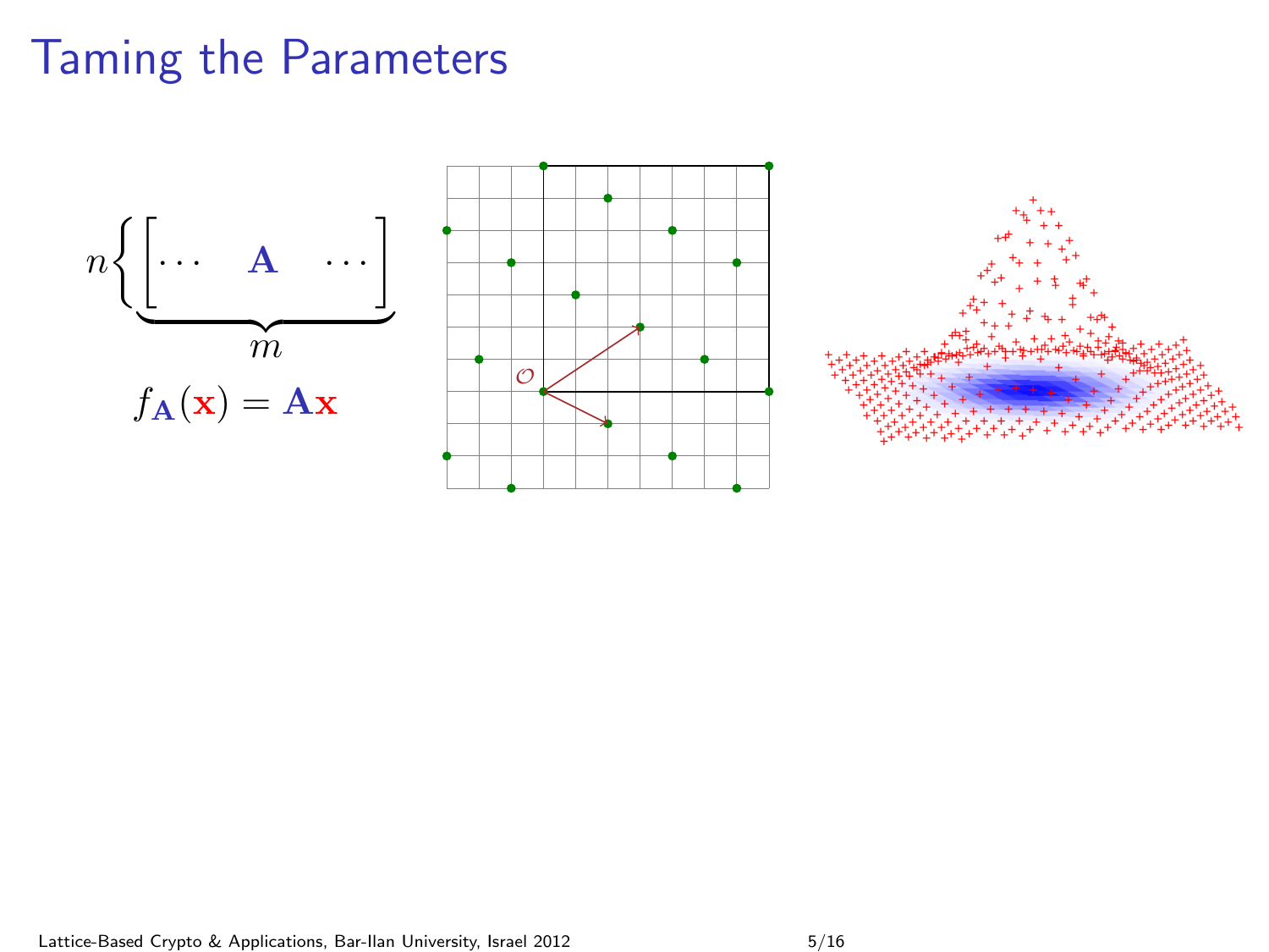# Taming the Parameters

$$n\left\{\underbrace{\begin{bmatrix} \cdots & \mathbf{A} & \cdots \end{bmatrix}}_{m}\right.$$

$$f_{\mathbf{A}}(\mathbf{x}) = \mathbf{A}\mathbf{x}$$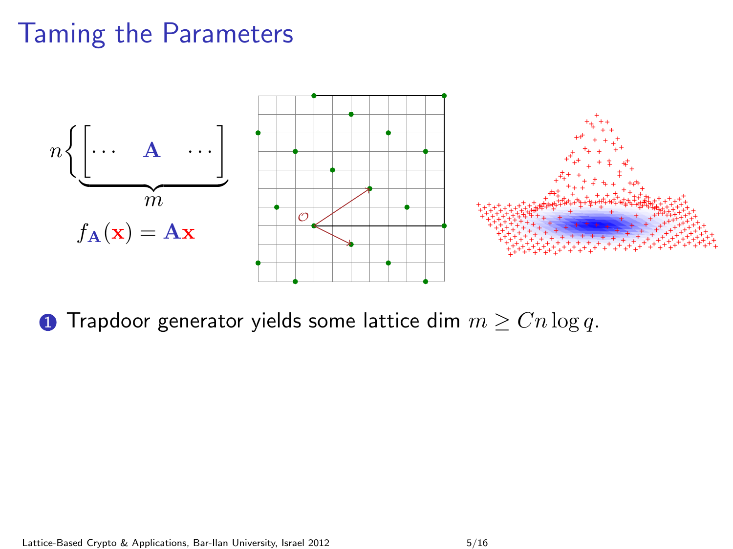# Taming the Parameters

$$n\left\{\underbrace{\begin{bmatrix} \cdots & \mathbf{A} & \cdots \end{bmatrix}}_{m}\right.$$

$$f_{\mathbf{A}}(\mathbf{x}) = \mathbf{A}\mathbf{x}$$

1. Trapdoor generator yields some lattice dim $m \geq Cn \log q$.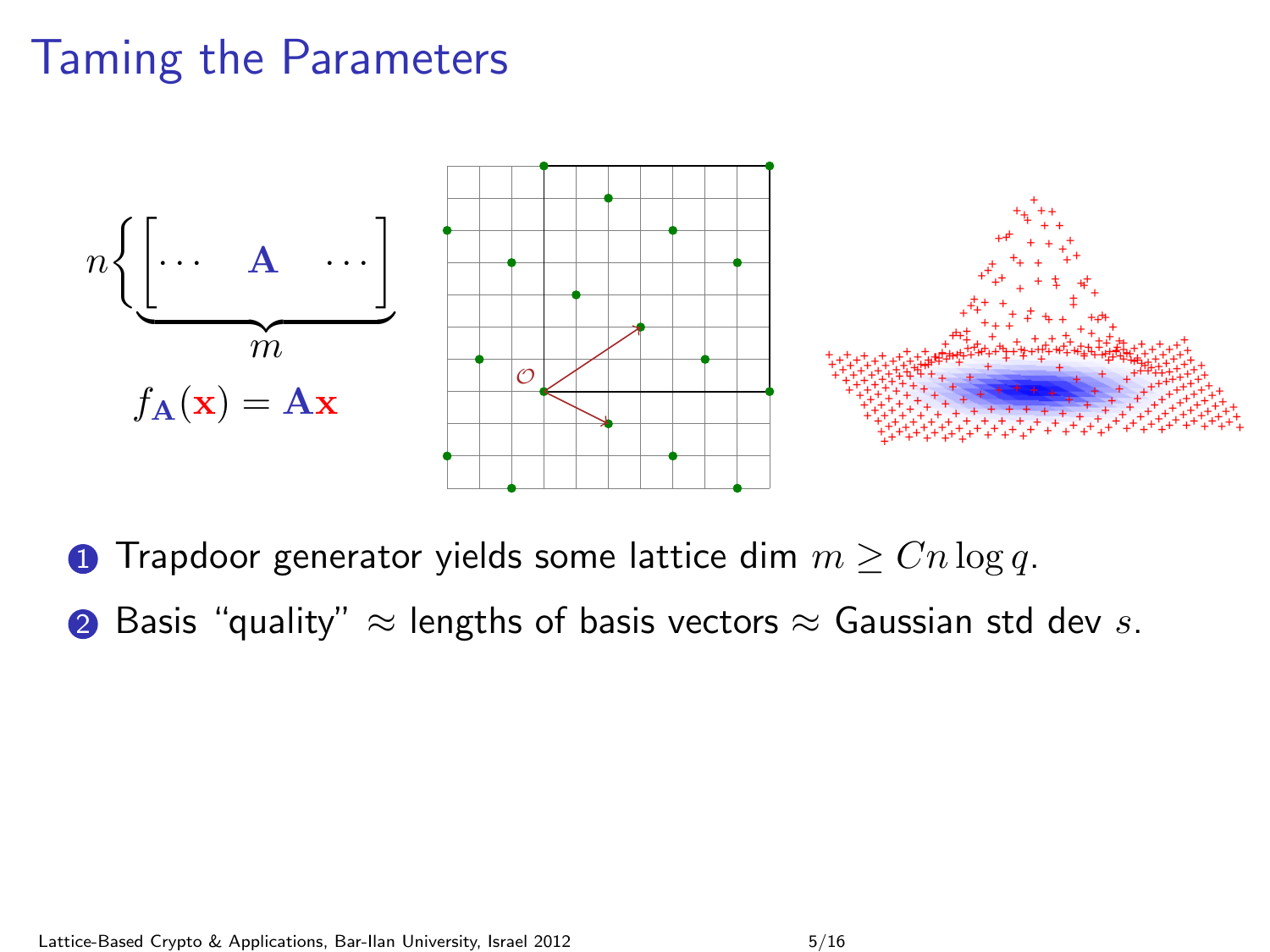# Taming the Parameters

$$n\left\{\underbrace{\begin{bmatrix} \cdots & \mathbf{A} & \cdots \end{bmatrix}}_{m}\right.$$

$$f_{\mathbf{A}}(\mathbf{x}) = \mathbf{A}\mathbf{x}$$

1. Trapdoor generator yields some lattice dim $m \geq Cn \log q$.
2. Basis "quality" $\approx$ lengths of basis vectors $\approx$ Gaussian std dev $s$.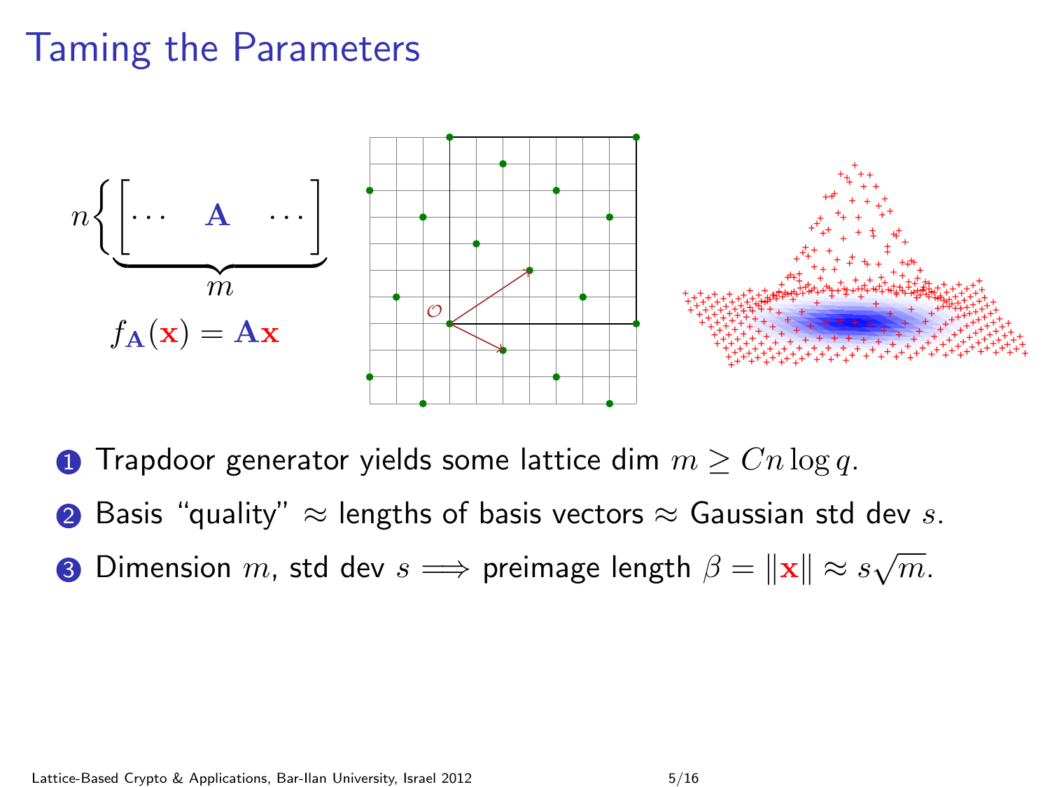# Taming the Parameters

$$n\left\{\underbrace{\begin{bmatrix} \cdots & \mathbf{A} & \cdots \end{bmatrix}}_{m}\right.$$

$$f_{\mathbf{A}}(\mathbf{x}) = \mathbf{A}\mathbf{x}$$

1. Trapdoor generator yields some lattice dim $m \geq Cn \log q$.
2. Basis "quality" $\approx$ lengths of basis vectors $\approx$ Gaussian std dev $s$.
3. Dimension $m$, std dev $s \Longrightarrow$ preimage length $\beta = \|\mathbf{x}\| \approx s\sqrt{m}$.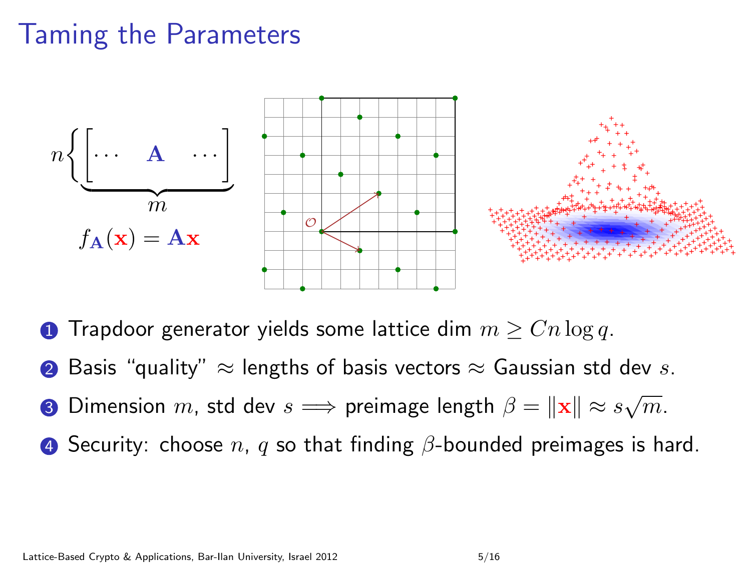# Taming the Parameters

$$n\left\{\underbrace{\begin{bmatrix} \cdots & \mathbf{A} & \cdots \end{bmatrix}}_{m}\right.$$

$$f_{\mathbf{A}}(\mathbf{x}) = \mathbf{A}\mathbf{x}$$

1. Trapdoor generator yields some lattice dim $m \geq Cn \log q$.
2. Basis "quality" $\approx$ lengths of basis vectors $\approx$ Gaussian std dev $s$.
3. Dimension $m$, std dev $s \Longrightarrow$ preimage length $\beta = \|\mathbf{x}\| \approx s\sqrt{m}$.
4. Security: choose $n$, $q$ so that finding $\beta$-bounded preimages is hard.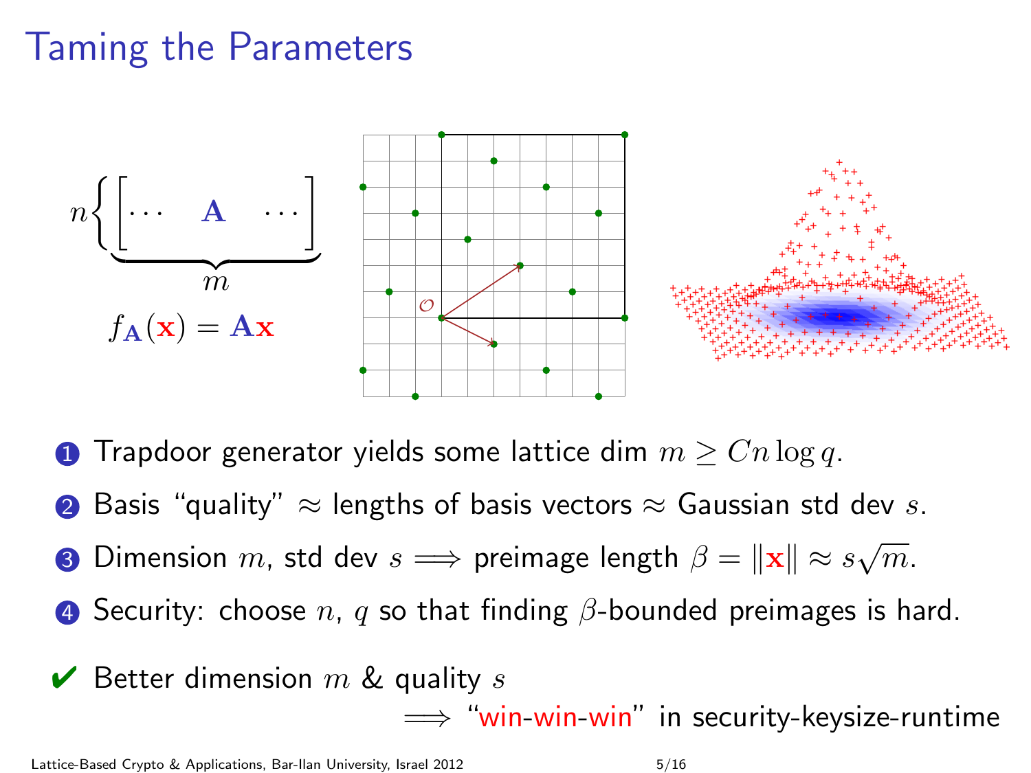# Taming the Parameters

$$n\left\{\underbrace{\begin{bmatrix} \cdots & \mathbf{A} & \cdots \end{bmatrix}}_{m}\right.$$

$$f_{\mathbf{A}}(\mathbf{x}) = \mathbf{A}\mathbf{x}$$

1. Trapdoor generator yields some lattice dim $m \geq Cn \log q$.
2. Basis "quality" $\approx$ lengths of basis vectors $\approx$ Gaussian std dev $s$.
3. Dimension $m$, std dev $s \implies$ preimage length $\beta = \|\mathbf{x}\| \approx s\sqrt{m}$.
4. Security: choose $n$, $q$ so that finding $\beta$-bounded preimages is hard.

✔ Better dimension $m$ & quality $s$

$\implies$ "win-win-win" in security-keysize-runtime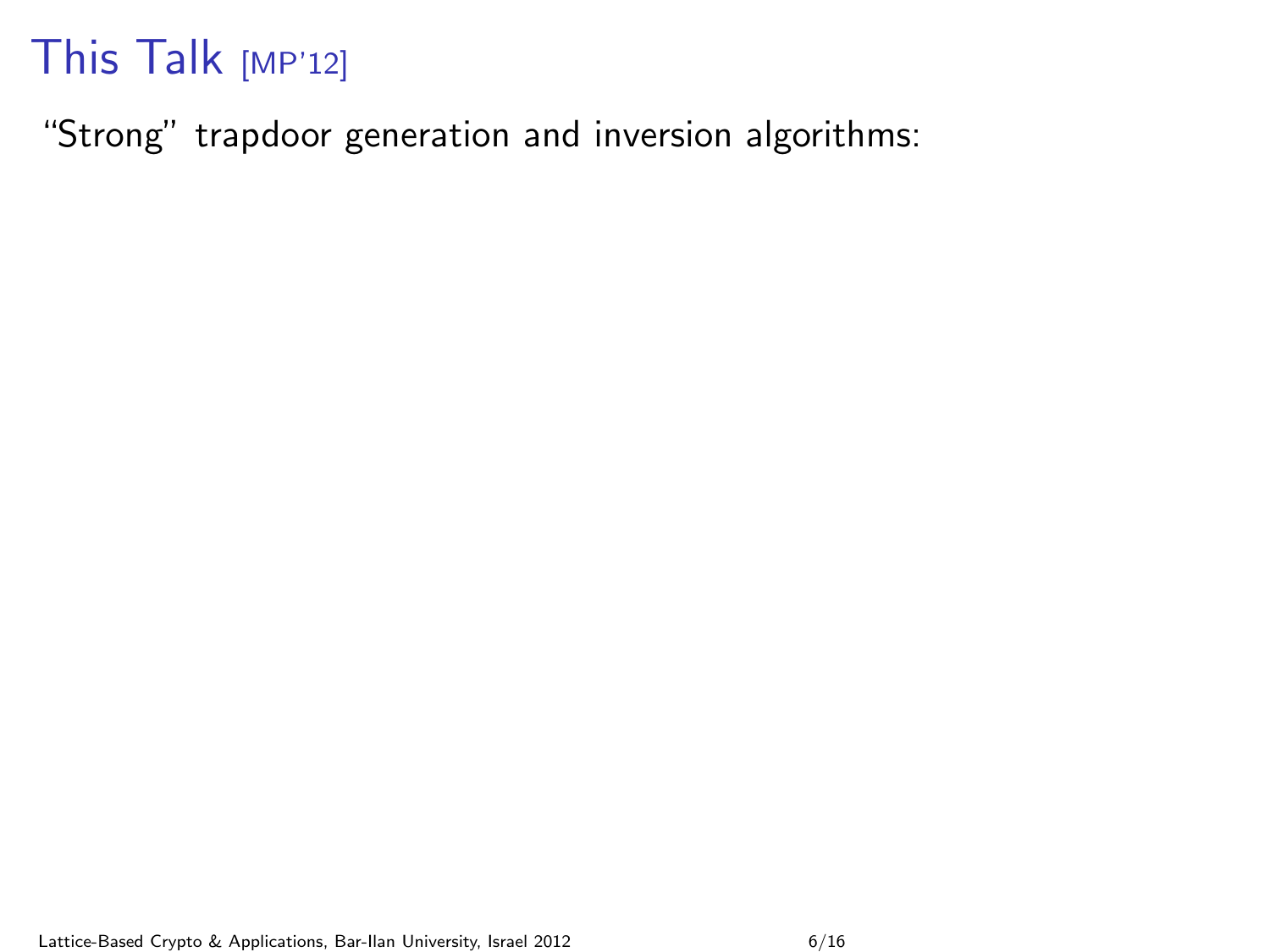# This Talk [MP'12]

"Strong" trapdoor generation and inversion algorithms: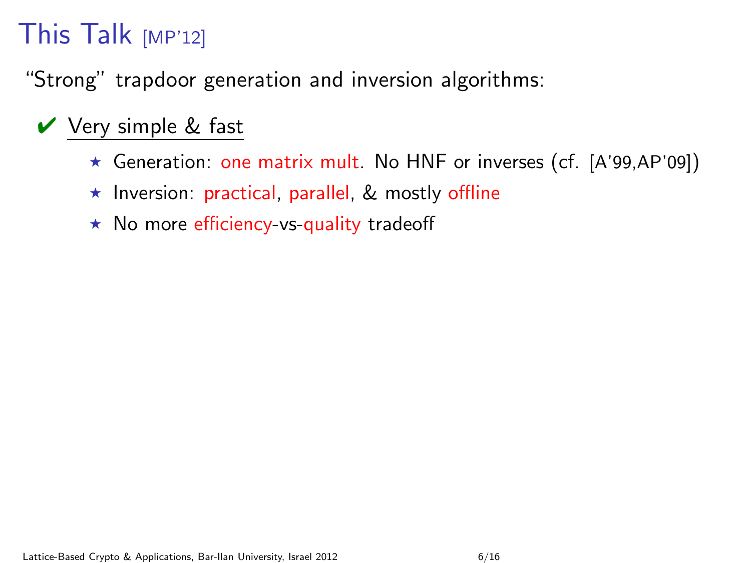# This Talk [MP'12]

"Strong" trapdoor generation and inversion algorithms:

✔ Very simple & fast

- ⋆ Generation: one matrix mult. No HNF or inverses (cf. [A'99,AP'09])
- ⋆ Inversion: practical, parallel, & mostly offline
- ⋆ No more efficiency-vs-quality tradeoff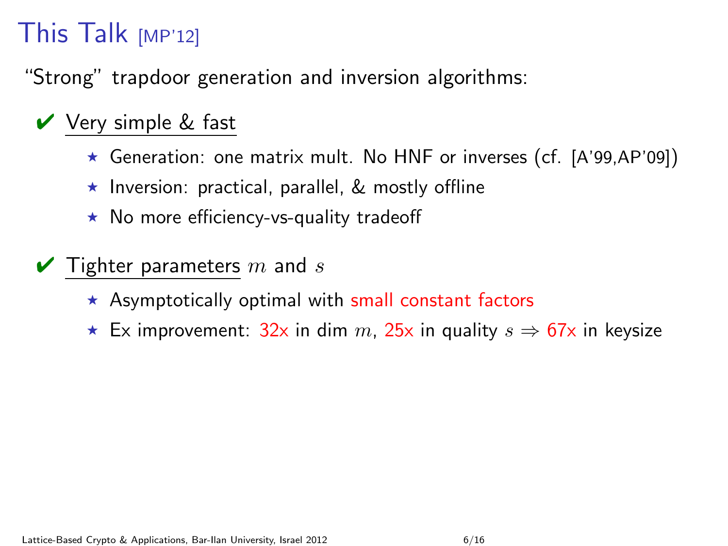# This Talk [MP'12]

"Strong" trapdoor generation and inversion algorithms:

- ✔ Very simple & fast
  - ⋆ Generation: one matrix mult. No HNF or inverses (cf. [A'99,AP'09])
  - ⋆ Inversion: practical, parallel, & mostly offline
  - ⋆ No more efficiency-vs-quality tradeoff

- ✔ Tighter parameters $m$ and $s$
  - ⋆ Asymptotically optimal with small constant factors
  - ⋆ Ex improvement: 32x in dim $m$, 25x in quality $s \Rightarrow$ 67x in keysize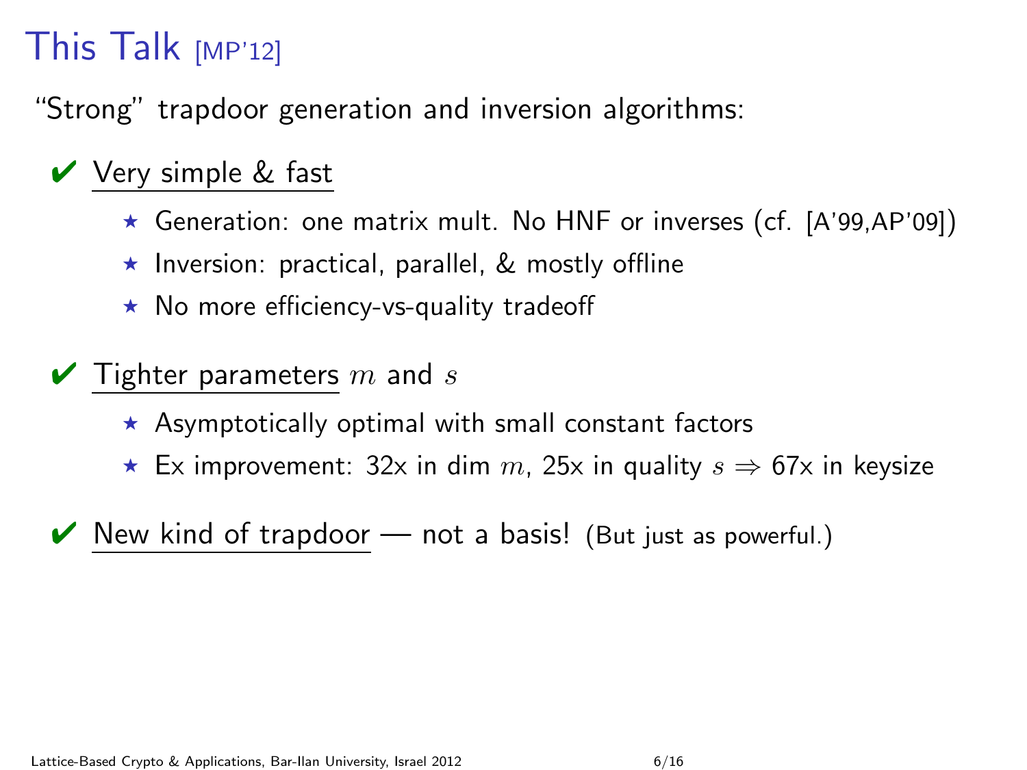# This Talk [MP'12]

"Strong" trapdoor generation and inversion algorithms:

- ✔ Very simple & fast
  - ⋆ Generation: one matrix mult. No HNF or inverses (cf. [A'99,AP'09])
  - ⋆ Inversion: practical, parallel, & mostly offline
  - ⋆ No more efficiency-vs-quality tradeoff
- ✔ Tighter parameters $m$ and $s$
  - ⋆ Asymptotically optimal with small constant factors
  - ⋆ Ex improvement: 32x in dim $m$, 25x in quality $s \Rightarrow$ 67x in keysize
- ✔ New kind of trapdoor — not a basis! (But just as powerful.)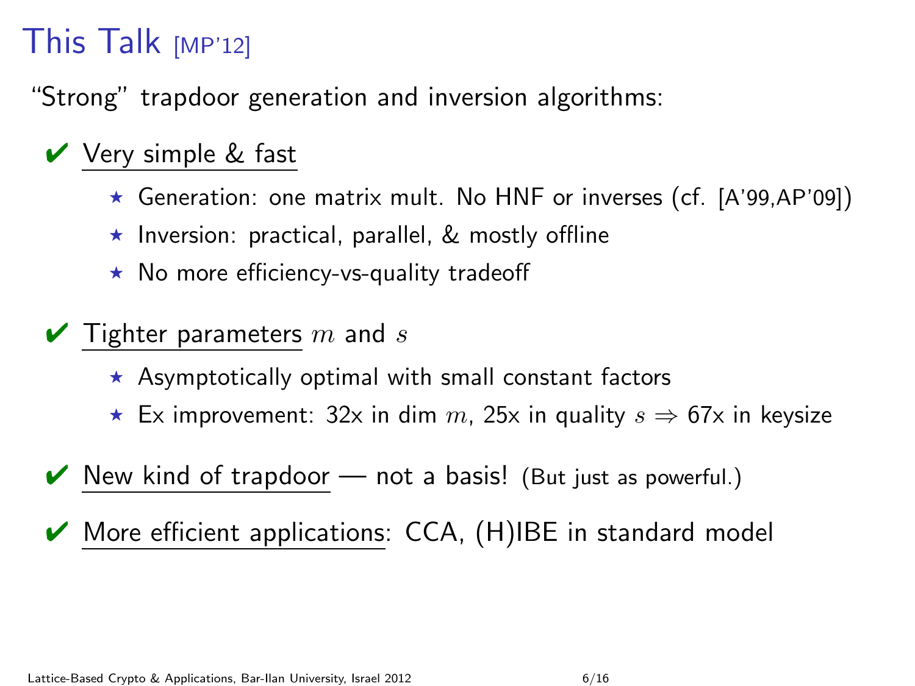# This Talk [MP'12]

"Strong" trapdoor generation and inversion algorithms:

- ✔ Very simple & fast
  - ⋆ Generation: one matrix mult. No HNF or inverses (cf. [A'99,AP'09])
  - ⋆ Inversion: practical, parallel, & mostly offline
  - ⋆ No more efficiency-vs-quality tradeoff
- ✔ Tighter parameters $m$ and $s$
  - ⋆ Asymptotically optimal with small constant factors
  - ⋆ Ex improvement: 32x in dim $m$, 25x in quality $s \Rightarrow$ 67x in keysize
- ✔ New kind of trapdoor — not a basis! (But just as powerful.)
- ✔ More efficient applications: CCA, (H)IBE in standard model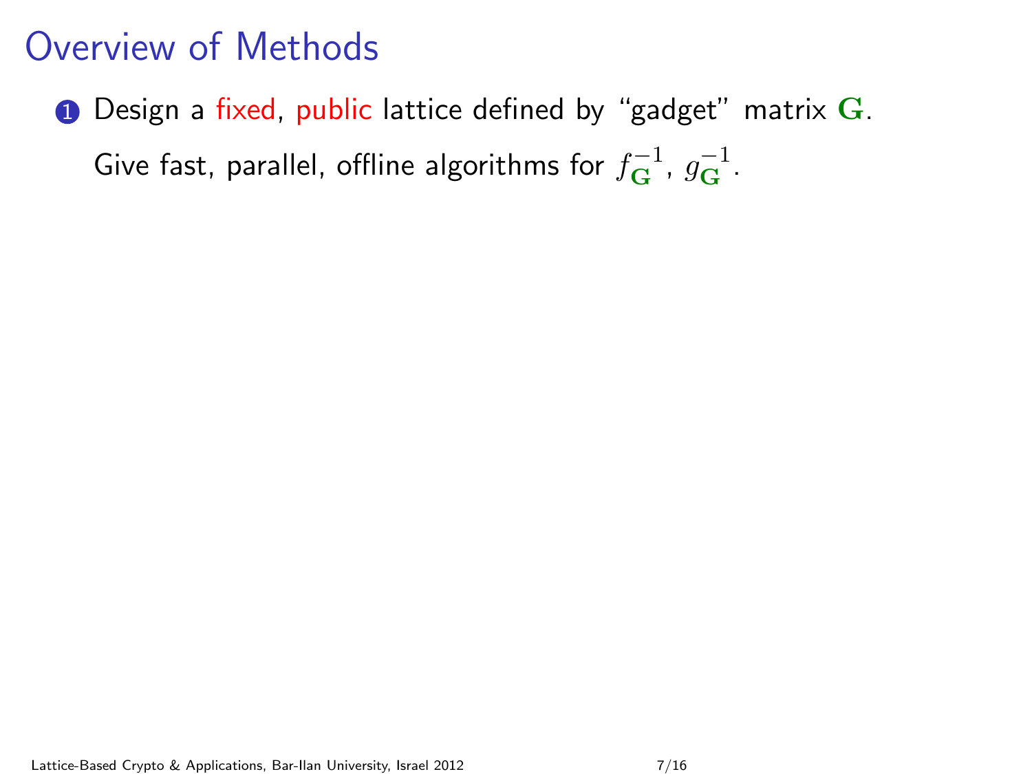# Overview of Methods

1. Design a fixed, public lattice defined by "gadget" matrix $\mathbf{G}$.

   Give fast, parallel, offline algorithms for $f_{\mathbf{G}}^{-1}$, $g_{\mathbf{G}}^{-1}$.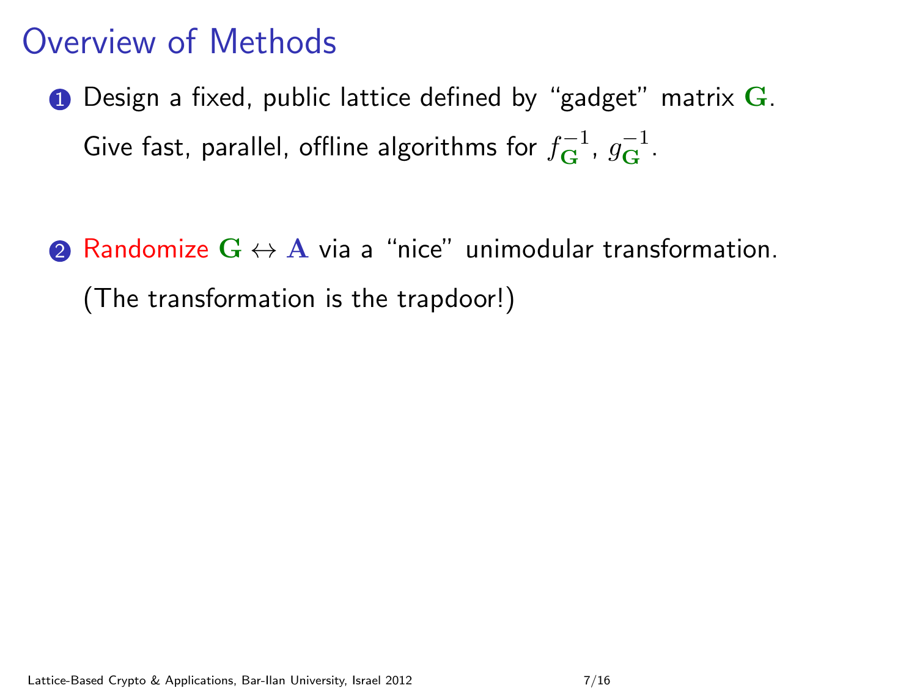# Overview of Methods

1. Design a fixed, public lattice defined by "gadget" matrix $\mathbf{G}$.

   Give fast, parallel, offline algorithms for $f_{\mathbf{G}}^{-1}$, $g_{\mathbf{G}}^{-1}$.

2. Randomize $\mathbf{G} \leftrightarrow \mathbf{A}$ via a "nice" unimodular transformation.

   (The transformation is the trapdoor!)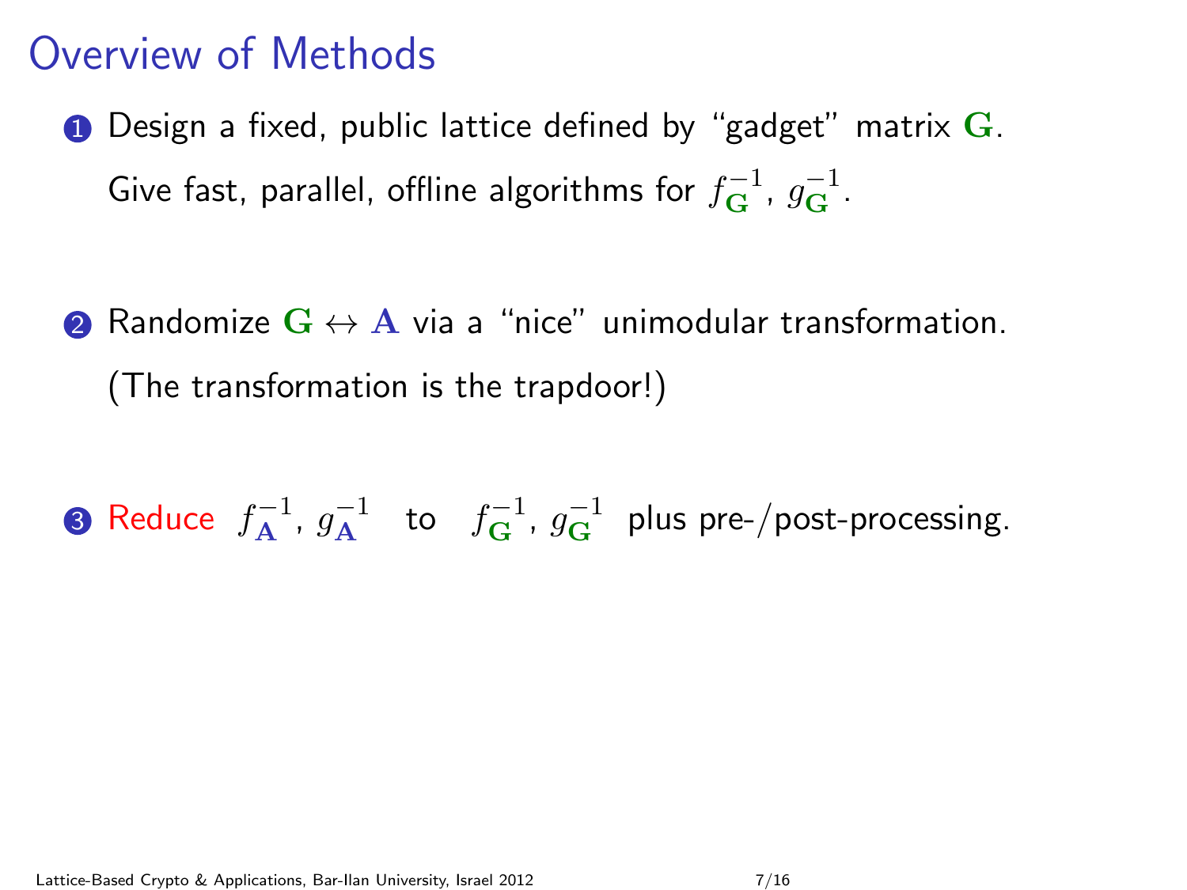# Overview of Methods

1. Design a fixed, public lattice defined by "gadget" matrix $\mathbf{G}$.

   Give fast, parallel, offline algorithms for $f_{\mathbf{G}}^{-1}$, $g_{\mathbf{G}}^{-1}$.

2. Randomize $\mathbf{G} \leftrightarrow \mathbf{A}$ via a "nice" unimodular transformation.

   (The transformation is the trapdoor!)

3. Reduce $f_{\mathbf{A}}^{-1}$, $g_{\mathbf{A}}^{-1}$ to $f_{\mathbf{G}}^{-1}$, $g_{\mathbf{G}}^{-1}$ plus pre-/post-processing.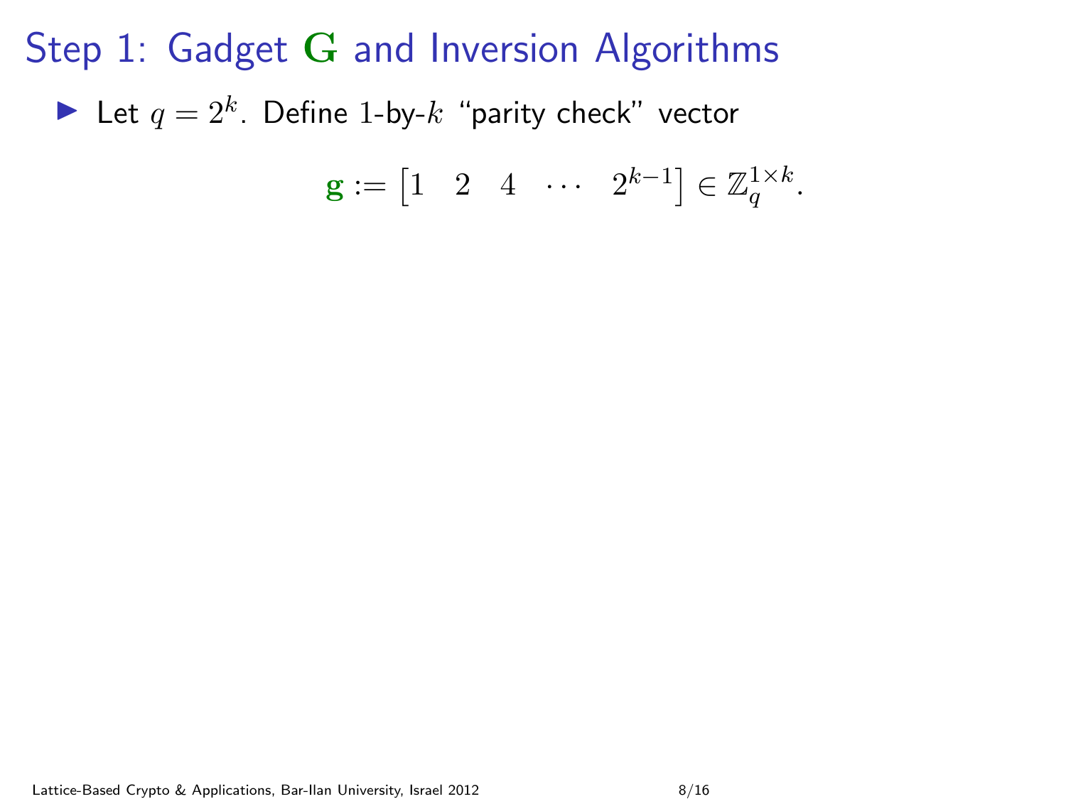# Step 1: Gadget $\mathbf{G}$ and Inversion Algorithms

- Let $q = 2^k$. Define $1$-by-$k$ "parity check" vector

$$\mathbf{g} := \begin{bmatrix} 1 & 2 & 4 & \cdots & 2^{k-1} \end{bmatrix} \in \mathbb{Z}_q^{1 \times k}.$$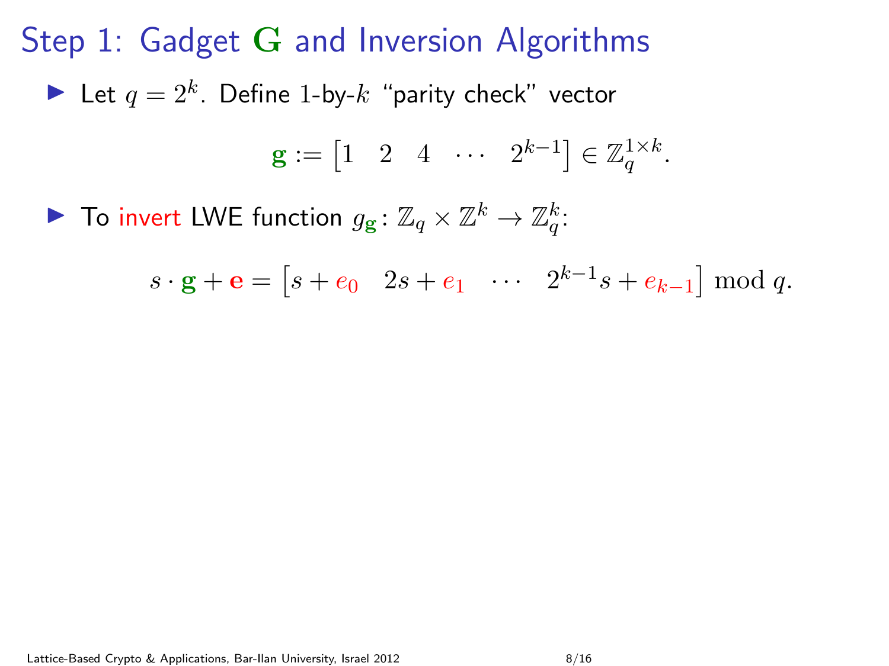# Step 1: Gadget $\mathbf{G}$ and Inversion Algorithms

- Let $q = 2^k$. Define 1-by-$k$ "parity check" vector

$$\mathbf{g} := \begin{bmatrix} 1 & 2 & 4 & \cdots & 2^{k-1} \end{bmatrix} \in \mathbb{Z}_q^{1 \times k}.$$

- To invert LWE function $g_{\mathbf{g}} \colon \mathbb{Z}_q \times \mathbb{Z}^k \to \mathbb{Z}_q^k$:

$$s \cdot \mathbf{g} + \mathbf{e} = \begin{bmatrix} s + e_0 & 2s + e_1 & \cdots & 2^{k-1}s + e_{k-1} \end{bmatrix} \bmod q.$$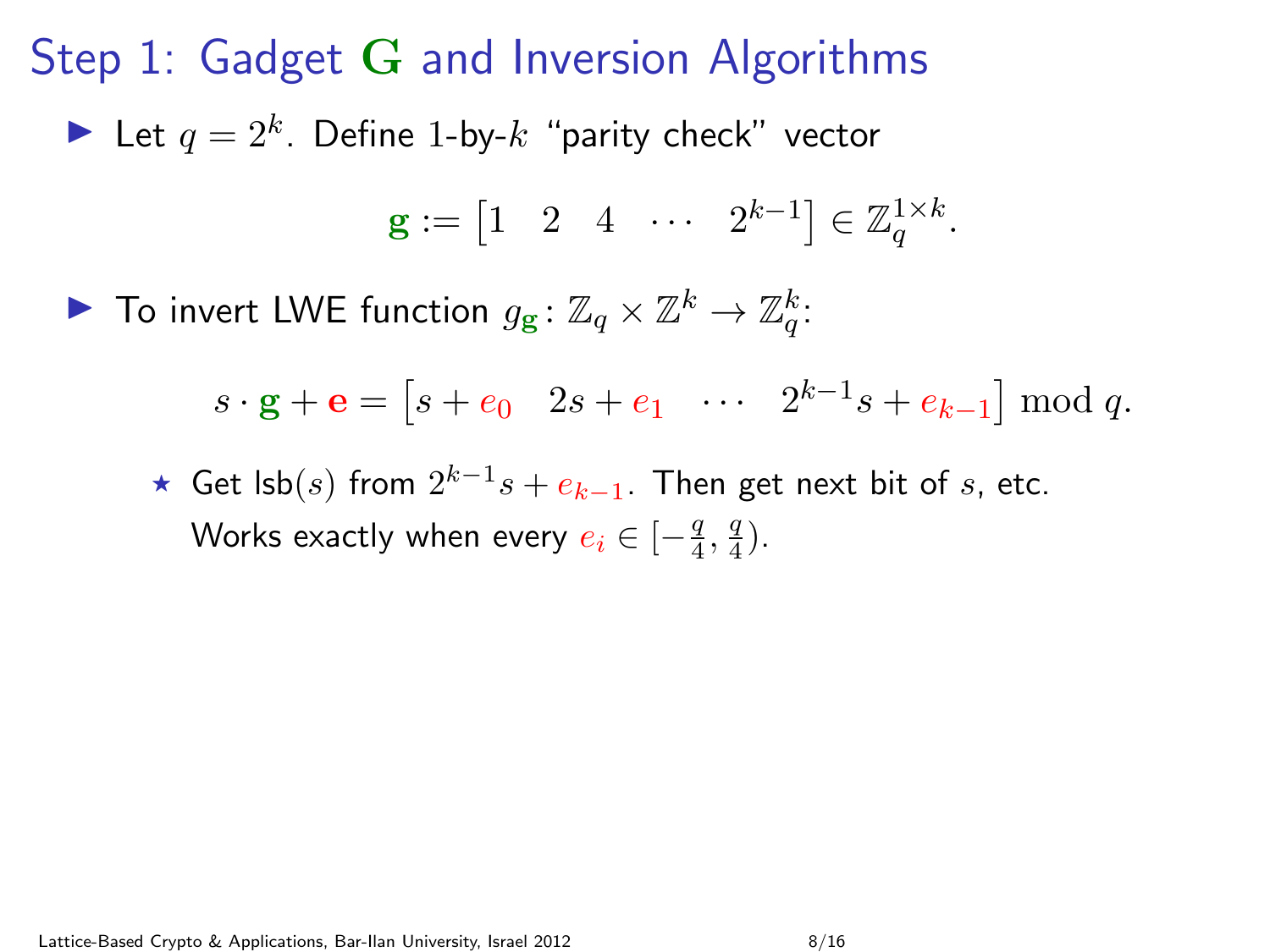# Step 1: Gadget $\mathbf{G}$ and Inversion Algorithms

- Let $q = 2^k$. Define 1-by-$k$ "parity check" vector

$$\mathbf{g} := \begin{bmatrix} 1 & 2 & 4 & \cdots & 2^{k-1} \end{bmatrix} \in \mathbb{Z}_q^{1 \times k}.$$

- To invert LWE function $g_{\mathbf{g}} \colon \mathbb{Z}_q \times \mathbb{Z}^k \to \mathbb{Z}_q^k$:

$$s \cdot \mathbf{g} + \mathbf{e} = \begin{bmatrix} s + e_0 & 2s + e_1 & \cdots & 2^{k-1}s + e_{k-1} \end{bmatrix} \bmod q.$$

  - ⋆ Get $\mathsf{lsb}(s)$ from $2^{k-1}s + e_{k-1}$. Then get next bit of $s$, etc. Works exactly when every $e_i \in [-\frac{q}{4}, \frac{q}{4})$.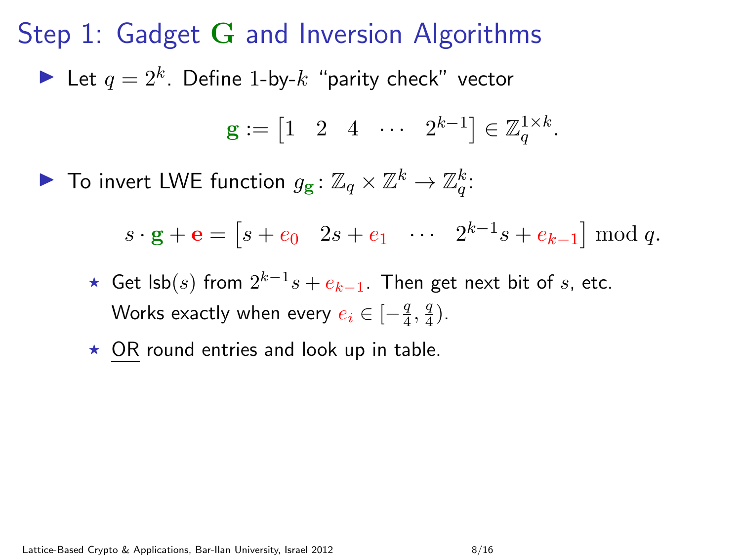# Step 1: Gadget $\mathbf{G}$ and Inversion Algorithms

- Let $q = 2^k$. Define 1-by-$k$ "parity check" vector

$$\mathbf{g} := \begin{bmatrix} 1 & 2 & 4 & \cdots & 2^{k-1} \end{bmatrix} \in \mathbb{Z}_q^{1 \times k}.$$

- To invert LWE function $g_{\mathbf{g}} \colon \mathbb{Z}_q \times \mathbb{Z}^k \to \mathbb{Z}_q^k$:

$$s \cdot \mathbf{g} + \mathbf{e} = \begin{bmatrix} s + e_0 & 2s + e_1 & \cdots & 2^{k-1}s + e_{k-1} \end{bmatrix} \bmod q.$$

  - Get $\mathsf{lsb}(s)$ from $2^{k-1}s + e_{k-1}$. Then get next bit of $s$, etc. Works exactly when every $e_i \in [-\frac{q}{4}, \frac{q}{4})$.
  - OR round entries and look up in table.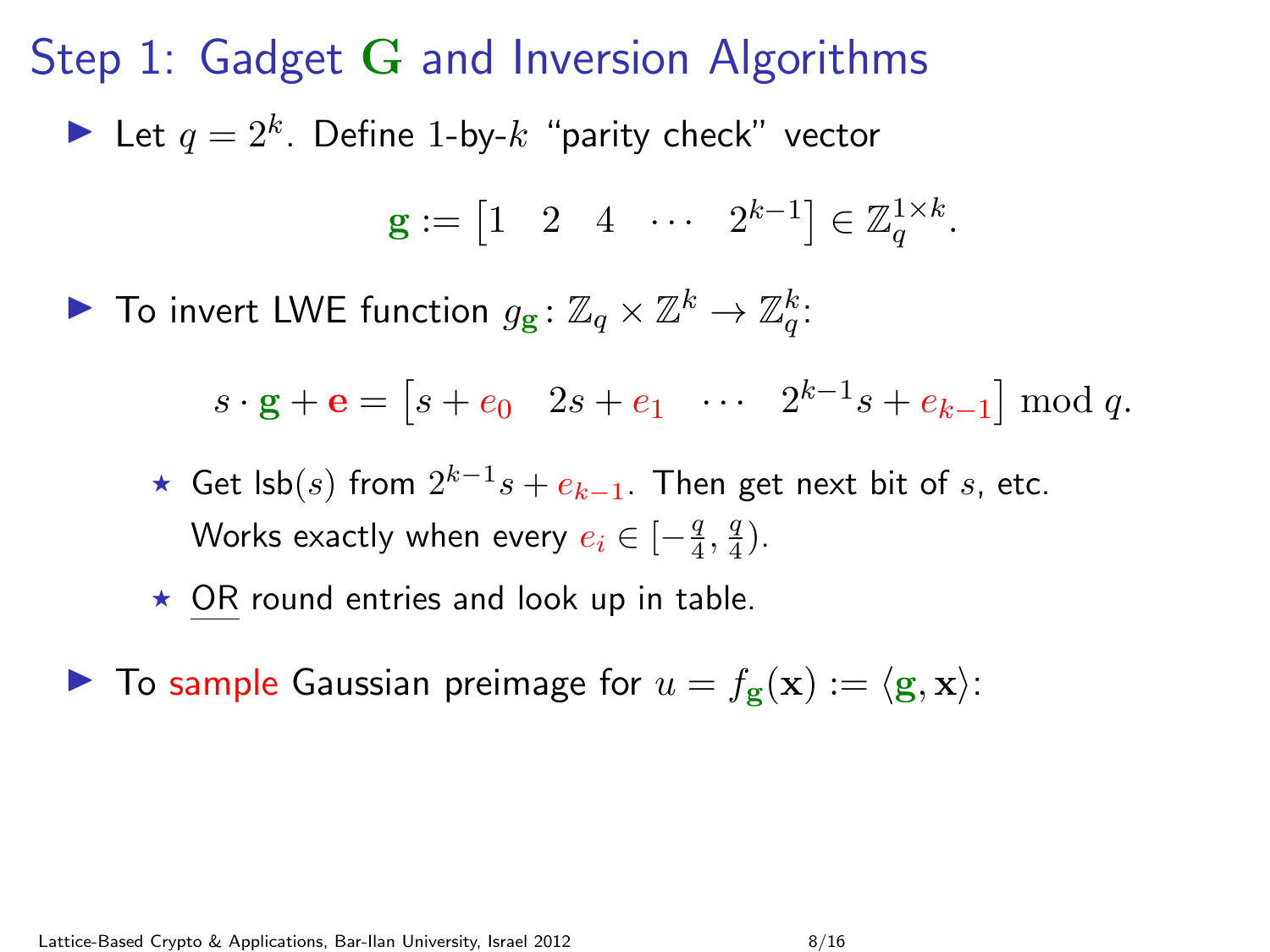# Step 1: Gadget $\mathbf{G}$ and Inversion Algorithms

- Let $q = 2^k$. Define 1-by-$k$ "parity check" vector

$$\mathbf{g} := \begin{bmatrix} 1 & 2 & 4 & \cdots & 2^{k-1} \end{bmatrix} \in \mathbb{Z}_q^{1 \times k}.$$

- To invert LWE function $g_{\mathbf{g}} \colon \mathbb{Z}_q \times \mathbb{Z}^k \to \mathbb{Z}_q^k$:

$$s \cdot \mathbf{g} + \mathbf{e} = \begin{bmatrix} s + e_0 & 2s + e_1 & \cdots & 2^{k-1}s + e_{k-1} \end{bmatrix} \bmod q.$$

  - ⋆ Get $\mathsf{lsb}(s)$ from $2^{k-1}s + e_{k-1}$. Then get next bit of $s$, etc. Works exactly when every $e_i \in [-\frac{q}{4}, \frac{q}{4})$.
  - ⋆ OR round entries and look up in table.

- To sample Gaussian preimage for $u = f_{\mathbf{g}}(\mathbf{x}) := \langle \mathbf{g}, \mathbf{x} \rangle$: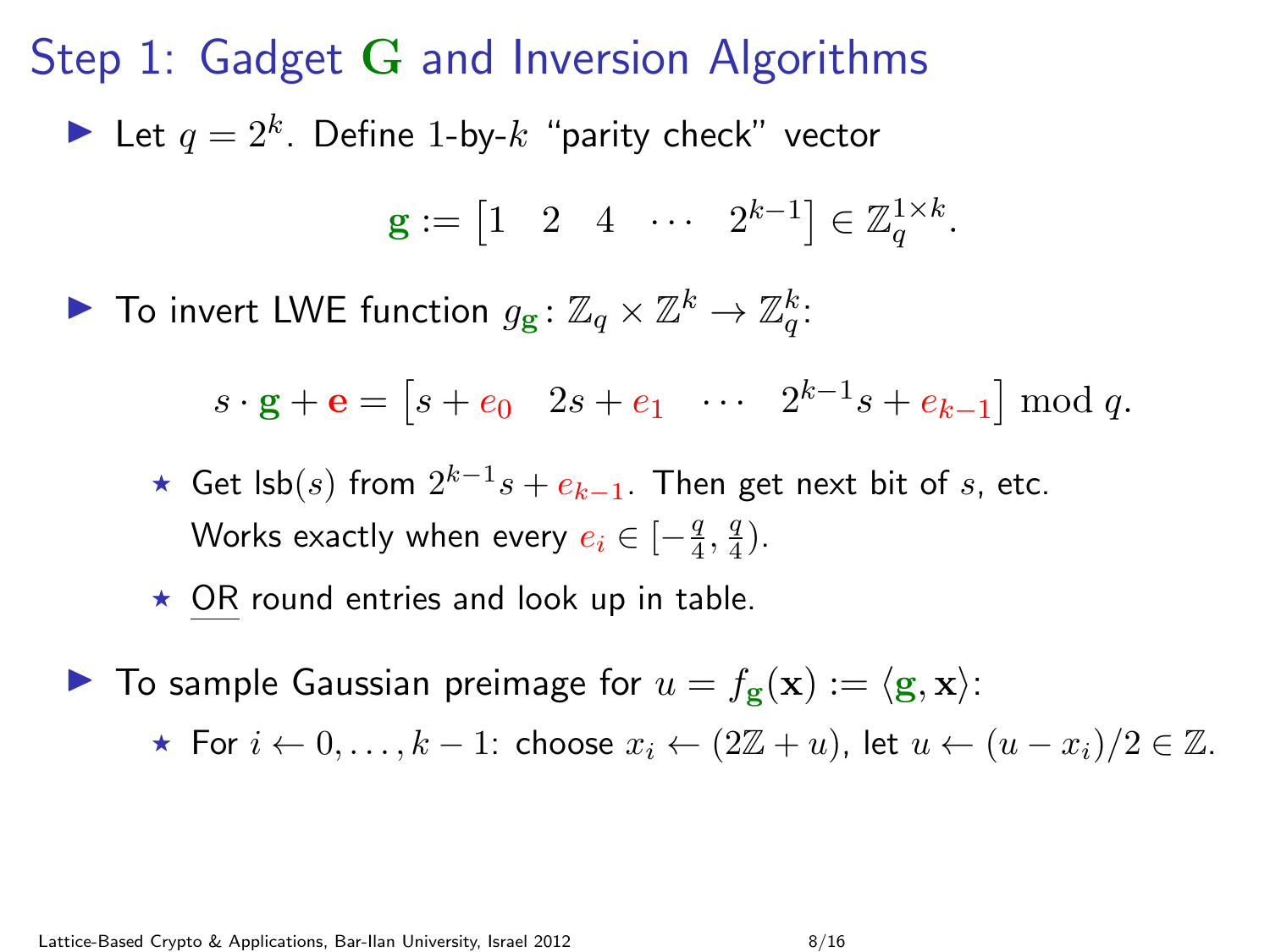# Step 1: Gadget $\mathbf{G}$ and Inversion Algorithms

- Let $q = 2^k$. Define 1-by-$k$ "parity check" vector

$$\mathbf{g} := \begin{bmatrix} 1 & 2 & 4 & \cdots & 2^{k-1} \end{bmatrix} \in \mathbb{Z}_q^{1 \times k}.$$

- To invert LWE function $g_{\mathbf{g}} \colon \mathbb{Z}_q \times \mathbb{Z}^k \to \mathbb{Z}_q^k$:

$$s \cdot \mathbf{g} + \mathbf{e} = \begin{bmatrix} s + e_0 & 2s + e_1 & \cdots & 2^{k-1}s + e_{k-1} \end{bmatrix} \bmod q.$$

  - Get $\mathsf{lsb}(s)$ from $2^{k-1}s + e_{k-1}$. Then get next bit of $s$, etc. Works exactly when every $e_i \in [-\frac{q}{4}, \frac{q}{4})$.
  - <u>OR</u> round entries and look up in table.

- To sample Gaussian preimage for $u = f_{\mathbf{g}}(\mathbf{x}) := \langle \mathbf{g}, \mathbf{x} \rangle$:
  - For $i \leftarrow 0, \ldots, k-1$: choose $x_i \leftarrow (2\mathbb{Z} + u)$, let $u \leftarrow (u - x_i)/2 \in \mathbb{Z}$.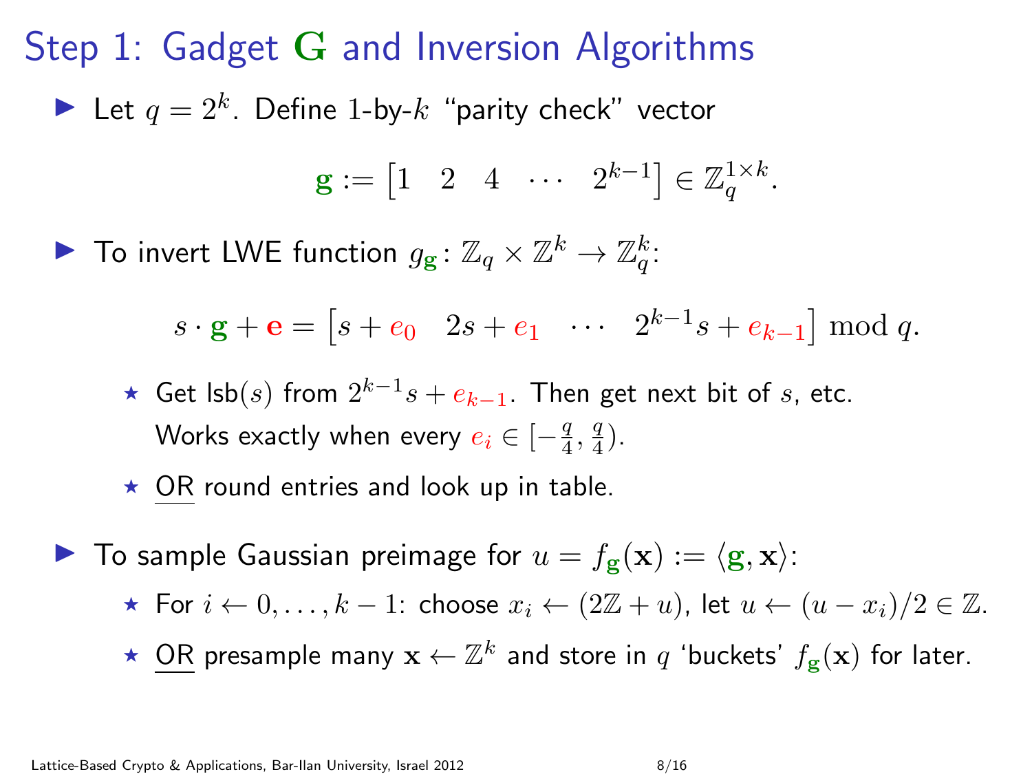# Step 1: Gadget $\mathbf{G}$ and Inversion Algorithms

- Let $q = 2^k$. Define 1-by-$k$ "parity check" vector

$$\mathbf{g} := \begin{bmatrix} 1 & 2 & 4 & \cdots & 2^{k-1} \end{bmatrix} \in \mathbb{Z}_q^{1\times k}.$$

- To invert LWE function $g_{\mathbf{g}} \colon \mathbb{Z}_q \times \mathbb{Z}^k \to \mathbb{Z}_q^k$:

$$s \cdot \mathbf{g} + \mathbf{e} = \begin{bmatrix} s + e_0 & 2s + e_1 & \cdots & 2^{k-1}s + e_{k-1} \end{bmatrix} \bmod q.$$

  - Get $\mathsf{lsb}(s)$ from $2^{k-1}s + e_{k-1}$. Then get next bit of $s$, etc. Works exactly when every $e_i \in [-\frac{q}{4}, \frac{q}{4})$.
  - OR round entries and look up in table.

- To sample Gaussian preimage for $u = f_{\mathbf{g}}(\mathbf{x}) := \langle \mathbf{g}, \mathbf{x} \rangle$:
  - For $i \leftarrow 0, \ldots, k-1$: choose $x_i \leftarrow (2\mathbb{Z} + u)$, let $u \leftarrow (u - x_i)/2 \in \mathbb{Z}$.
  - OR presample many $\mathbf{x} \leftarrow \mathbb{Z}^k$ and store in $q$ 'buckets' $f_{\mathbf{g}}(\mathbf{x})$ for later.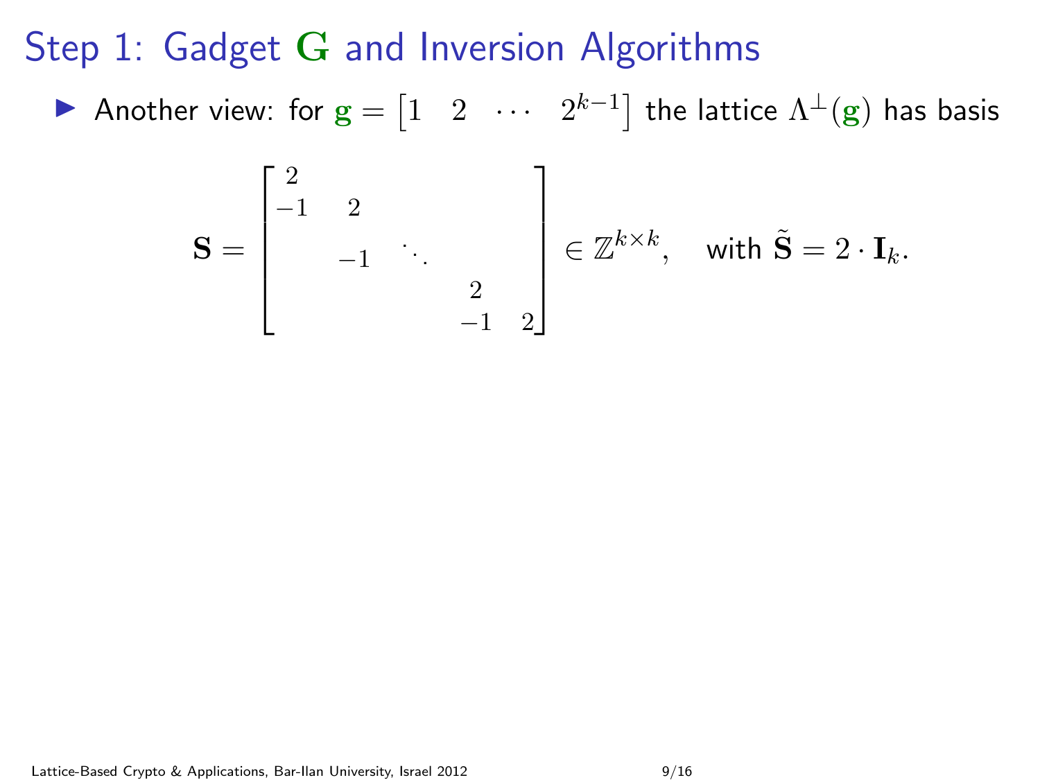# Step 1: Gadget $\mathbf{G}$ and Inversion Algorithms

- Another view: for $\mathbf{g} = \begin{bmatrix} 1 & 2 & \cdots & 2^{k-1} \end{bmatrix}$ the lattice $\Lambda^{\perp}(\mathbf{g})$ has basis

$$\mathbf{S} = \begin{bmatrix} 2 & & & & \\ -1 & 2 & & & \\ & -1 & \ddots & & \\ & & & 2 & \\ & & & -1 & 2 \end{bmatrix} \in \mathbb{Z}^{k \times k}, \quad \text{with } \tilde{\mathbf{S}} = 2 \cdot \mathbf{I}_k.$$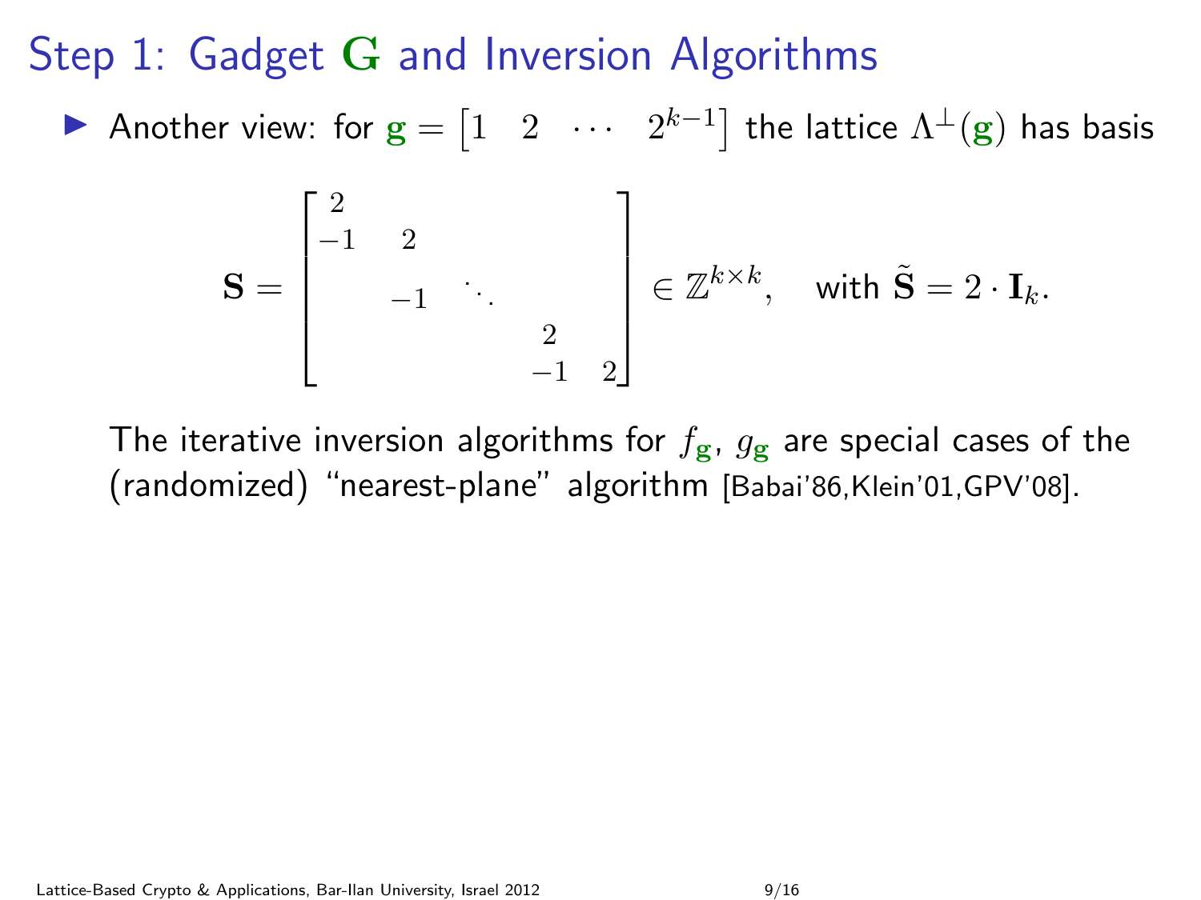# Step 1: Gadget $\mathbf{G}$ and Inversion Algorithms

- Another view: for $\mathbf{g} = \begin{bmatrix} 1 & 2 & \cdots & 2^{k-1} \end{bmatrix}$ the lattice $\Lambda^{\perp}(\mathbf{g})$ has basis

$$\mathbf{S} = \begin{bmatrix} 2 & & & & \\ -1 & 2 & & & \\ & -1 & \ddots & & \\ & & & 2 & \\ & & & -1 & 2 \end{bmatrix} \in \mathbb{Z}^{k \times k}, \quad \text{with } \tilde{\mathbf{S}} = 2 \cdot \mathbf{I}_k.$$

The iterative inversion algorithms for $f_{\mathbf{g}}$, $g_{\mathbf{g}}$ are special cases of the (randomized) "nearest-plane" algorithm [Babai'86,Klein'01,GPV'08].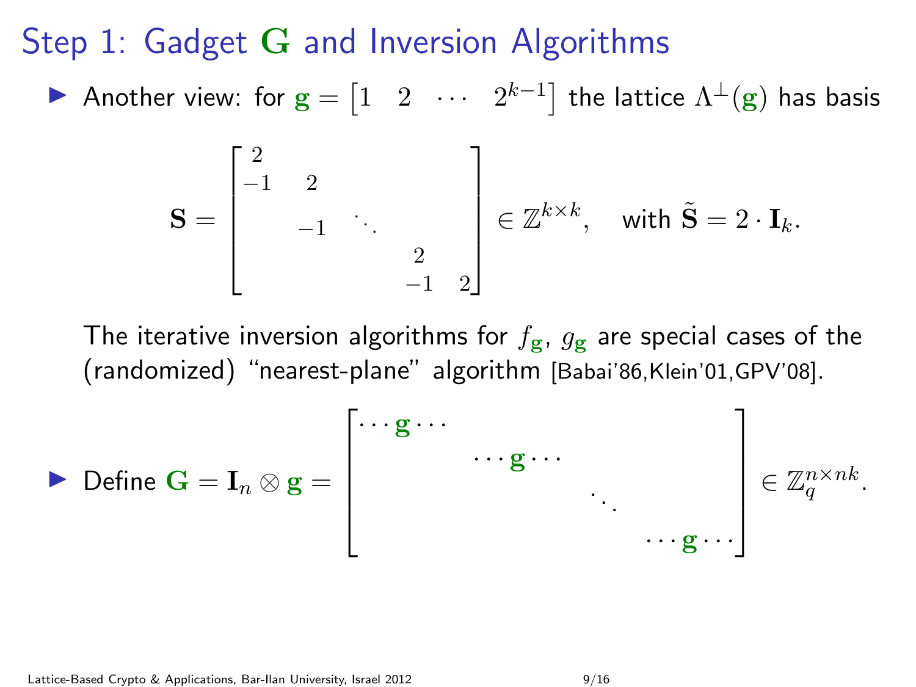# Step 1: Gadget $\mathbf{G}$ and Inversion Algorithms

- Another view: for $\mathbf{g} = \begin{bmatrix} 1 & 2 & \cdots & 2^{k-1} \end{bmatrix}$ the lattice $\Lambda^{\perp}(\mathbf{g})$ has basis

$$\mathbf{S} = \begin{bmatrix} 2 & & & & \\ -1 & 2 & & & \\ & -1 & \ddots & & \\ & & & 2 & \\ & & & -1 & 2 \end{bmatrix} \in \mathbb{Z}^{k \times k}, \quad \text{with } \tilde{\mathbf{S}} = 2 \cdot \mathbf{I}_k.$$

  The iterative inversion algorithms for $f_{\mathbf{g}}$, $g_{\mathbf{g}}$ are special cases of the (randomized) "nearest-plane" algorithm [Babai'86,Klein'01,GPV'08].

- Define $\mathbf{G} = \mathbf{I}_n \otimes \mathbf{g} = \begin{bmatrix} \cdots \mathbf{g} \cdots & & & \\ & \cdots \mathbf{g} \cdots & & \\ & & \ddots & \\ & & & \cdots \mathbf{g} \cdots \end{bmatrix} \in \mathbb{Z}_q^{n \times nk}$.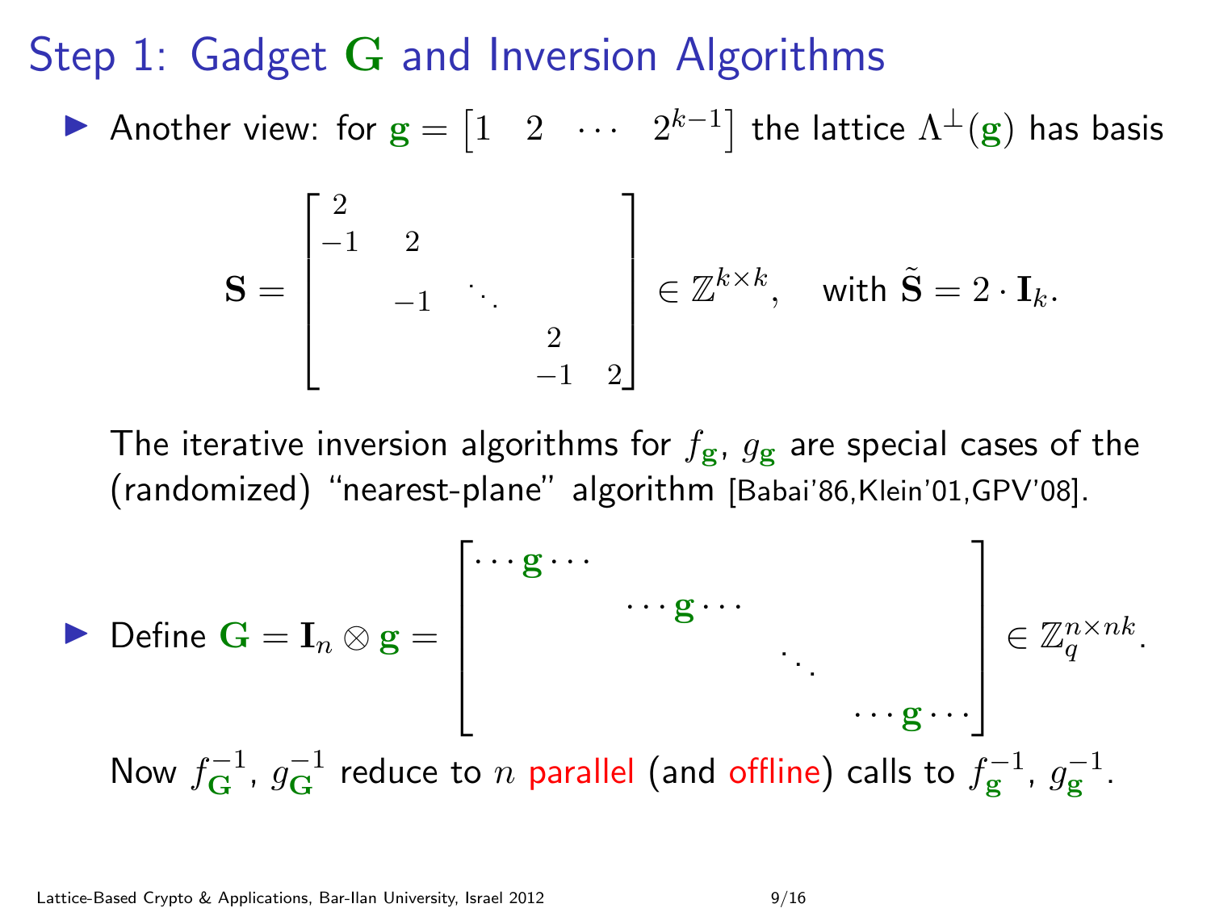# Step 1: Gadget $\mathbf{G}$ and Inversion Algorithms

- Another view: for $\mathbf{g} = \begin{bmatrix} 1 & 2 & \cdots & 2^{k-1} \end{bmatrix}$ the lattice $\Lambda^{\perp}(\mathbf{g})$ has basis

$$\mathbf{S} = \begin{bmatrix} 2 & & & & \\ -1 & 2 & & & \\ & -1 & \ddots & & \\ & & & 2 & \\ & & & -1 & 2 \end{bmatrix} \in \mathbb{Z}^{k \times k}, \quad \text{with } \tilde{\mathbf{S}} = 2 \cdot \mathbf{I}_k.$$

  The iterative inversion algorithms for $f_{\mathbf{g}}$, $g_{\mathbf{g}}$ are special cases of the (randomized) "nearest-plane" algorithm [Babai'86,Klein'01,GPV'08].

- Define $\mathbf{G} = \mathbf{I}_n \otimes \mathbf{g} = \begin{bmatrix} \cdots \mathbf{g} \cdots & & & \\ & \cdots \mathbf{g} \cdots & & \\ & & \ddots & \\ & & & \cdots \mathbf{g} \cdots \end{bmatrix} \in \mathbb{Z}_q^{n \times nk}$.

  Now $f_{\mathbf{G}}^{-1}$, $g_{\mathbf{G}}^{-1}$ reduce to $n$ parallel (and offline) calls to $f_{\mathbf{g}}^{-1}$, $g_{\mathbf{g}}^{-1}$.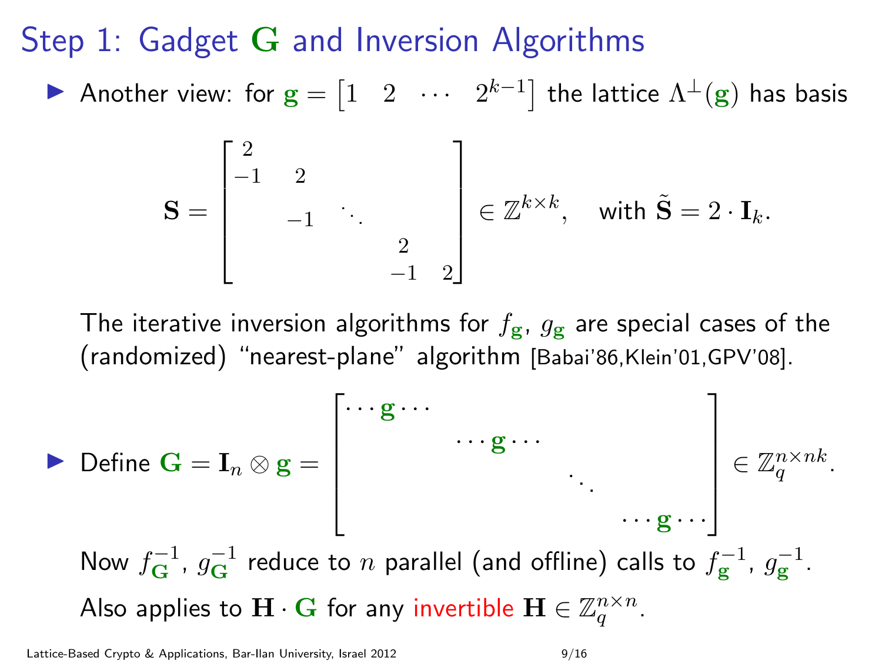# Step 1: Gadget $\mathbf{G}$ and Inversion Algorithms

- Another view: for $\mathbf{g} = \begin{bmatrix} 1 & 2 & \cdots & 2^{k-1} \end{bmatrix}$ the lattice $\Lambda^{\perp}(\mathbf{g})$ has basis

$$\mathbf{S} = \begin{bmatrix} 2 & & & & \\ -1 & 2 & & & \\ & -1 & \ddots & & \\ & & & 2 & \\ & & & -1 & 2 \end{bmatrix} \in \mathbb{Z}^{k \times k}, \quad \text{with } \tilde{\mathbf{S}} = 2 \cdot \mathbf{I}_k.$$

  The iterative inversion algorithms for $f_{\mathbf{g}}$, $g_{\mathbf{g}}$ are special cases of the (randomized) "nearest-plane" algorithm [Babai'86,Klein'01,GPV'08].

- Define $\mathbf{G} = \mathbf{I}_n \otimes \mathbf{g} = \begin{bmatrix} \cdots \mathbf{g} \cdots & & & \\ & \cdots \mathbf{g} \cdots & & \\ & & \ddots & \\ & & & \cdots \mathbf{g} \cdots \end{bmatrix} \in \mathbb{Z}_q^{n \times nk}$.

  Now $f_{\mathbf{G}}^{-1}$, $g_{\mathbf{G}}^{-1}$ reduce to $n$ parallel (and offline) calls to $f_{\mathbf{g}}^{-1}$, $g_{\mathbf{g}}^{-1}$.

  Also applies to $\mathbf{H} \cdot \mathbf{G}$ for any invertible $\mathbf{H} \in \mathbb{Z}_q^{n \times n}$.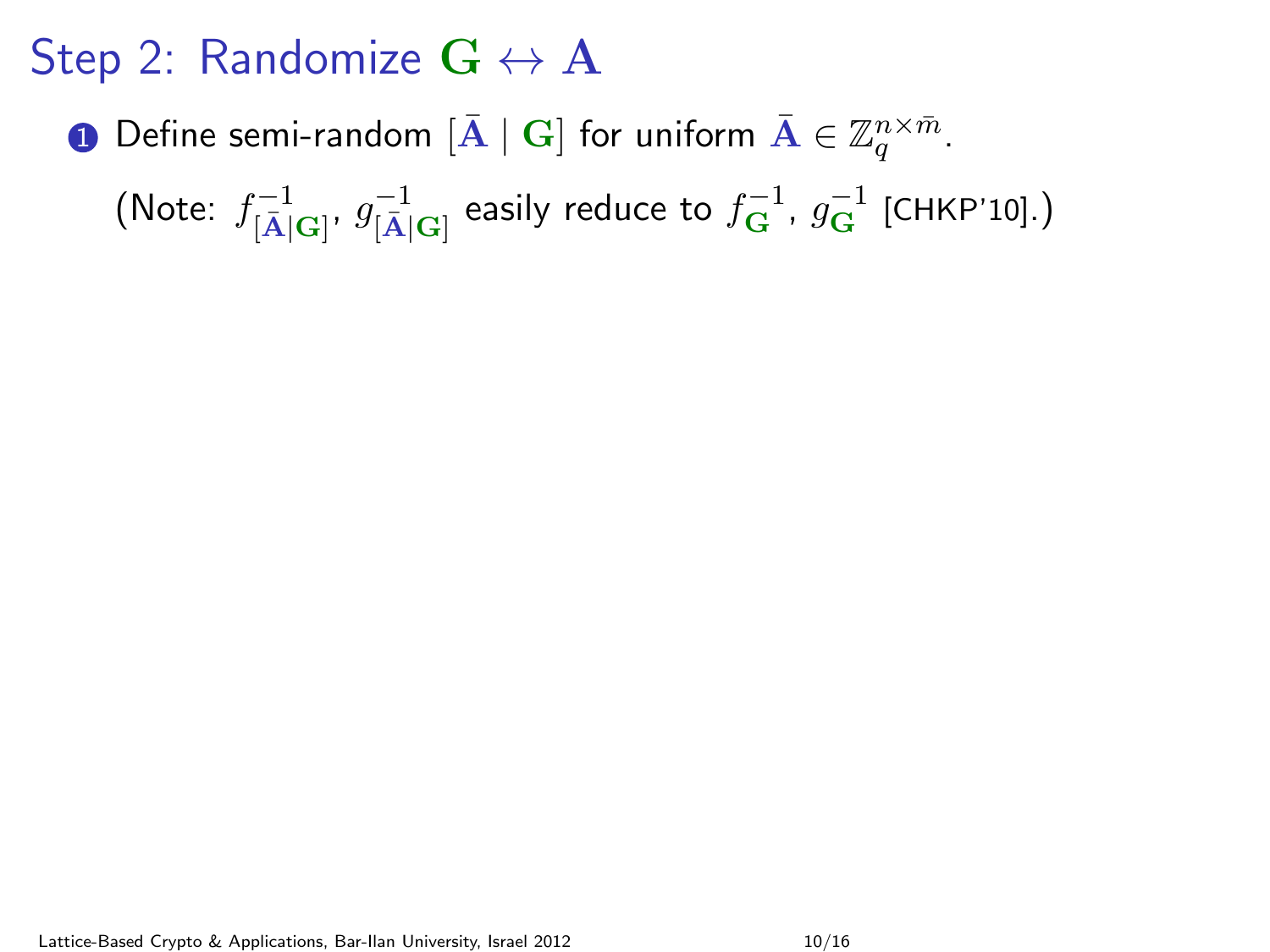# Step 2: Randomize $\mathbf{G} \leftrightarrow \mathbf{A}$

1. Define semi-random $[\bar{\mathbf{A}} \mid \mathbf{G}]$ for uniform $\bar{\mathbf{A}} \in \mathbb{Z}_q^{n \times \bar{m}}$.

   (Note: $f^{-1}_{[\bar{\mathbf{A}}|\mathbf{G}]}$, $g^{-1}_{[\bar{\mathbf{A}}|\mathbf{G}]}$ easily reduce to $f^{-1}_{\mathbf{G}}$, $g^{-1}_{\mathbf{G}}$ [CHKP'10].)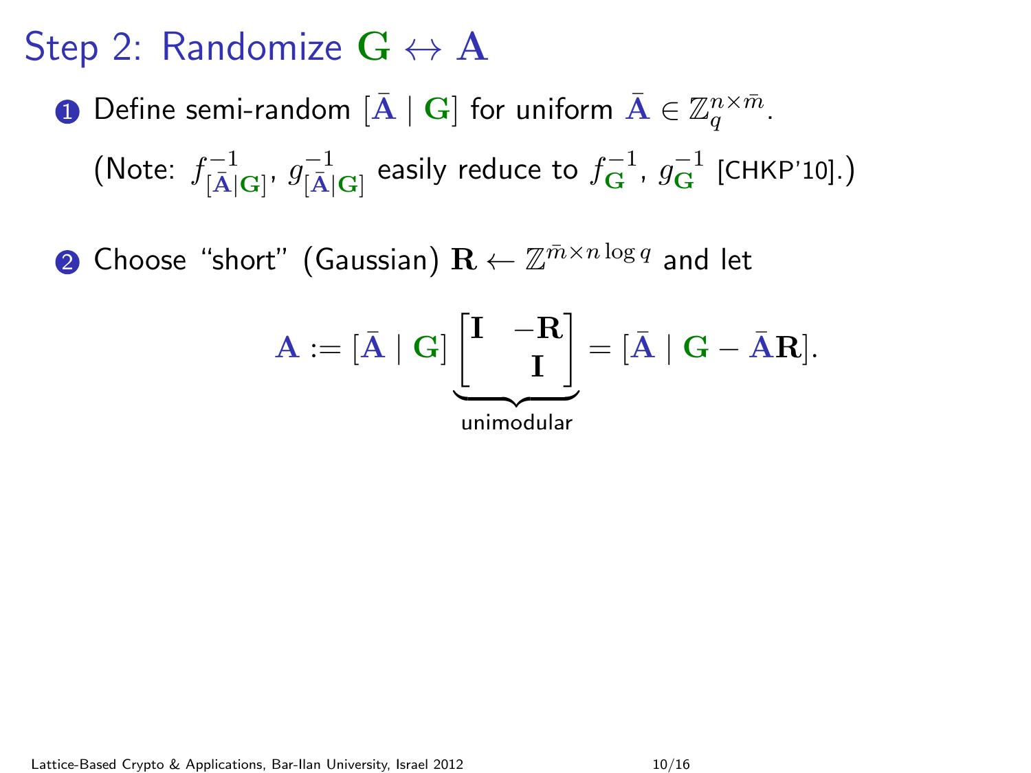# Step 2: Randomize $\mathbf{G} \leftrightarrow \mathbf{A}$

1. Define semi-random $[\bar{\mathbf{A}} \mid \mathbf{G}]$ for uniform $\bar{\mathbf{A}} \in \mathbb{Z}_q^{n \times \bar{m}}$.

   (Note: $f^{-1}_{[\bar{\mathbf{A}}|\mathbf{G}]}$, $g^{-1}_{[\bar{\mathbf{A}}|\mathbf{G}]}$ easily reduce to $f^{-1}_{\mathbf{G}}$, $g^{-1}_{\mathbf{G}}$ [CHKP'10].)

2. Choose "short" (Gaussian) $\mathbf{R} \leftarrow \mathbb{Z}^{\bar{m} \times n \log q}$ and let

$$\mathbf{A} := [\bar{\mathbf{A}} \mid \mathbf{G}] \underbrace{\begin{bmatrix} \mathbf{I} & -\mathbf{R} \\ & \mathbf{I} \end{bmatrix}}_{\text{unimodular}} = [\bar{\mathbf{A}} \mid \mathbf{G} - \bar{\mathbf{A}}\mathbf{R}].$$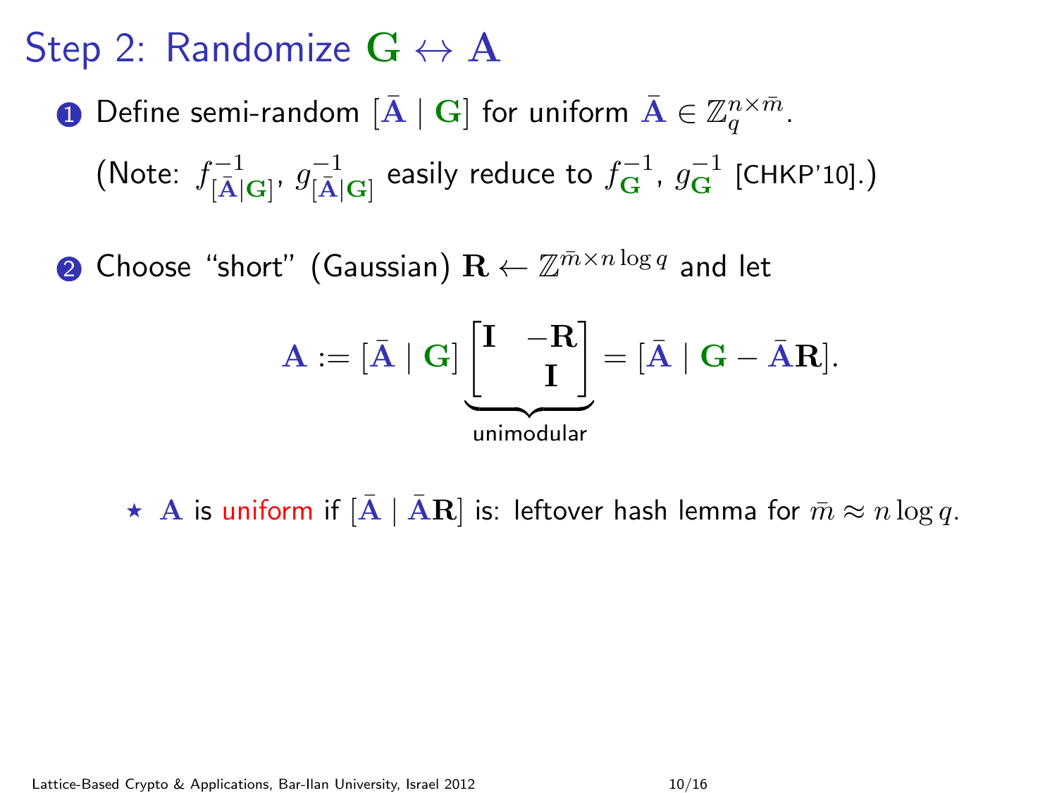# Step 2: Randomize $\mathbf{G} \leftrightarrow \mathbf{A}$

1. Define semi-random $[\bar{\mathbf{A}} \mid \mathbf{G}]$ for uniform $\bar{\mathbf{A}} \in \mathbb{Z}_q^{n \times \bar{m}}$.

   (Note: $f^{-1}_{[\bar{\mathbf{A}}|\mathbf{G}]}$, $g^{-1}_{[\bar{\mathbf{A}}|\mathbf{G}]}$ easily reduce to $f^{-1}_{\mathbf{G}}$, $g^{-1}_{\mathbf{G}}$ [CHKP'10].)

2. Choose "short" (Gaussian) $\mathbf{R} \leftarrow \mathbb{Z}^{\bar{m} \times n \log q}$ and let

$$\mathbf{A} := [\bar{\mathbf{A}} \mid \mathbf{G}] \underbrace{\begin{bmatrix} \mathbf{I} & -\mathbf{R} \\ & \mathbf{I} \end{bmatrix}}_{\text{unimodular}} = [\bar{\mathbf{A}} \mid \mathbf{G} - \bar{\mathbf{A}}\mathbf{R}].$$

   - ⋆ $\mathbf{A}$ is uniform if $[\bar{\mathbf{A}} \mid \bar{\mathbf{A}}\mathbf{R}]$ is: leftover hash lemma for $\bar{m} \approx n \log q$.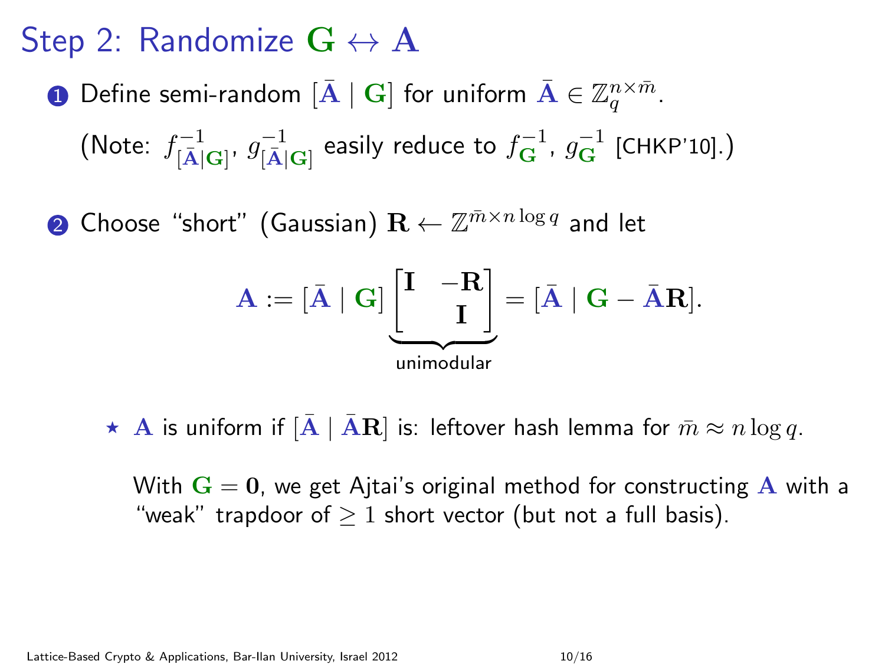# Step 2: Randomize $\mathbf{G} \leftrightarrow \mathbf{A}$

1. Define semi-random $[\bar{\mathbf{A}} \mid \mathbf{G}]$ for uniform $\bar{\mathbf{A}} \in \mathbb{Z}_q^{n \times \bar{m}}$.

   (Note: $f^{-1}_{[\bar{\mathbf{A}}|\mathbf{G}]}$, $g^{-1}_{[\bar{\mathbf{A}}|\mathbf{G}]}$ easily reduce to $f^{-1}_{\mathbf{G}}$, $g^{-1}_{\mathbf{G}}$ [CHKP'10].)

2. Choose "short" (Gaussian) $\mathbf{R} \leftarrow \mathbb{Z}^{\bar{m} \times n \log q}$ and let

$$\mathbf{A} := [\bar{\mathbf{A}} \mid \mathbf{G}] \underbrace{\begin{bmatrix} \mathbf{I} & -\mathbf{R} \\ & \mathbf{I} \end{bmatrix}}_{\text{unimodular}} = [\bar{\mathbf{A}} \mid \mathbf{G} - \bar{\mathbf{A}}\mathbf{R}].$$

   ⋆ $\mathbf{A}$ is uniform if $[\bar{\mathbf{A}} \mid \bar{\mathbf{A}}\mathbf{R}]$ is: leftover hash lemma for $\bar{m} \approx n \log q$.

   With $\mathbf{G} = \mathbf{0}$, we get Ajtai's original method for constructing $\mathbf{A}$ with a "weak" trapdoor of $\geq 1$ short vector (but not a full basis).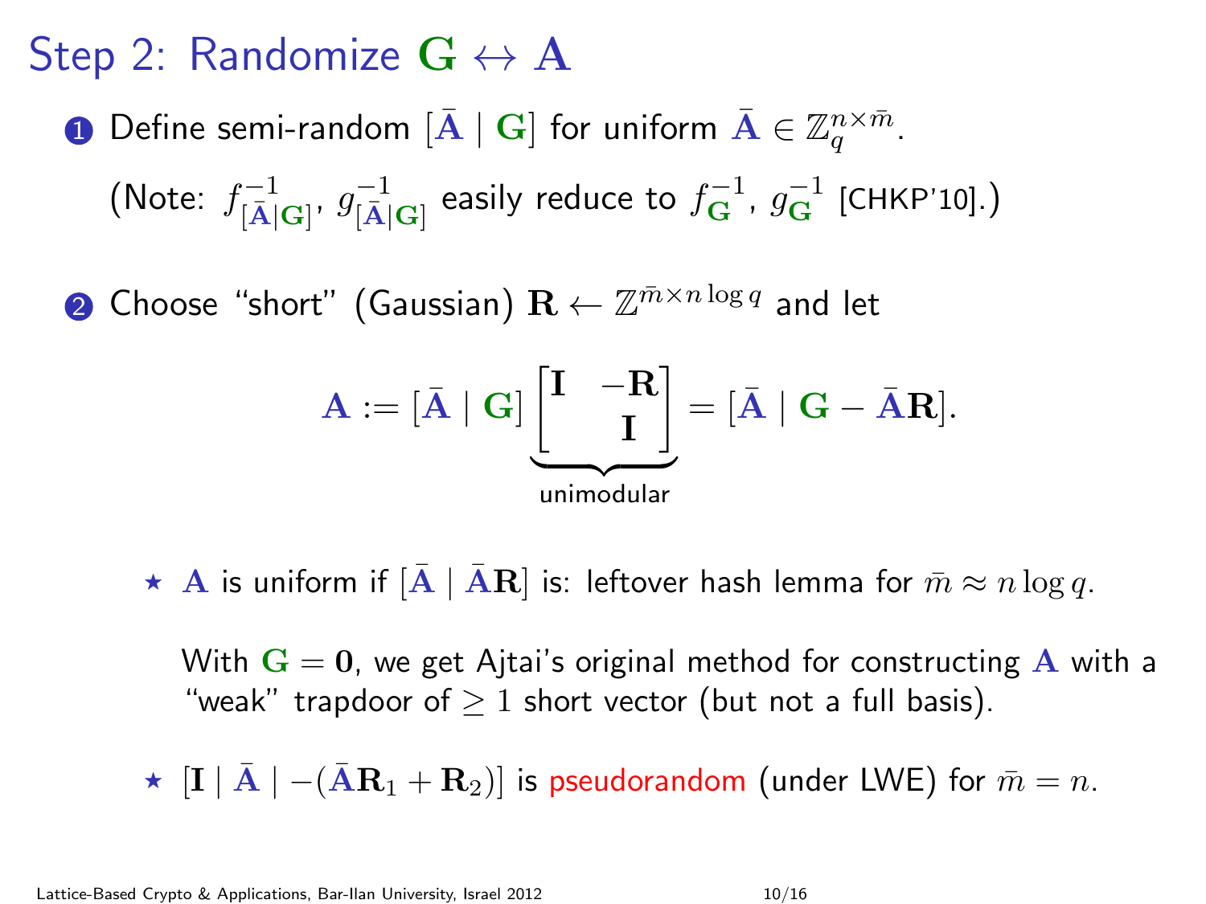# Step 2: Randomize $\mathbf{G} \leftrightarrow \mathbf{A}$

1. Define semi-random $[\bar{\mathbf{A}} \mid \mathbf{G}]$ for uniform $\bar{\mathbf{A}} \in \mathbb{Z}_q^{n \times \bar{m}}$.

   (Note: $f^{-1}_{[\bar{\mathbf{A}}|\mathbf{G}]}$, $g^{-1}_{[\bar{\mathbf{A}}|\mathbf{G}]}$ easily reduce to $f^{-1}_{\mathbf{G}}$, $g^{-1}_{\mathbf{G}}$ [CHKP'10].)

2. Choose "short" (Gaussian) $\mathbf{R} \leftarrow \mathbb{Z}^{\bar{m} \times n \log q}$ and let

$$\mathbf{A} := [\bar{\mathbf{A}} \mid \mathbf{G}] \underbrace{\begin{bmatrix} \mathbf{I} & -\mathbf{R} \\ & \mathbf{I} \end{bmatrix}}_{\text{unimodular}} = [\bar{\mathbf{A}} \mid \mathbf{G} - \bar{\mathbf{A}}\mathbf{R}].$$

   - ⋆ $\mathbf{A}$ is uniform if $[\bar{\mathbf{A}} \mid \bar{\mathbf{A}}\mathbf{R}]$ is: leftover hash lemma for $\bar{m} \approx n \log q$.

     With $\mathbf{G} = \mathbf{0}$, we get Ajtai's original method for constructing $\mathbf{A}$ with a "weak" trapdoor of $\geq 1$ short vector (but not a full basis).

   - ⋆ $[\mathbf{I} \mid \bar{\mathbf{A}} \mid -(\bar{\mathbf{A}}\mathbf{R}_1 + \mathbf{R}_2)]$ is pseudorandom (under LWE) for $\bar{m} = n$.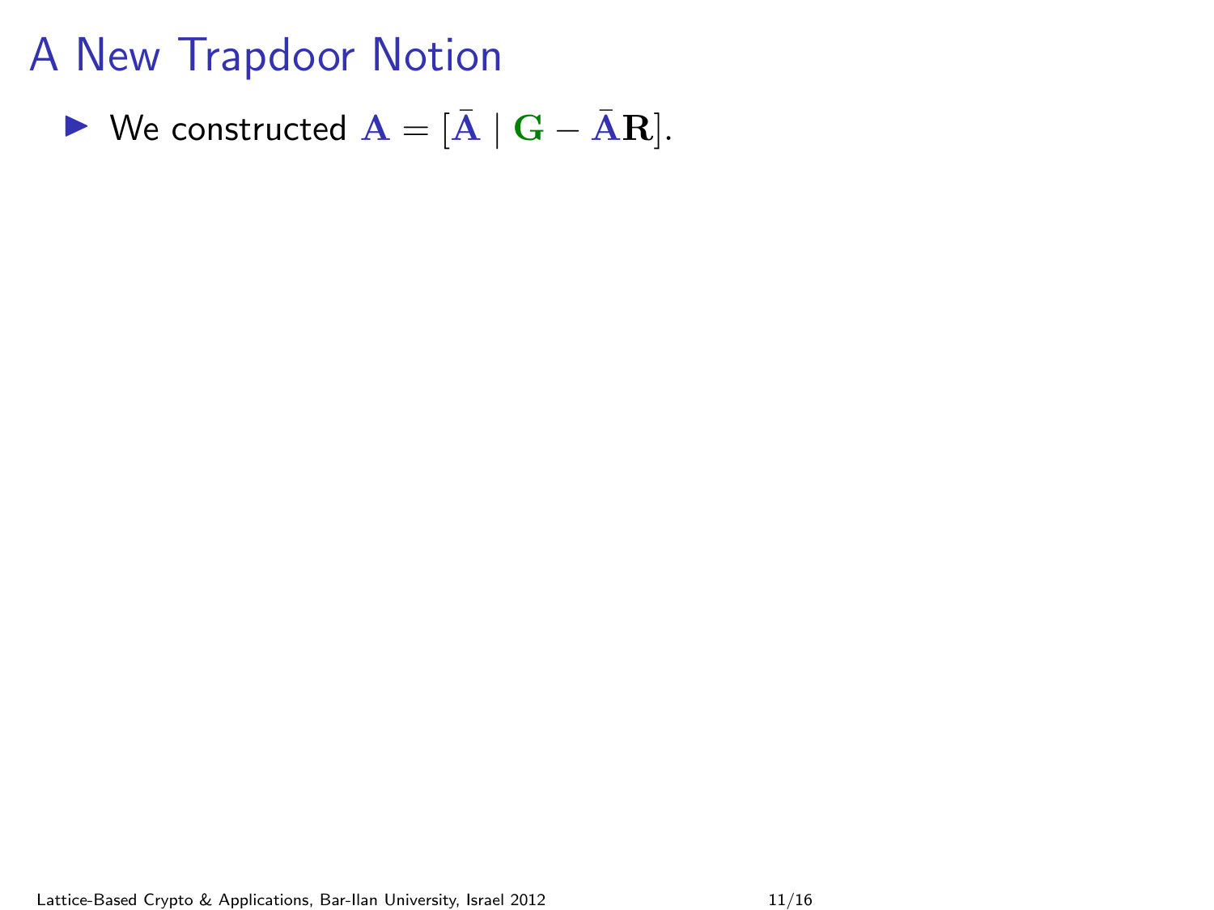# A New Trapdoor Notion

- We constructed $\mathbf{A} = [\bar{\mathbf{A}} \mid \mathbf{G} - \bar{\mathbf{A}}\mathbf{R}]$.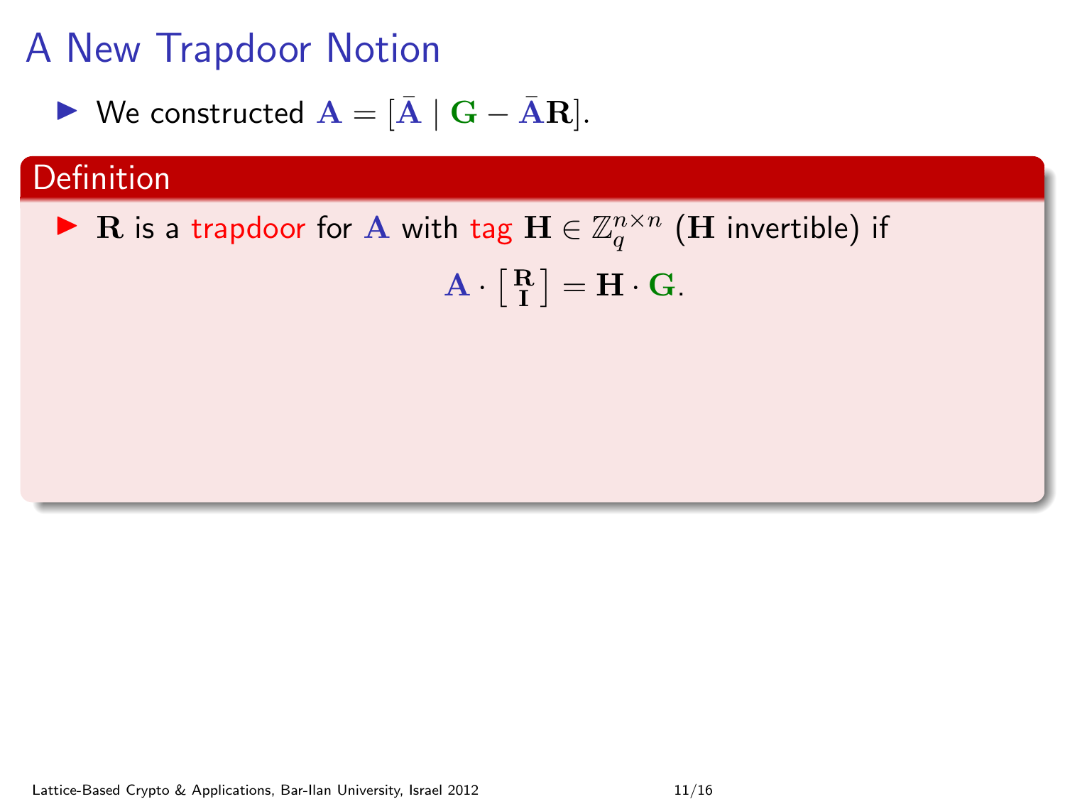# A New Trapdoor Notion

- We constructed $\mathbf{A} = [\bar{\mathbf{A}} \mid \mathbf{G} - \bar{\mathbf{A}}\mathbf{R}]$.

## Definition

- $\mathbf{R}$ is a trapdoor for $\mathbf{A}$ with tag $\mathbf{H} \in \mathbb{Z}_q^{n \times n}$ ($\mathbf{H}$ invertible) if

$$\mathbf{A} \cdot \begin{bmatrix} \mathbf{R} \\ \mathbf{I} \end{bmatrix} = \mathbf{H} \cdot \mathbf{G}.$$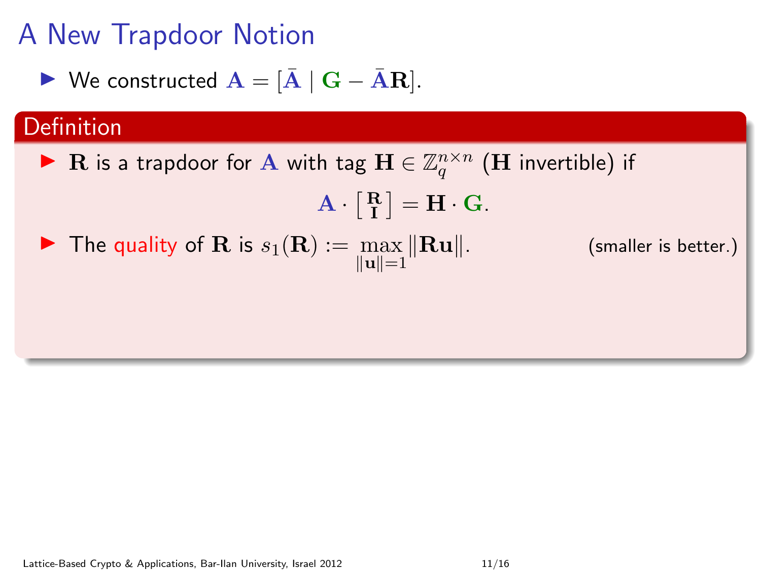# A New Trapdoor Notion

- We constructed $\mathbf{A} = [\bar{\mathbf{A}} \mid \mathbf{G} - \bar{\mathbf{A}}\mathbf{R}]$.

## Definition

- $\mathbf{R}$ is a trapdoor for $\mathbf{A}$ with tag $\mathbf{H} \in \mathbb{Z}_q^{n \times n}$ ($\mathbf{H}$ invertible) if

$$\mathbf{A} \cdot \left[ \begin{smallmatrix} \mathbf{R} \\ \mathbf{I} \end{smallmatrix} \right] = \mathbf{H} \cdot \mathbf{G}.$$

- The quality of $\mathbf{R}$ is $s_1(\mathbf{R}) := \max_{\|\mathbf{u}\|=1} \|\mathbf{R}\mathbf{u}\|$. (smaller is better.)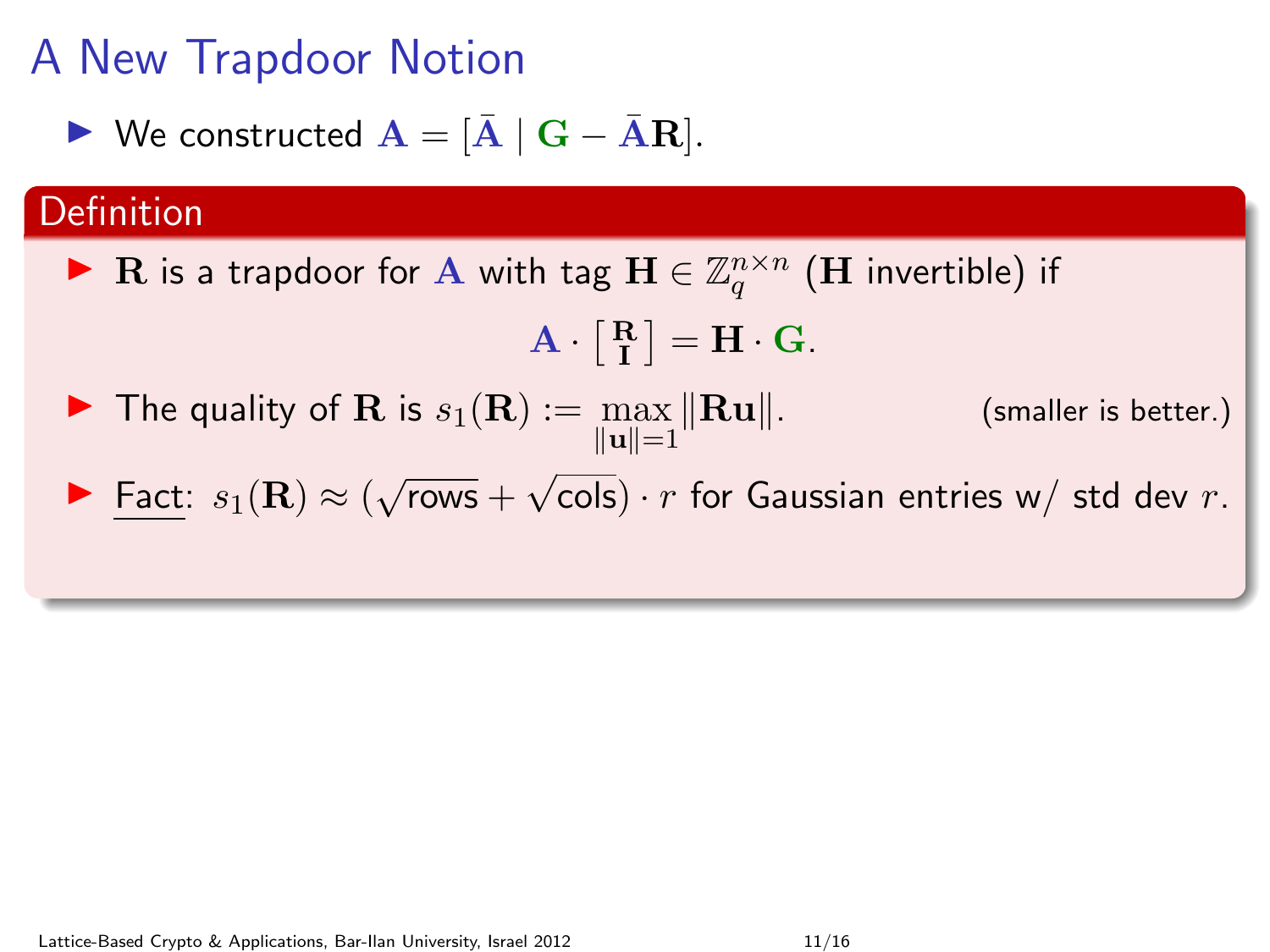# A New Trapdoor Notion

- We constructed $\mathbf{A} = [\bar{\mathbf{A}} \mid \mathbf{G} - \bar{\mathbf{A}}\mathbf{R}]$.

## Definition

- $\mathbf{R}$ is a trapdoor for $\mathbf{A}$ with tag $\mathbf{H} \in \mathbb{Z}_q^{n \times n}$ ($\mathbf{H}$ invertible) if

$$\mathbf{A} \cdot \begin{bmatrix} \mathbf{R} \\ \mathbf{I} \end{bmatrix} = \mathbf{H} \cdot \mathbf{G}.$$

- The quality of $\mathbf{R}$ is $s_1(\mathbf{R}) := \max_{\|\mathbf{u}\|=1} \|\mathbf{R}\mathbf{u}\|$. (smaller is better.)

- Fact: $s_1(\mathbf{R}) \approx (\sqrt{\text{rows}} + \sqrt{\text{cols}}) \cdot r$ for Gaussian entries w/ std dev $r$.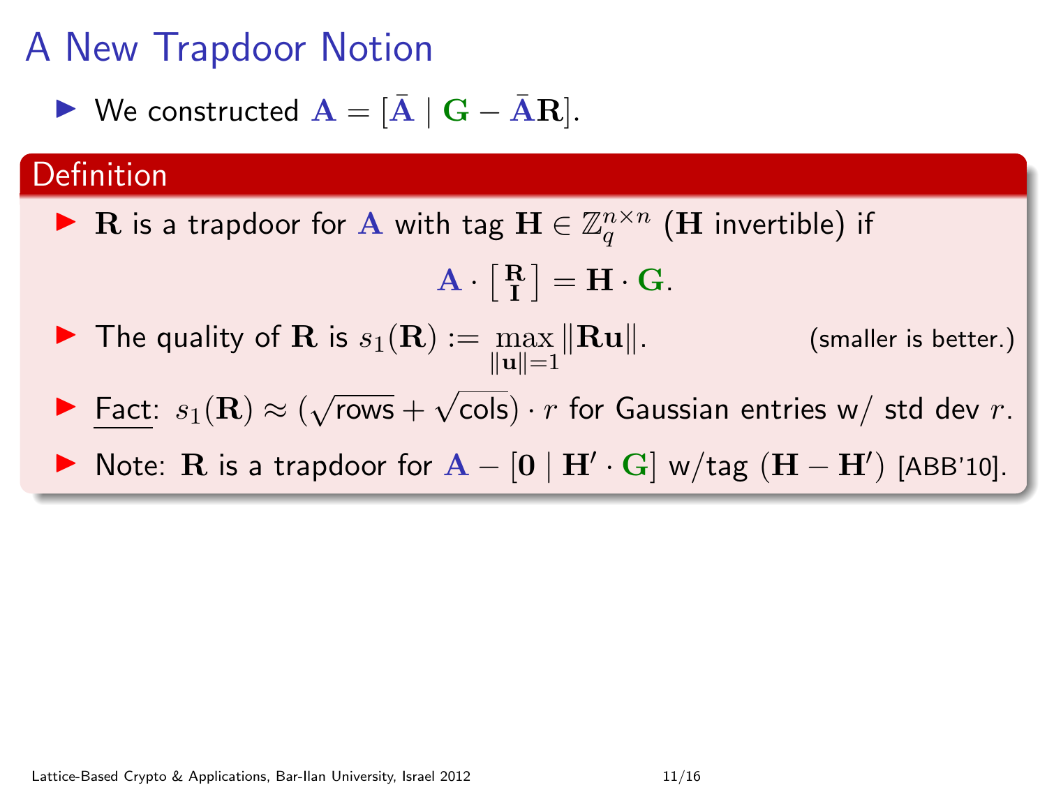# A New Trapdoor Notion

- We constructed $\mathbf{A} = [\bar{\mathbf{A}} \mid \mathbf{G} - \bar{\mathbf{A}}\mathbf{R}]$.

## Definition

- $\mathbf{R}$ is a trapdoor for $\mathbf{A}$ with tag $\mathbf{H} \in \mathbb{Z}_q^{n \times n}$ ($\mathbf{H}$ invertible) if

$$\mathbf{A} \cdot \begin{bmatrix} \mathbf{R} \\ \mathbf{I} \end{bmatrix} = \mathbf{H} \cdot \mathbf{G}.$$

- The quality of $\mathbf{R}$ is $s_1(\mathbf{R}) := \max_{\|\mathbf{u}\|=1} \|\mathbf{R}\mathbf{u}\|$. (smaller is better.)
- Fact: $s_1(\mathbf{R}) \approx (\sqrt{\text{rows}} + \sqrt{\text{cols}}) \cdot r$ for Gaussian entries w/ std dev $r$.
- Note: $\mathbf{R}$ is a trapdoor for $\mathbf{A} - [\mathbf{0} \mid \mathbf{H}' \cdot \mathbf{G}]$ w/tag $(\mathbf{H} - \mathbf{H}')$ [ABB'10].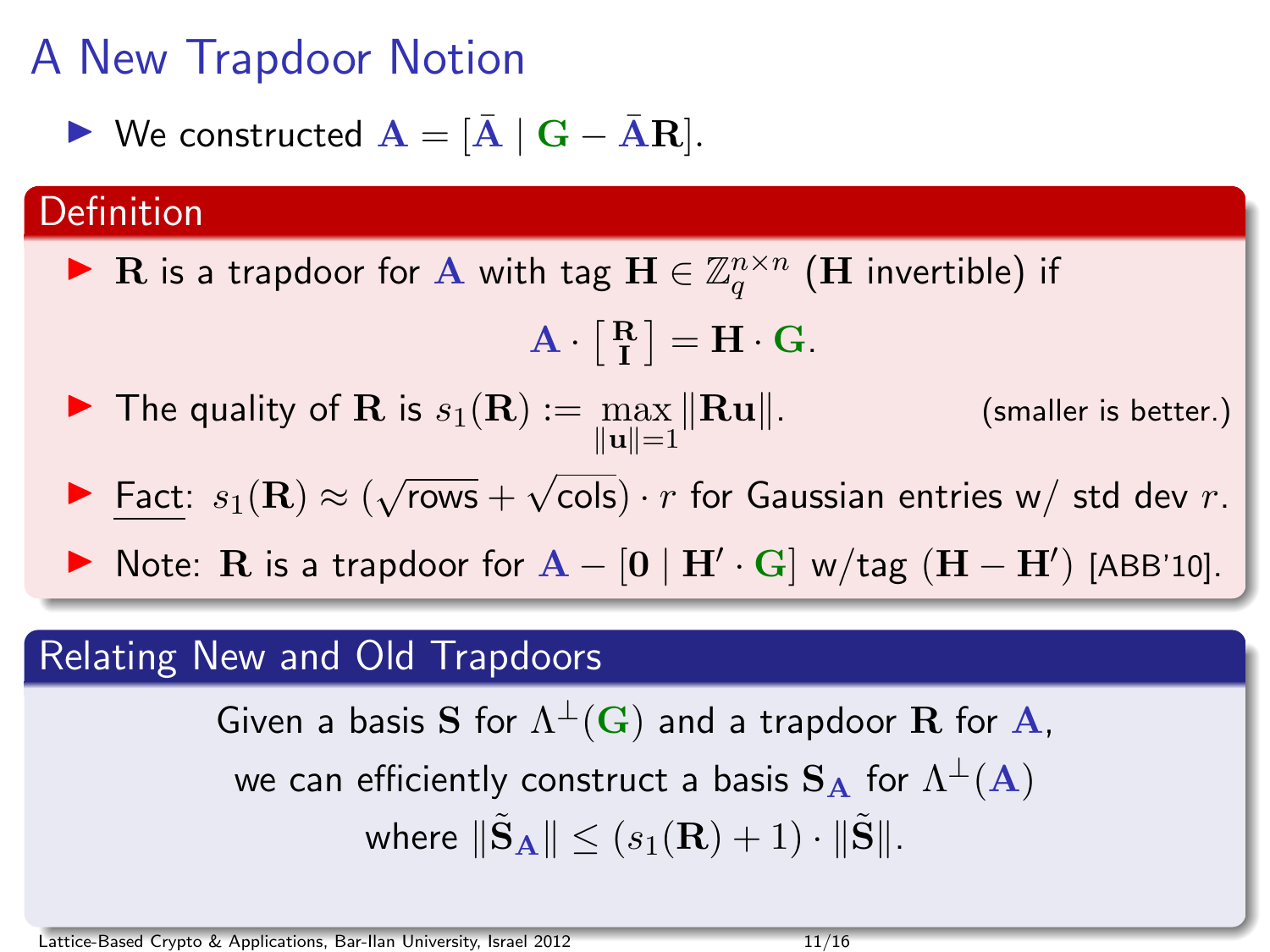# A New Trapdoor Notion

- We constructed $\mathbf{A} = [\bar{\mathbf{A}} \mid \mathbf{G} - \bar{\mathbf{A}}\mathbf{R}]$.

## Definition

- $\mathbf{R}$ is a trapdoor for $\mathbf{A}$ with tag $\mathbf{H} \in \mathbb{Z}_q^{n \times n}$ ($\mathbf{H}$ invertible) if

$$\mathbf{A} \cdot \left[ \begin{smallmatrix} \mathbf{R} \\ \mathbf{I} \end{smallmatrix} \right] = \mathbf{H} \cdot \mathbf{G}.$$

- The quality of $\mathbf{R}$ is $s_1(\mathbf{R}) := \max_{\|\mathbf{u}\|=1} \|\mathbf{R}\mathbf{u}\|$. (smaller is better.)
- Fact: $s_1(\mathbf{R}) \approx (\sqrt{\text{rows}} + \sqrt{\text{cols}}) \cdot r$ for Gaussian entries w/ std dev $r$.
- Note: $\mathbf{R}$ is a trapdoor for $\mathbf{A} - [\mathbf{0} \mid \mathbf{H}' \cdot \mathbf{G}]$ w/tag $(\mathbf{H} - \mathbf{H}')$ [ABB'10].

## Relating New and Old Trapdoors

Given a basis $\mathbf{S}$ for $\Lambda^\perp(\mathbf{G})$ and a trapdoor $\mathbf{R}$ for $\mathbf{A}$,

we can efficiently construct a basis $\mathbf{S}_\mathbf{A}$ for $\Lambda^\perp(\mathbf{A})$

where $\|\tilde{\mathbf{S}}_\mathbf{A}\| \leq (s_1(\mathbf{R}) + 1) \cdot \|\tilde{\mathbf{S}}\|$.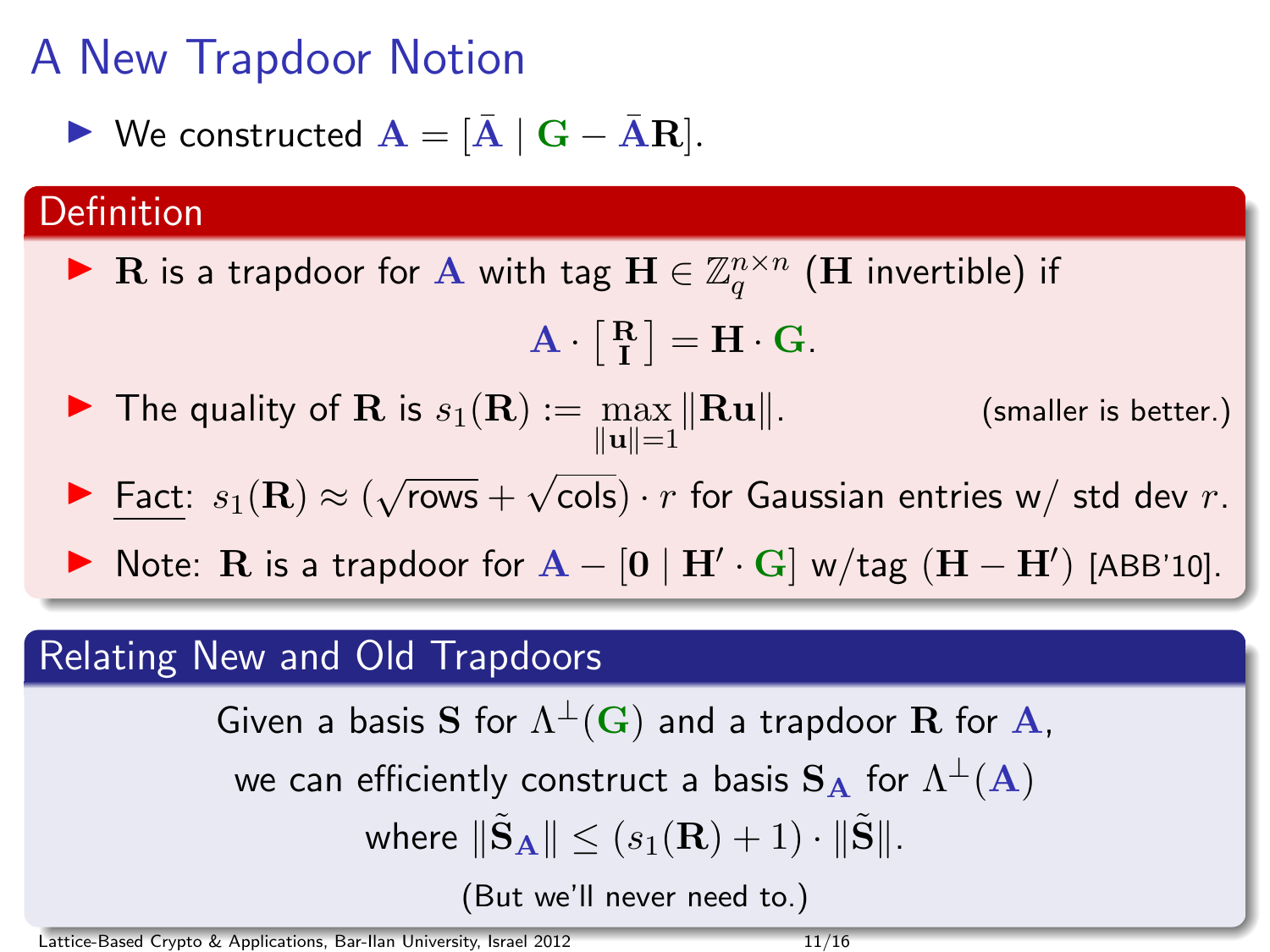# A New Trapdoor Notion

- We constructed $\mathbf{A} = [\bar{\mathbf{A}} \mid \mathbf{G} - \bar{\mathbf{A}}\mathbf{R}]$.

## Definition

- $\mathbf{R}$ is a trapdoor for $\mathbf{A}$ with tag $\mathbf{H} \in \mathbb{Z}_q^{n \times n}$ ($\mathbf{H}$ invertible) if

$$\mathbf{A} \cdot \begin{bmatrix} \mathbf{R} \\ \mathbf{I} \end{bmatrix} = \mathbf{H} \cdot \mathbf{G}.$$

- The quality of $\mathbf{R}$ is $s_1(\mathbf{R}) := \max_{\|\mathbf{u}\|=1} \|\mathbf{R}\mathbf{u}\|$. (smaller is better.)
- Fact: $s_1(\mathbf{R}) \approx (\sqrt{\text{rows}} + \sqrt{\text{cols}}) \cdot r$ for Gaussian entries w/ std dev $r$.
- Note: $\mathbf{R}$ is a trapdoor for $\mathbf{A} - [\mathbf{0} \mid \mathbf{H}' \cdot \mathbf{G}]$ w/tag $(\mathbf{H} - \mathbf{H}')$ [ABB'10].

## Relating New and Old Trapdoors

Given a basis $\mathbf{S}$ for $\Lambda^\perp(\mathbf{G})$ and a trapdoor $\mathbf{R}$ for $\mathbf{A}$,

we can efficiently construct a basis $\mathbf{S}_\mathbf{A}$ for $\Lambda^\perp(\mathbf{A})$

where $\|\tilde{\mathbf{S}}_\mathbf{A}\| \leq (s_1(\mathbf{R}) + 1) \cdot \|\tilde{\mathbf{S}}\|$.

(But we'll never need to.)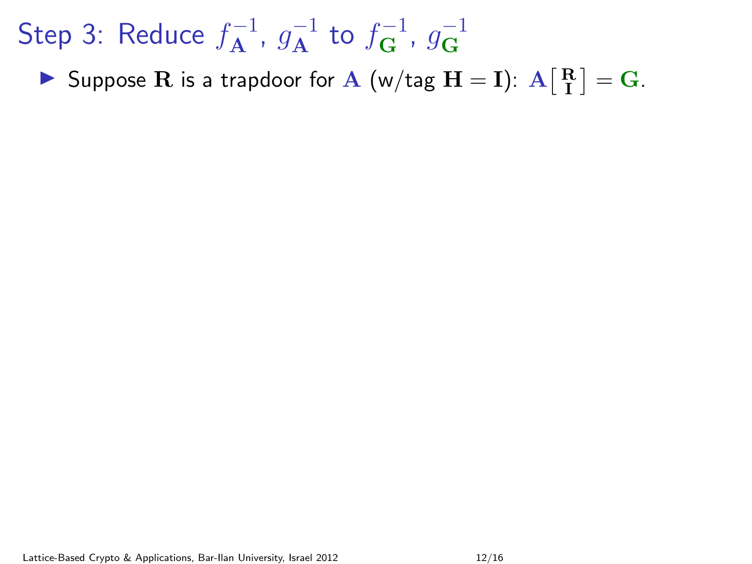# Step 3: Reduce $f_{\mathbf{A}}^{-1}$, $g_{\mathbf{A}}^{-1}$ to $f_{\mathbf{G}}^{-1}$, $g_{\mathbf{G}}^{-1}$

- Suppose $\mathbf{R}$ is a trapdoor for $\mathbf{A}$ (w/tag $\mathbf{H} = \mathbf{I}$): $\mathbf{A}\left[\begin{smallmatrix}\mathbf{R}\\\mathbf{I}\end{smallmatrix}\right] = \mathbf{G}$.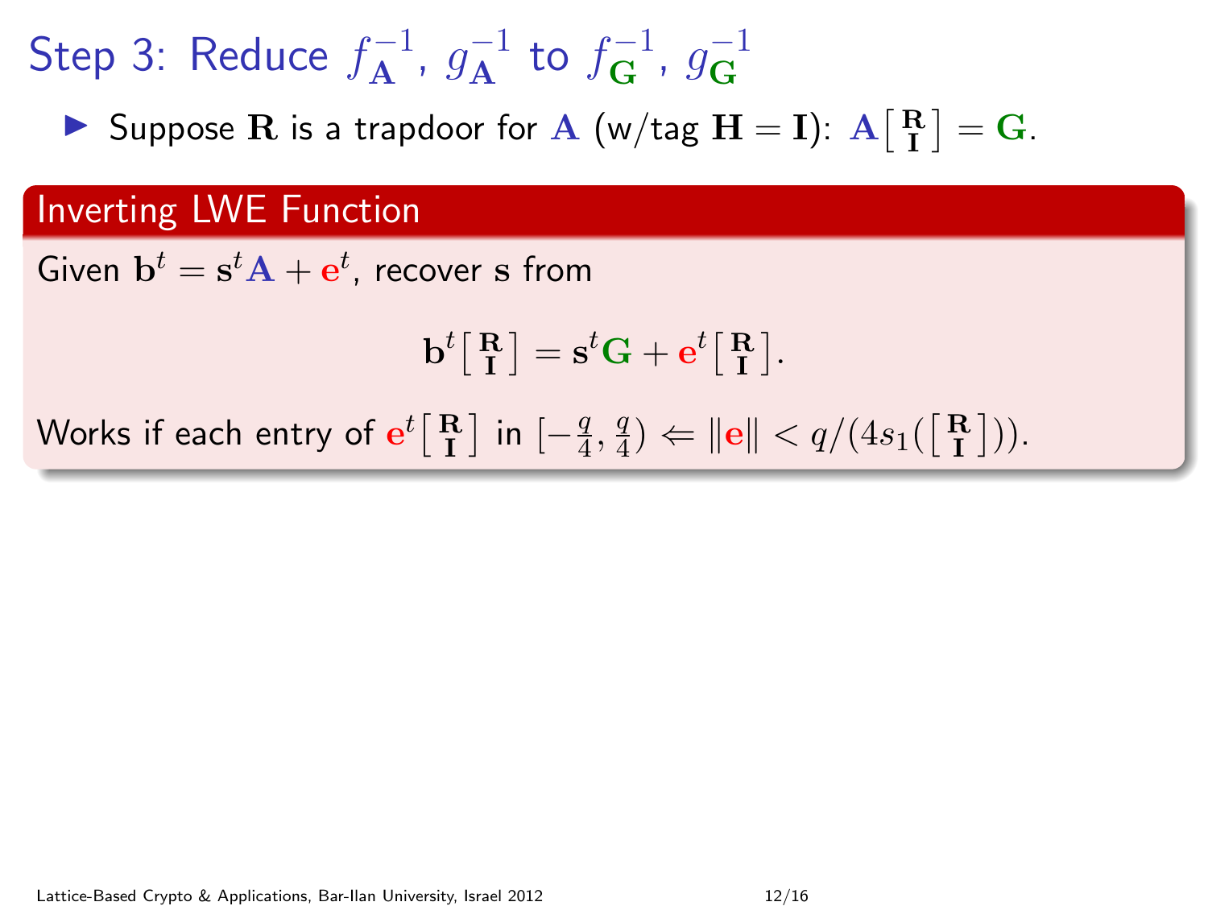# Step 3: Reduce $f_{\mathbf{A}}^{-1}$, $g_{\mathbf{A}}^{-1}$ to $f_{\mathbf{G}}^{-1}$, $g_{\mathbf{G}}^{-1}$

- Suppose $\mathbf{R}$ is a trapdoor for $\mathbf{A}$ (w/tag $\mathbf{H} = \mathbf{I}$): $\mathbf{A} \left[ \begin{smallmatrix} \mathbf{R} \\ \mathbf{I} \end{smallmatrix} \right] = \mathbf{G}$.

## Inverting LWE Function

Given $\mathbf{b}^t = \mathbf{s}^t \mathbf{A} + \mathbf{e}^t$, recover $\mathbf{s}$ from

$$\mathbf{b}^t \left[ \begin{smallmatrix} \mathbf{R} \\ \mathbf{I} \end{smallmatrix} \right] = \mathbf{s}^t \mathbf{G} + \mathbf{e}^t \left[ \begin{smallmatrix} \mathbf{R} \\ \mathbf{I} \end{smallmatrix} \right].$$

Works if each entry of $\mathbf{e}^t \left[ \begin{smallmatrix} \mathbf{R} \\ \mathbf{I} \end{smallmatrix} \right]$ in $[-\frac{q}{4}, \frac{q}{4}) \Leftarrow \|\mathbf{e}\| < q/(4 s_1(\left[ \begin{smallmatrix} \mathbf{R} \\ \mathbf{I} \end{smallmatrix} \right]))$.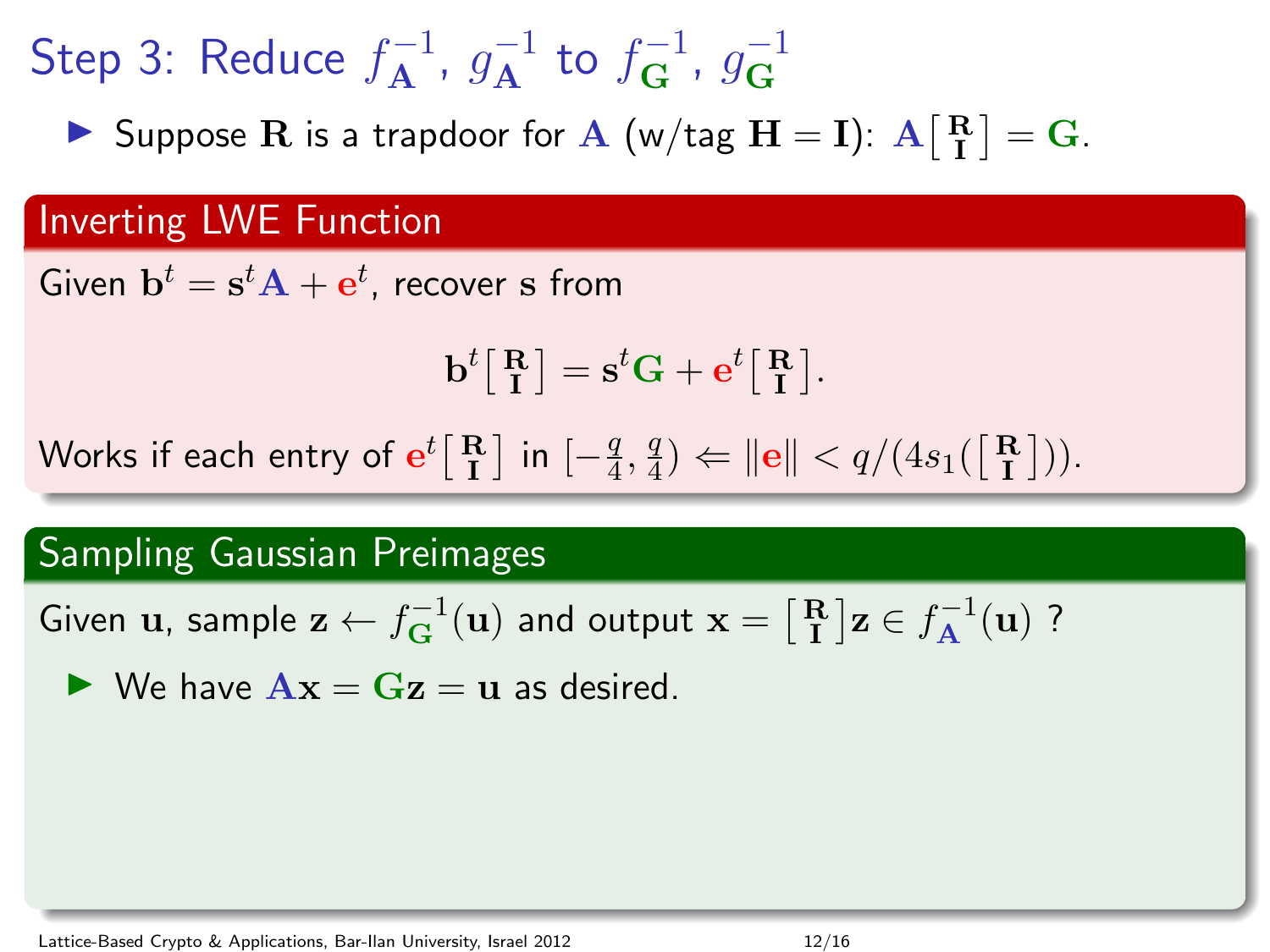# Step 3: Reduce $f_{\mathbf{A}}^{-1}$, $g_{\mathbf{A}}^{-1}$ to $f_{\mathbf{G}}^{-1}$, $g_{\mathbf{G}}^{-1}$

- Suppose $\mathbf{R}$ is a trapdoor for $\mathbf{A}$ (w/tag $\mathbf{H} = \mathbf{I}$): $\mathbf{A}\left[\begin{smallmatrix}\mathbf{R}\\ \mathbf{I}\end{smallmatrix}\right] = \mathbf{G}$.

## Inverting LWE Function

Given $\mathbf{b}^t = \mathbf{s}^t\mathbf{A} + \mathbf{e}^t$, recover $\mathbf{s}$ from

$$\mathbf{b}^t\left[\begin{smallmatrix}\mathbf{R}\\ \mathbf{I}\end{smallmatrix}\right] = \mathbf{s}^t\mathbf{G} + \mathbf{e}^t\left[\begin{smallmatrix}\mathbf{R}\\ \mathbf{I}\end{smallmatrix}\right].$$

Works if each entry of $\mathbf{e}^t\left[\begin{smallmatrix}\mathbf{R}\\ \mathbf{I}\end{smallmatrix}\right]$ in $[-\frac{q}{4}, \frac{q}{4}) \Leftarrow \|\mathbf{e}\| < q/(4s_1(\left[\begin{smallmatrix}\mathbf{R}\\ \mathbf{I}\end{smallmatrix}\right]))$.

## Sampling Gaussian Preimages

Given $\mathbf{u}$, sample $\mathbf{z} \leftarrow f_{\mathbf{G}}^{-1}(\mathbf{u})$ and output $\mathbf{x} = \left[\begin{smallmatrix}\mathbf{R}\\ \mathbf{I}\end{smallmatrix}\right]\mathbf{z} \in f_{\mathbf{A}}^{-1}(\mathbf{u})$ ?

- We have $\mathbf{A}\mathbf{x} = \mathbf{G}\mathbf{z} = \mathbf{u}$ as desired.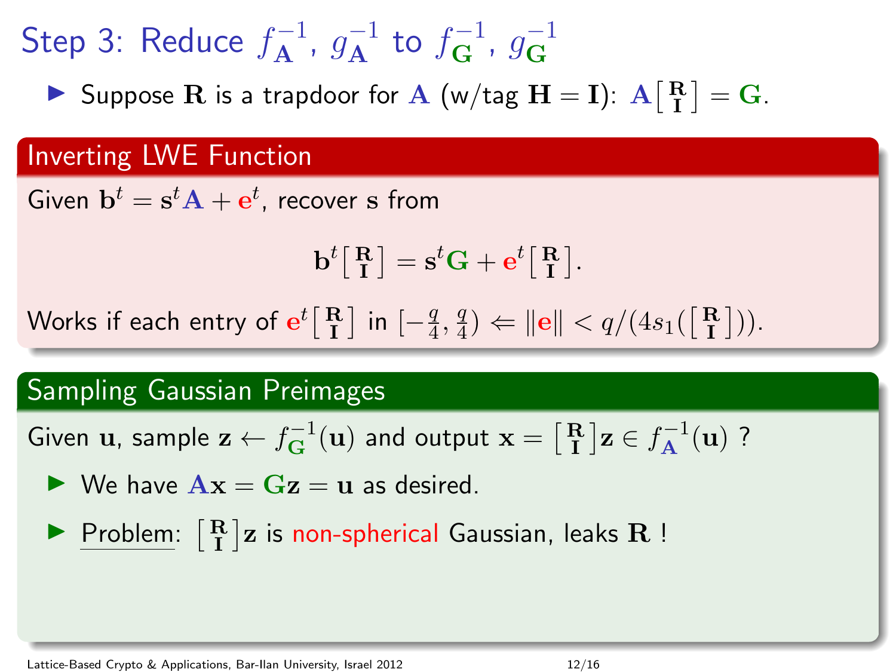# Step 3: Reduce $f_{\mathbf{A}}^{-1}$, $g_{\mathbf{A}}^{-1}$ to $f_{\mathbf{G}}^{-1}$, $g_{\mathbf{G}}^{-1}$

- Suppose $\mathbf{R}$ is a trapdoor for $\mathbf{A}$ (w/tag $\mathbf{H} = \mathbf{I}$): $\mathbf{A}\left[\begin{smallmatrix}\mathbf{R}\\\mathbf{I}\end{smallmatrix}\right] = \mathbf{G}$.

## Inverting LWE Function

Given $\mathbf{b}^t = \mathbf{s}^t\mathbf{A} + \mathbf{e}^t$, recover $\mathbf{s}$ from

$$\mathbf{b}^t\left[\begin{smallmatrix}\mathbf{R}\\\mathbf{I}\end{smallmatrix}\right] = \mathbf{s}^t\mathbf{G} + \mathbf{e}^t\left[\begin{smallmatrix}\mathbf{R}\\\mathbf{I}\end{smallmatrix}\right].$$

Works if each entry of $\mathbf{e}^t\left[\begin{smallmatrix}\mathbf{R}\\\mathbf{I}\end{smallmatrix}\right]$ in $[-\frac{q}{4}, \frac{q}{4}) \Leftarrow \|\mathbf{e}\| < q/(4s_1(\left[\begin{smallmatrix}\mathbf{R}\\\mathbf{I}\end{smallmatrix}\right]))$.

## Sampling Gaussian Preimages

Given $\mathbf{u}$, sample $\mathbf{z} \leftarrow f_{\mathbf{G}}^{-1}(\mathbf{u})$ and output $\mathbf{x} = \left[\begin{smallmatrix}\mathbf{R}\\\mathbf{I}\end{smallmatrix}\right]\mathbf{z} \in f_{\mathbf{A}}^{-1}(\mathbf{u})$ ?

- We have $\mathbf{A}\mathbf{x} = \mathbf{G}\mathbf{z} = \mathbf{u}$ as desired.
- Problem: $\left[\begin{smallmatrix}\mathbf{R}\\\mathbf{I}\end{smallmatrix}\right]\mathbf{z}$ is non-spherical Gaussian, leaks $\mathbf{R}$ !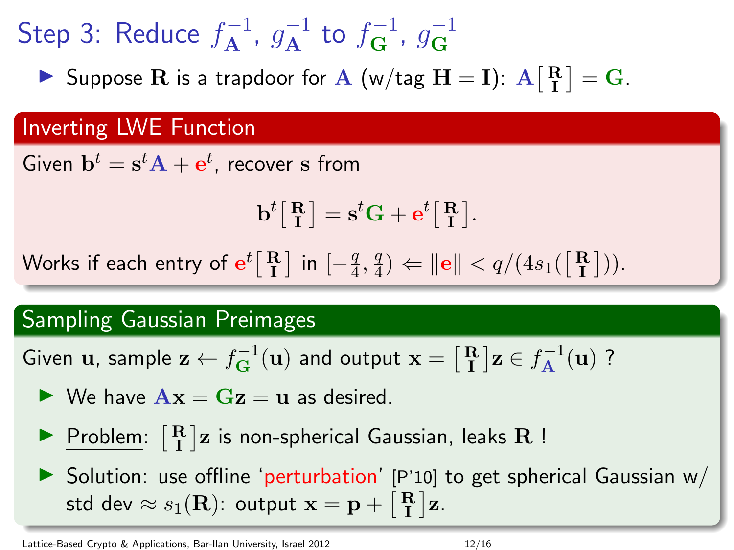# Step 3: Reduce $f_{\mathbf{A}}^{-1}$, $g_{\mathbf{A}}^{-1}$ to $f_{\mathbf{G}}^{-1}$, $g_{\mathbf{G}}^{-1}$

- Suppose $\mathbf{R}$ is a trapdoor for $\mathbf{A}$ (w/tag $\mathbf{H} = \mathbf{I}$): $\mathbf{A}\left[\begin{smallmatrix}\mathbf{R}\\ \mathbf{I}\end{smallmatrix}\right] = \mathbf{G}$.

## Inverting LWE Function

Given $\mathbf{b}^t = \mathbf{s}^t\mathbf{A} + \mathbf{e}^t$, recover $\mathbf{s}$ from

$$\mathbf{b}^t\left[\begin{smallmatrix}\mathbf{R}\\ \mathbf{I}\end{smallmatrix}\right] = \mathbf{s}^t\mathbf{G} + \mathbf{e}^t\left[\begin{smallmatrix}\mathbf{R}\\ \mathbf{I}\end{smallmatrix}\right].$$

Works if each entry of $\mathbf{e}^t\left[\begin{smallmatrix}\mathbf{R}\\ \mathbf{I}\end{smallmatrix}\right]$ in $[-\frac{q}{4}, \frac{q}{4}) \Leftarrow \|\mathbf{e}\| < q/(4s_1(\left[\begin{smallmatrix}\mathbf{R}\\ \mathbf{I}\end{smallmatrix}\right]))$.

## Sampling Gaussian Preimages

Given $\mathbf{u}$, sample $\mathbf{z} \leftarrow f_{\mathbf{G}}^{-1}(\mathbf{u})$ and output $\mathbf{x} = \left[\begin{smallmatrix}\mathbf{R}\\ \mathbf{I}\end{smallmatrix}\right]\mathbf{z} \in f_{\mathbf{A}}^{-1}(\mathbf{u})$ ?

- We have $\mathbf{A}\mathbf{x} = \mathbf{G}\mathbf{z} = \mathbf{u}$ as desired.
- Problem: $\left[\begin{smallmatrix}\mathbf{R}\\ \mathbf{I}\end{smallmatrix}\right]\mathbf{z}$ is non-spherical Gaussian, leaks $\mathbf{R}$ !
- Solution: use offline 'perturbation' [P'10] to get spherical Gaussian w/ std dev $\approx s_1(\mathbf{R})$: output $\mathbf{x} = \mathbf{p} + \left[\begin{smallmatrix}\mathbf{R}\\ \mathbf{I}\end{smallmatrix}\right]\mathbf{z}$.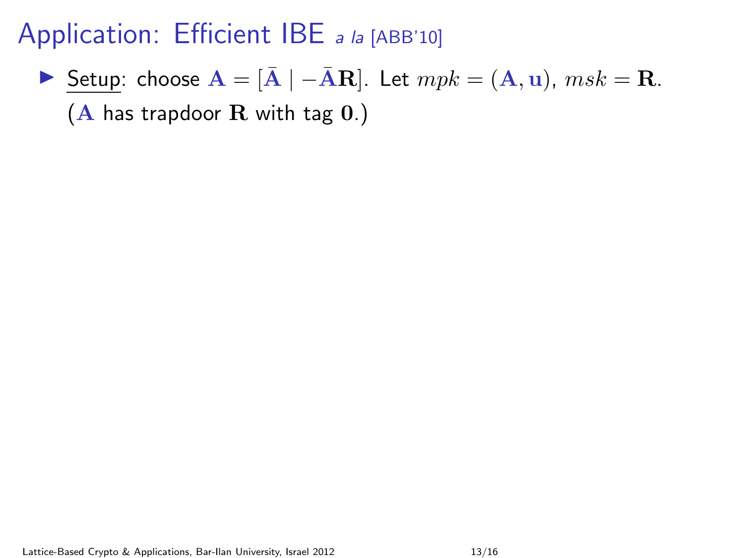# Application: Efficient IBE *a la* [ABB'10]

- Setup: choose $\mathbf{A} = [\bar{\mathbf{A}} \mid -\bar{\mathbf{A}}\mathbf{R}]$. Let $mpk = (\mathbf{A}, \mathbf{u})$, $msk = \mathbf{R}$.

  ($\mathbf{A}$ has trapdoor $\mathbf{R}$ with tag $\mathbf{0}$.)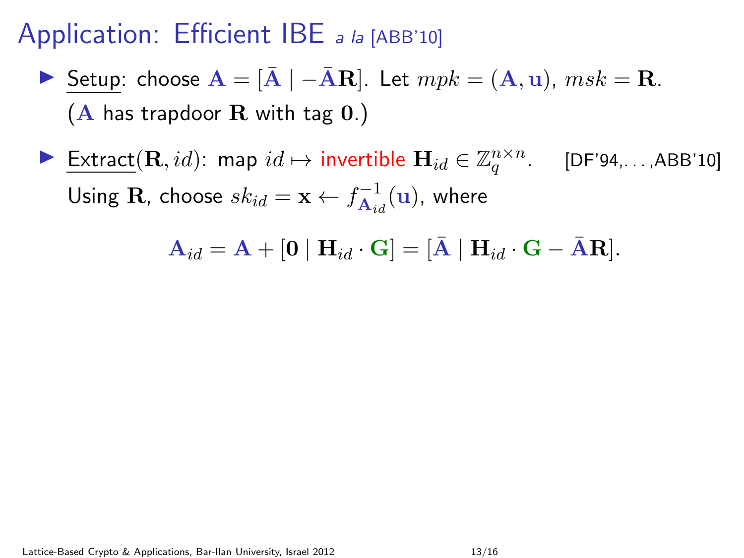# Application: Efficient IBE *a la* [ABB'10]

- Setup: choose $\mathbf{A} = [\bar{\mathbf{A}} \mid -\bar{\mathbf{A}}\mathbf{R}]$. Let $mpk = (\mathbf{A}, \mathbf{u})$, $msk = \mathbf{R}$.
  ($\mathbf{A}$ has trapdoor $\mathbf{R}$ with tag $\mathbf{0}$.)

- Extract$(\mathbf{R}, id)$: map $id \mapsto$ invertible $\mathbf{H}_{id} \in \mathbb{Z}_q^{n \times n}$. [DF'94,...,ABB'10]
  Using $\mathbf{R}$, choose $sk_{id} = \mathbf{x} \leftarrow f_{\mathbf{A}_{id}}^{-1}(\mathbf{u})$, where

$$\mathbf{A}_{id} = \mathbf{A} + [\mathbf{0} \mid \mathbf{H}_{id} \cdot \mathbf{G}] = [\bar{\mathbf{A}} \mid \mathbf{H}_{id} \cdot \mathbf{G} - \bar{\mathbf{A}}\mathbf{R}].$$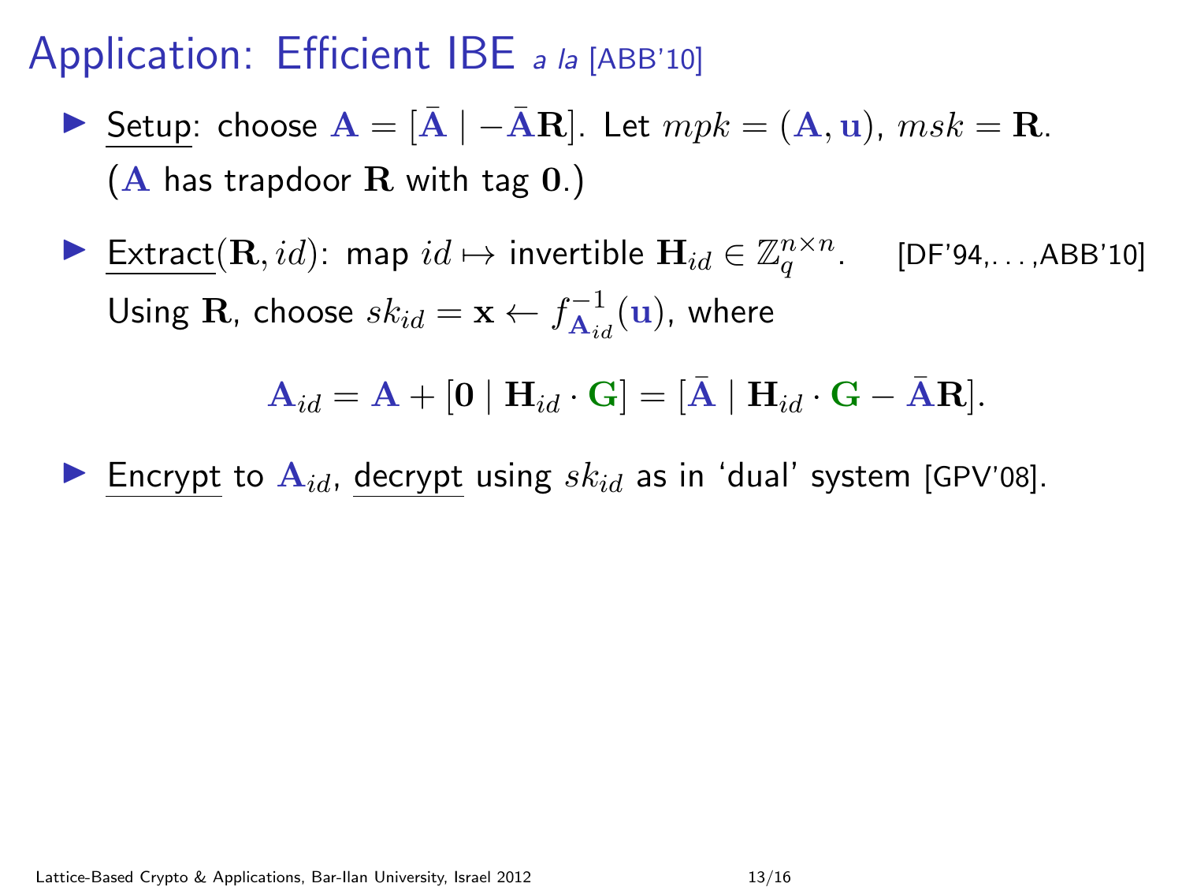# Application: Efficient IBE *a la* [ABB'10]

- Setup: choose $\mathbf{A} = [\bar{\mathbf{A}} \mid -\bar{\mathbf{A}}\mathbf{R}]$. Let $mpk = (\mathbf{A}, \mathbf{u})$, $msk = \mathbf{R}$.
  ($\mathbf{A}$ has trapdoor $\mathbf{R}$ with tag $\mathbf{0}$.)

- Extract$(\mathbf{R}, id)$: map $id \mapsto$ invertible $\mathbf{H}_{id} \in \mathbb{Z}_q^{n \times n}$. [DF'94,...,ABB'10]
  Using $\mathbf{R}$, choose $sk_{id} = \mathbf{x} \leftarrow f_{\mathbf{A}_{id}}^{-1}(\mathbf{u})$, where

$$\mathbf{A}_{id} = \mathbf{A} + [\mathbf{0} \mid \mathbf{H}_{id} \cdot \mathbf{G}] = [\bar{\mathbf{A}} \mid \mathbf{H}_{id} \cdot \mathbf{G} - \bar{\mathbf{A}}\mathbf{R}].$$

- Encrypt to $\mathbf{A}_{id}$, decrypt using $sk_{id}$ as in 'dual' system [GPV'08].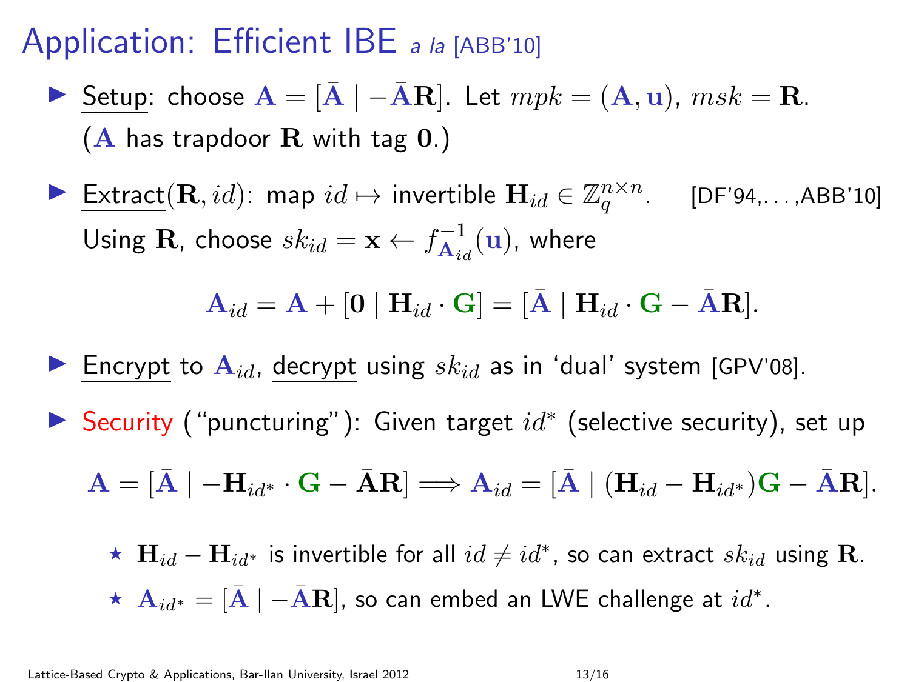# Application: Efficient IBE *a la* [ABB'10]

- Setup: choose $\mathbf{A} = [\bar{\mathbf{A}} \mid -\bar{\mathbf{A}}\mathbf{R}]$. Let $mpk = (\mathbf{A}, \mathbf{u})$, $msk = \mathbf{R}$.
  ($\mathbf{A}$ has trapdoor $\mathbf{R}$ with tag $\mathbf{0}$.)

- Extract$(\mathbf{R}, id)$: map $id \mapsto$ invertible $\mathbf{H}_{id} \in \mathbb{Z}_q^{n \times n}$. [DF'94,...,ABB'10]
  Using $\mathbf{R}$, choose $sk_{id} = \mathbf{x} \leftarrow f_{\mathbf{A}_{id}}^{-1}(\mathbf{u})$, where

$$\mathbf{A}_{id} = \mathbf{A} + [\mathbf{0} \mid \mathbf{H}_{id} \cdot \mathbf{G}] = [\bar{\mathbf{A}} \mid \mathbf{H}_{id} \cdot \mathbf{G} - \bar{\mathbf{A}}\mathbf{R}].$$

- Encrypt to $\mathbf{A}_{id}$, decrypt using $sk_{id}$ as in 'dual' system [GPV'08].

- Security ("puncturing"): Given target $id^*$ (selective security), set up

$$\mathbf{A} = [\bar{\mathbf{A}} \mid -\mathbf{H}_{id^*} \cdot \mathbf{G} - \bar{\mathbf{A}}\mathbf{R}] \Longrightarrow \mathbf{A}_{id} = [\bar{\mathbf{A}} \mid (\mathbf{H}_{id} - \mathbf{H}_{id^*})\mathbf{G} - \bar{\mathbf{A}}\mathbf{R}].$$

  - ⋆ $\mathbf{H}_{id} - \mathbf{H}_{id^*}$ is invertible for all $id \neq id^*$, so can extract $sk_{id}$ using $\mathbf{R}$.
  - ⋆ $\mathbf{A}_{id^*} = [\bar{\mathbf{A}} \mid -\bar{\mathbf{A}}\mathbf{R}]$, so can embed an LWE challenge at $id^*$.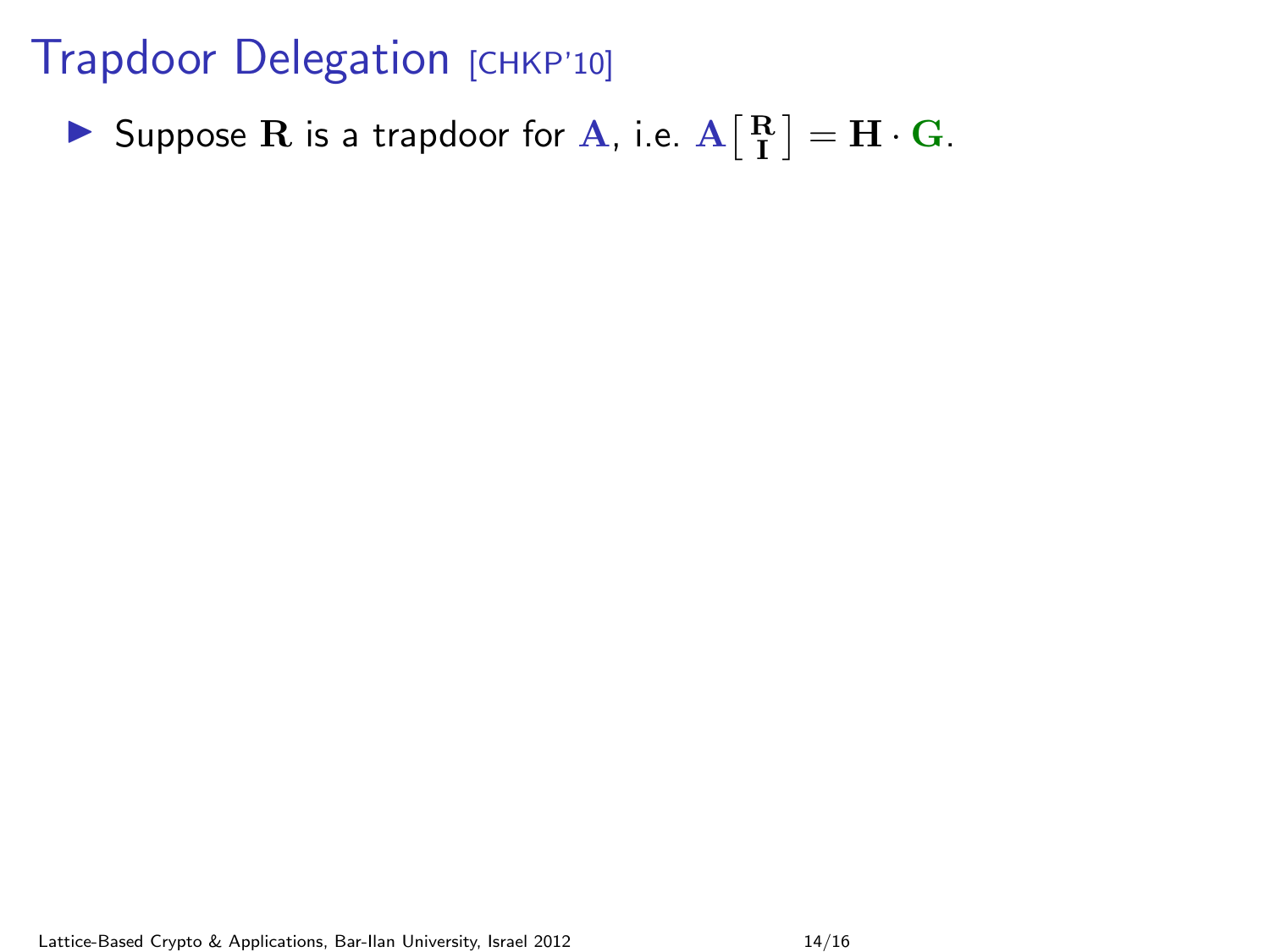# Trapdoor Delegation [CHKP'10]

- Suppose $\mathbf{R}$ is a trapdoor for $\mathbf{A}$, i.e. $\mathbf{A}\left[\begin{smallmatrix}\mathbf{R}\\ \mathbf{I}\end{smallmatrix}\right] = \mathbf{H} \cdot \mathbf{G}$.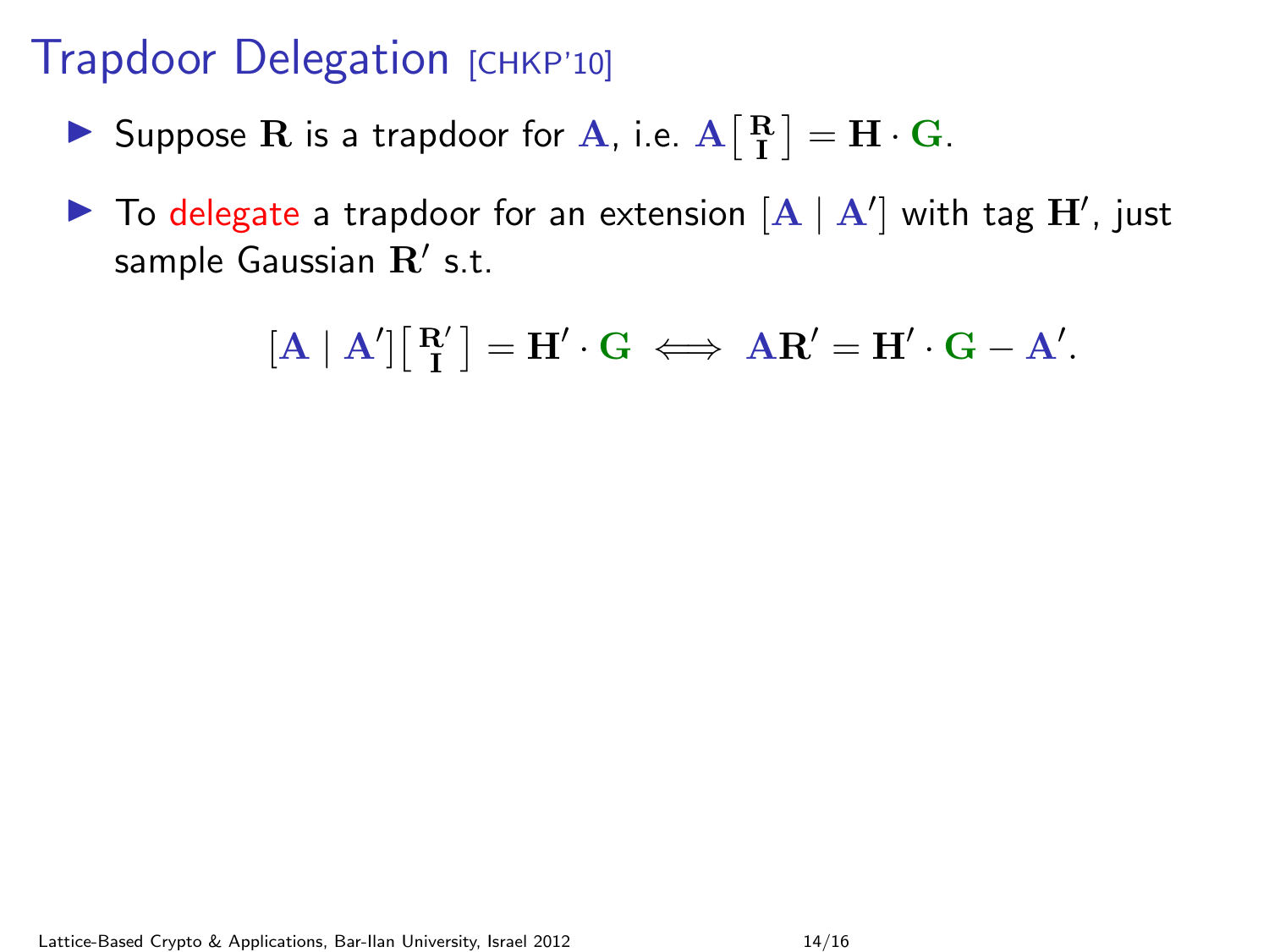# Trapdoor Delegation [CHKP'10]

- Suppose $\mathbf{R}$ is a trapdoor for $\mathbf{A}$, i.e. $\mathbf{A}\left[\begin{smallmatrix}\mathbf{R}\\ \mathbf{I}\end{smallmatrix}\right] = \mathbf{H} \cdot \mathbf{G}$.

- To delegate a trapdoor for an extension $[\mathbf{A} \mid \mathbf{A}']$ with tag $\mathbf{H}'$, just sample Gaussian $\mathbf{R}'$ s.t.

$$[\mathbf{A} \mid \mathbf{A}']\left[\begin{smallmatrix}\mathbf{R}'\\ \mathbf{I}\end{smallmatrix}\right] = \mathbf{H}' \cdot \mathbf{G} \iff \mathbf{A}\mathbf{R}' = \mathbf{H}' \cdot \mathbf{G} - \mathbf{A}'.$$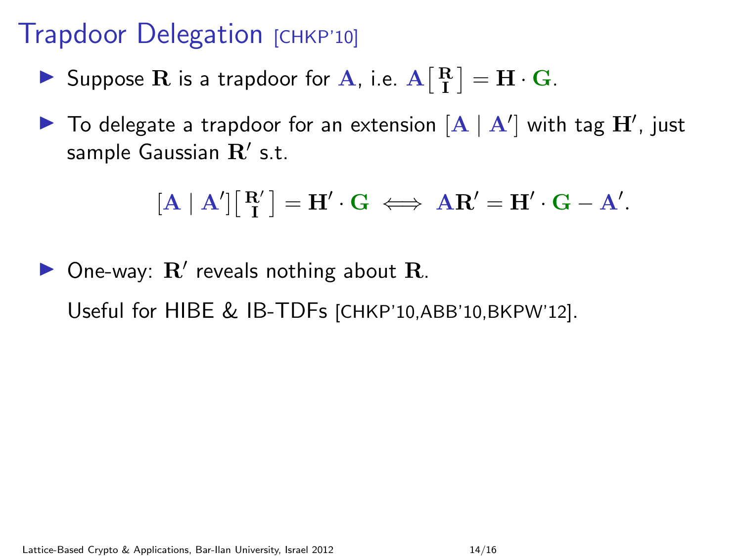# Trapdoor Delegation [CHKP'10]

- Suppose $\mathbf{R}$ is a trapdoor for $\mathbf{A}$, i.e. $\mathbf{A}\left[\begin{smallmatrix}\mathbf{R}\\ \mathbf{I}\end{smallmatrix}\right] = \mathbf{H} \cdot \mathbf{G}$.

- To delegate a trapdoor for an extension $[\mathbf{A} \mid \mathbf{A}']$ with tag $\mathbf{H}'$, just sample Gaussian $\mathbf{R}'$ s.t.

$$[\mathbf{A} \mid \mathbf{A}']\left[\begin{smallmatrix}\mathbf{R}'\\ \mathbf{I}\end{smallmatrix}\right] = \mathbf{H}' \cdot \mathbf{G} \iff \mathbf{A}\mathbf{R}' = \mathbf{H}' \cdot \mathbf{G} - \mathbf{A}'.$$

- One-way: $\mathbf{R}'$ reveals nothing about $\mathbf{R}$.

  Useful for HIBE & IB-TDFs [CHKP'10,ABB'10,BKPW'12].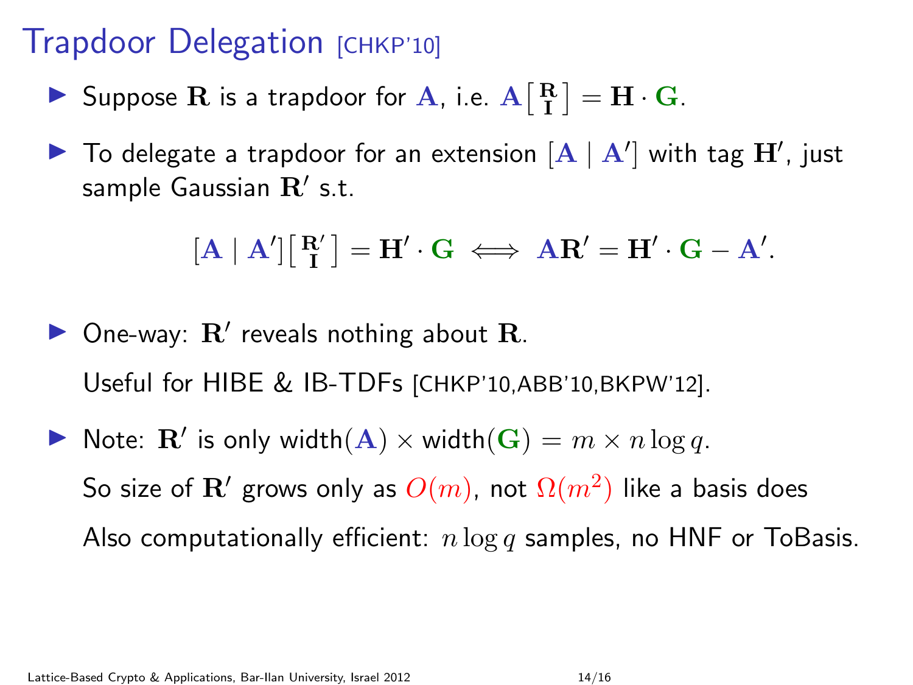# Trapdoor Delegation [CHKP'10]

- Suppose $\mathbf{R}$ is a trapdoor for $\mathbf{A}$, i.e. $\mathbf{A}\left[\begin{smallmatrix}\mathbf{R}\\ \mathbf{I}\end{smallmatrix}\right] = \mathbf{H} \cdot \mathbf{G}$.
- To delegate a trapdoor for an extension $[\mathbf{A} \mid \mathbf{A}']$ with tag $\mathbf{H}'$, just sample Gaussian $\mathbf{R}'$ s.t.

$$[\mathbf{A} \mid \mathbf{A}']\left[\begin{smallmatrix}\mathbf{R}'\\ \mathbf{I}\end{smallmatrix}\right] = \mathbf{H}' \cdot \mathbf{G} \iff \mathbf{A}\mathbf{R}' = \mathbf{H}' \cdot \mathbf{G} - \mathbf{A}'.$$

- One-way: $\mathbf{R}'$ reveals nothing about $\mathbf{R}$.

  Useful for HIBE & IB-TDFs [CHKP'10,ABB'10,BKPW'12].

- Note: $\mathbf{R}'$ is only width$(\mathbf{A}) \times$ width$(\mathbf{G}) = m \times n \log q$.

  So size of $\mathbf{R}'$ grows only as $O(m)$, not $\Omega(m^2)$ like a basis does

  Also computationally efficient: $n \log q$ samples, no HNF or ToBasis.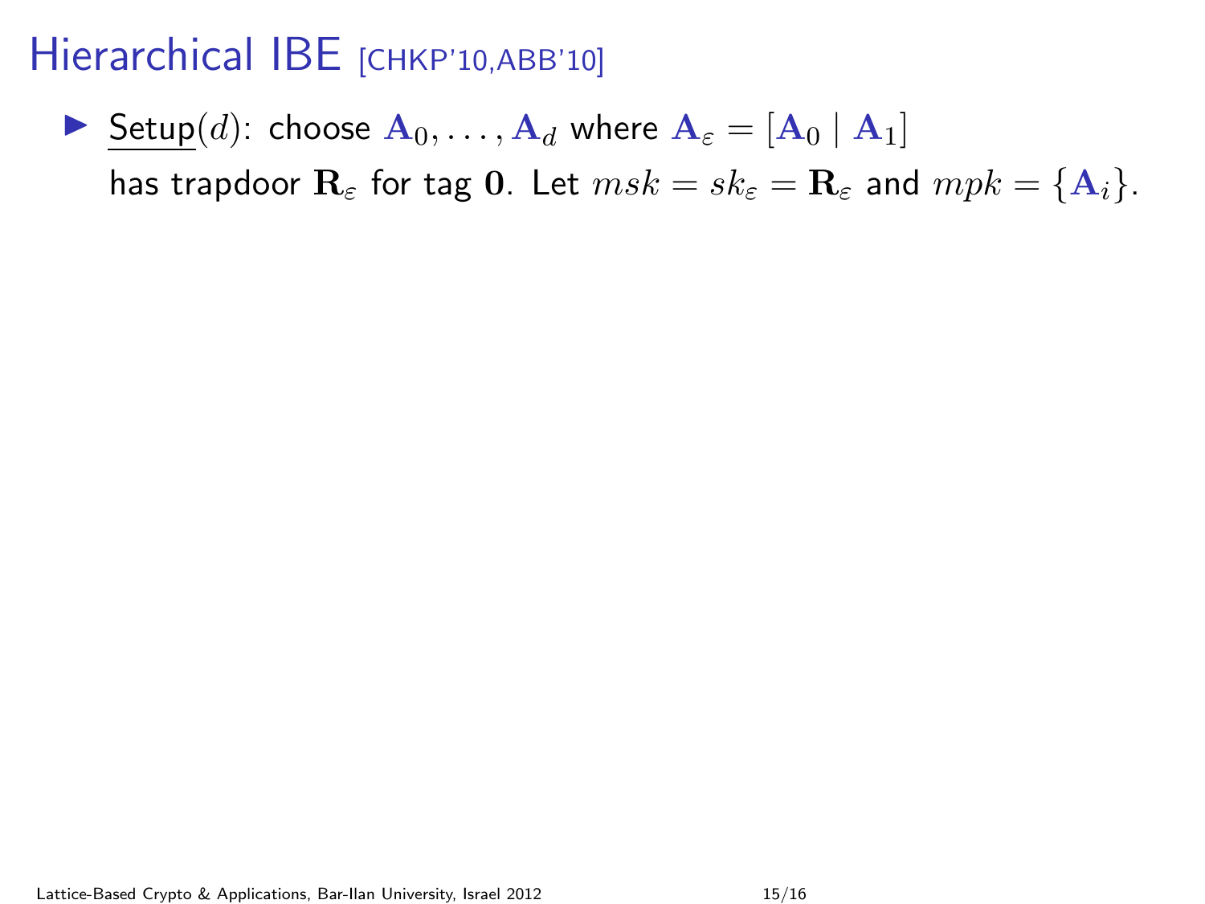# Hierarchical IBE [CHKP'10,ABB'10]

- Setup($d$): choose $\mathbf{A}_0, \ldots, \mathbf{A}_d$ where $\mathbf{A}_\varepsilon = [\mathbf{A}_0 \mid \mathbf{A}_1]$ has trapdoor $\mathbf{R}_\varepsilon$ for tag $\mathbf{0}$. Let $msk = sk_\varepsilon = \mathbf{R}_\varepsilon$ and $mpk = \{\mathbf{A}_i\}$.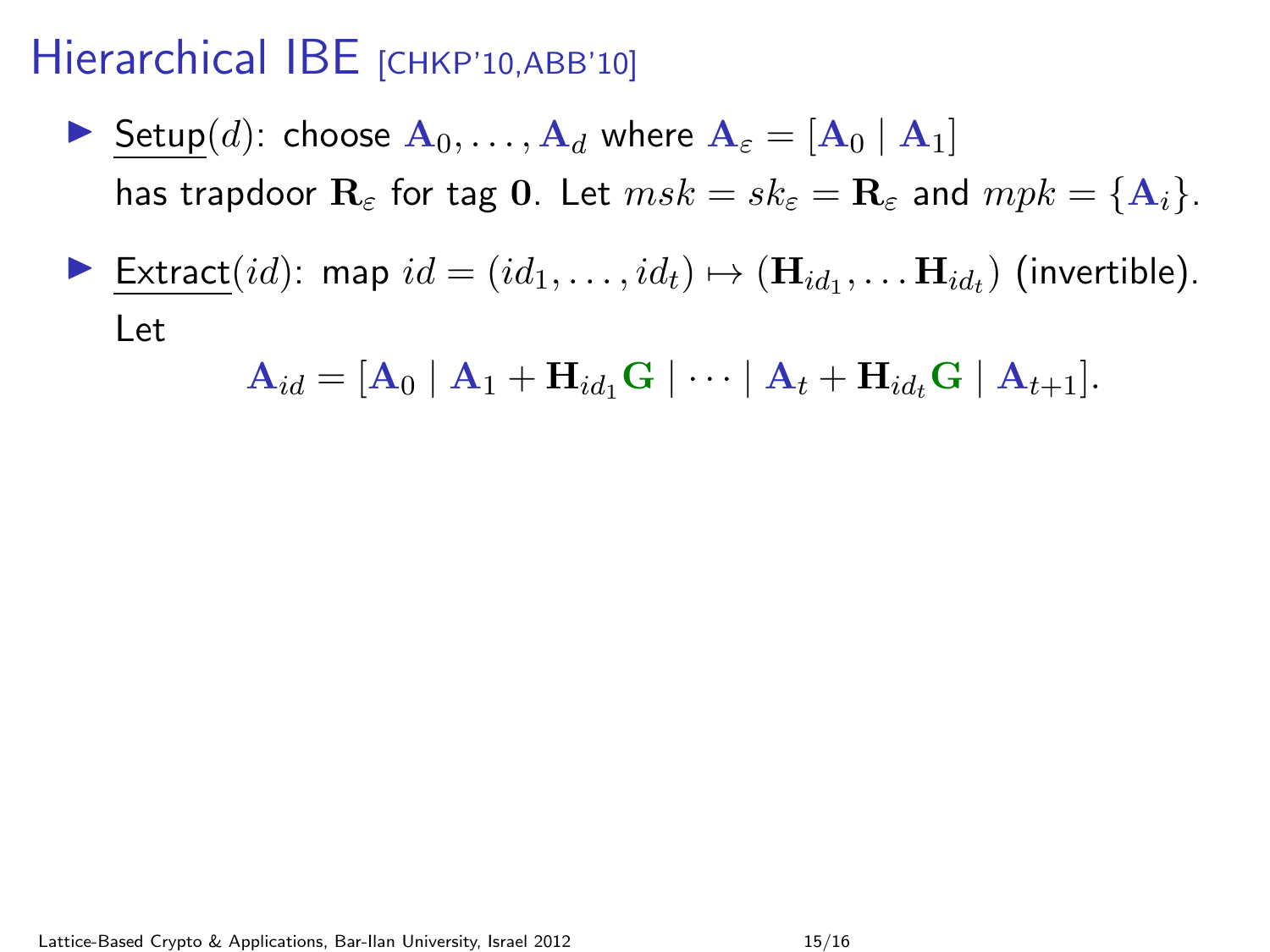# Hierarchical IBE [CHKP'10,ABB'10]

- Setup$(d)$: choose $\mathbf{A}_0, \ldots, \mathbf{A}_d$ where $\mathbf{A}_\varepsilon = [\mathbf{A}_0 \mid \mathbf{A}_1]$ has trapdoor $\mathbf{R}_\varepsilon$ for tag $\mathbf{0}$. Let $msk = sk_\varepsilon = \mathbf{R}_\varepsilon$ and $mpk = \{\mathbf{A}_i\}$.
- Extract$(id)$: map $id = (id_1, \ldots, id_t) \mapsto (\mathbf{H}_{id_1}, \ldots \mathbf{H}_{id_t})$ (invertible). Let

$$\mathbf{A}_{id} = [\mathbf{A}_0 \mid \mathbf{A}_1 + \mathbf{H}_{id_1}\mathbf{G} \mid \cdots \mid \mathbf{A}_t + \mathbf{H}_{id_t}\mathbf{G} \mid \mathbf{A}_{t+1}].$$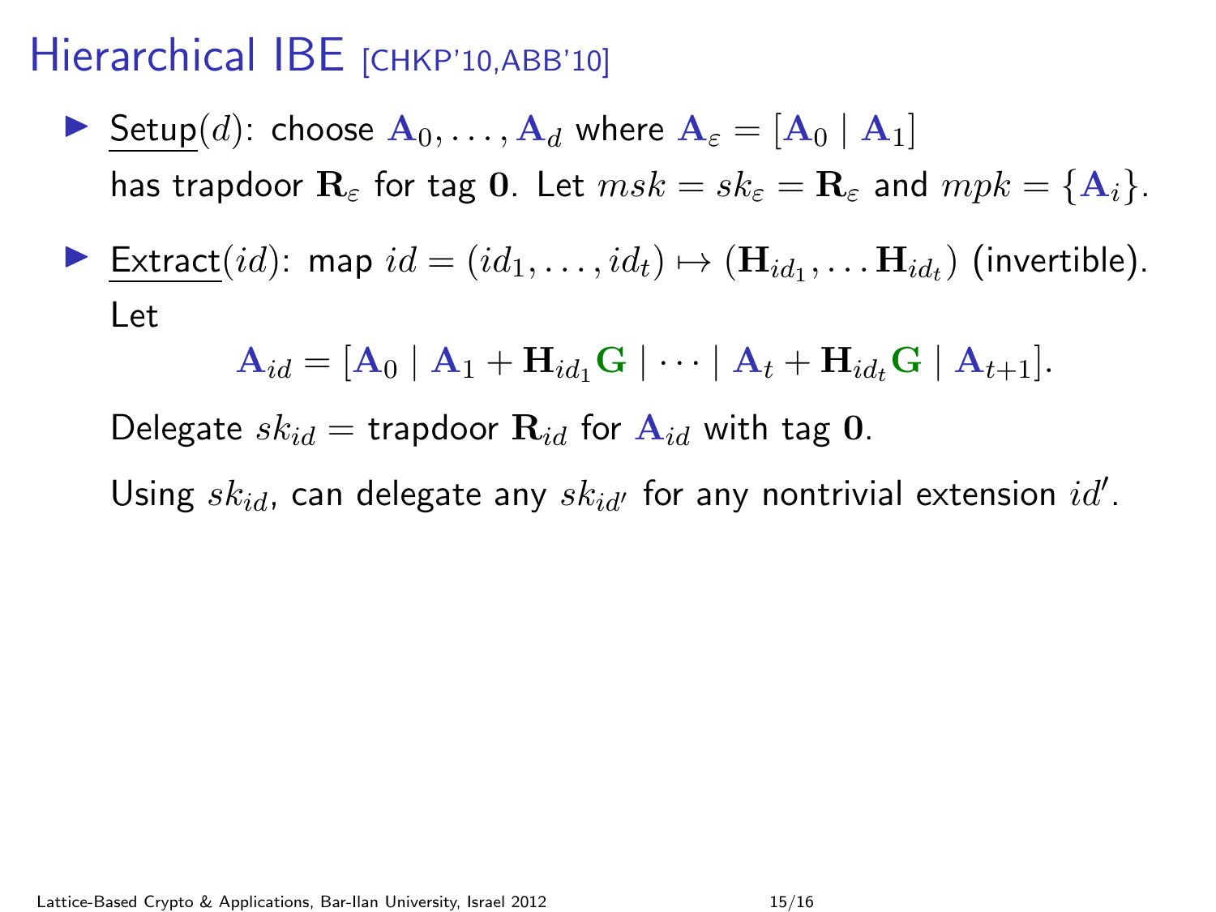# Hierarchical IBE [CHKP'10,ABB'10]

- Setup($d$): choose $\mathbf{A}_0, \ldots, \mathbf{A}_d$ where $\mathbf{A}_\varepsilon = [\mathbf{A}_0 \mid \mathbf{A}_1]$ has trapdoor $\mathbf{R}_\varepsilon$ for tag $\mathbf{0}$. Let $msk = sk_\varepsilon = \mathbf{R}_\varepsilon$ and $mpk = \{\mathbf{A}_i\}$.

- Extract($id$): map $id = (id_1, \ldots, id_t) \mapsto (\mathbf{H}_{id_1}, \ldots \mathbf{H}_{id_t})$ (invertible). Let

  $$\mathbf{A}_{id} = [\mathbf{A}_0 \mid \mathbf{A}_1 + \mathbf{H}_{id_1}\mathbf{G} \mid \cdots \mid \mathbf{A}_t + \mathbf{H}_{id_t}\mathbf{G} \mid \mathbf{A}_{t+1}].$$

  Delegate $sk_{id} =$ trapdoor $\mathbf{R}_{id}$ for $\mathbf{A}_{id}$ with tag $\mathbf{0}$.

  Using $sk_{id}$, can delegate any $sk_{id'}$ for any nontrivial extension $id'$.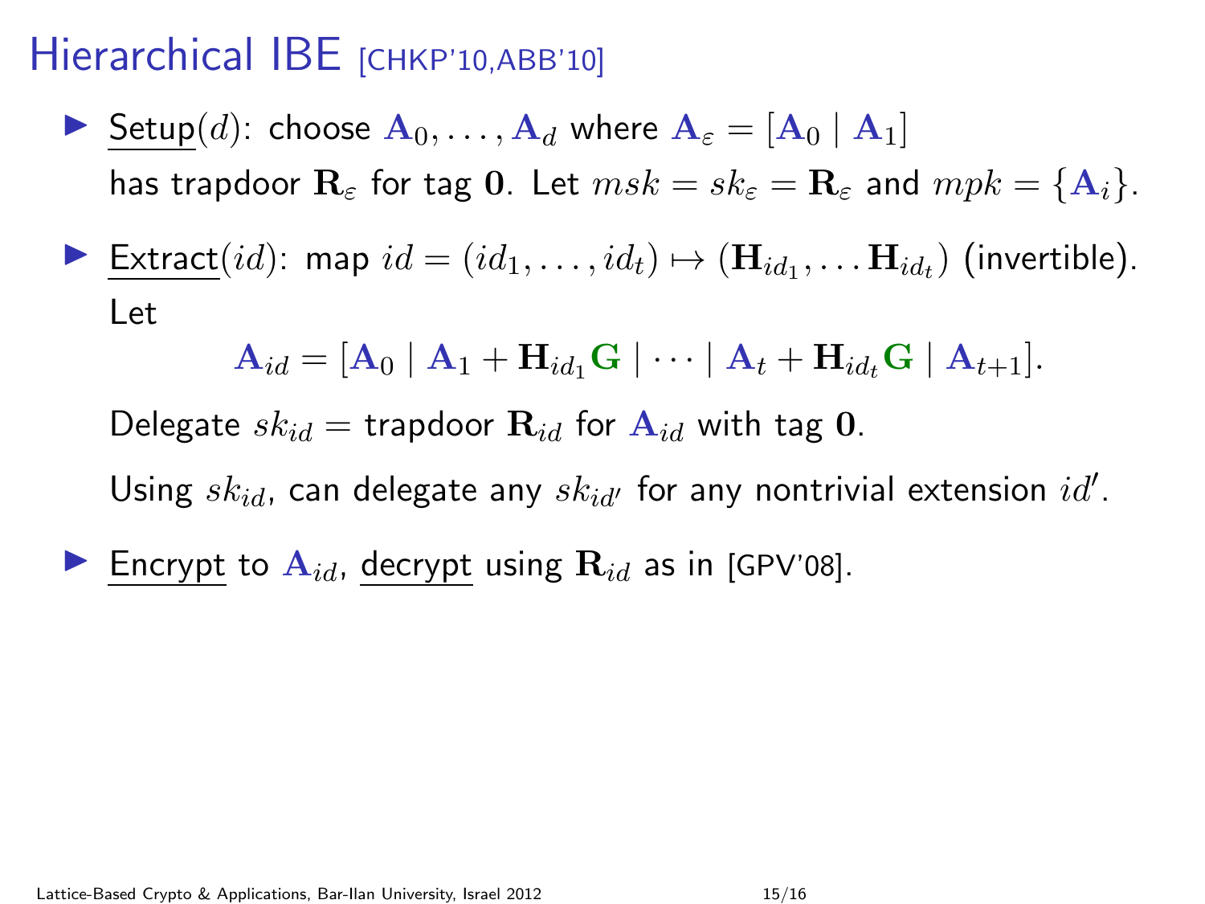# Hierarchical IBE [CHKP'10,ABB'10]

- Setup$(d)$: choose $\mathbf{A}_0, \ldots, \mathbf{A}_d$ where $\mathbf{A}_\varepsilon = [\mathbf{A}_0 \mid \mathbf{A}_1]$ has trapdoor $\mathbf{R}_\varepsilon$ for tag $\mathbf{0}$. Let $msk = sk_\varepsilon = \mathbf{R}_\varepsilon$ and $mpk = \{\mathbf{A}_i\}$.

- Extract$(id)$: map $id = (id_1, \ldots, id_t) \mapsto (\mathbf{H}_{id_1}, \ldots \mathbf{H}_{id_t})$ (invertible). Let

$$\mathbf{A}_{id} = [\mathbf{A}_0 \mid \mathbf{A}_1 + \mathbf{H}_{id_1}\mathbf{G} \mid \cdots \mid \mathbf{A}_t + \mathbf{H}_{id_t}\mathbf{G} \mid \mathbf{A}_{t+1}].$$

  Delegate $sk_{id} =$ trapdoor $\mathbf{R}_{id}$ for $\mathbf{A}_{id}$ with tag $\mathbf{0}$.

  Using $sk_{id}$, can delegate any $sk_{id'}$ for any nontrivial extension $id'$.

- Encrypt to $\mathbf{A}_{id}$, decrypt using $\mathbf{R}_{id}$ as in [GPV'08].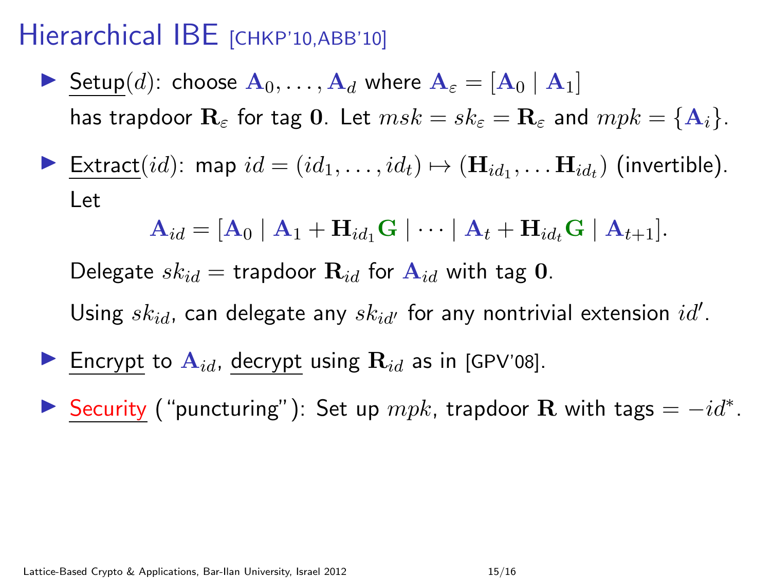# Hierarchical IBE [CHKP'10,ABB'10]

- Setup($d$): choose $\mathbf{A}_0, \ldots, \mathbf{A}_d$ where $\mathbf{A}_\varepsilon = [\mathbf{A}_0 \mid \mathbf{A}_1]$ has trapdoor $\mathbf{R}_\varepsilon$ for tag $\mathbf{0}$. Let $msk = sk_\varepsilon = \mathbf{R}_\varepsilon$ and $mpk = \{\mathbf{A}_i\}$.

- Extract($id$): map $id = (id_1, \ldots, id_t) \mapsto (\mathbf{H}_{id_1}, \ldots \mathbf{H}_{id_t})$ (invertible). Let

$$\mathbf{A}_{id} = [\mathbf{A}_0 \mid \mathbf{A}_1 + \mathbf{H}_{id_1}\mathbf{G} \mid \cdots \mid \mathbf{A}_t + \mathbf{H}_{id_t}\mathbf{G} \mid \mathbf{A}_{t+1}].$$

  Delegate $sk_{id} =$ trapdoor $\mathbf{R}_{id}$ for $\mathbf{A}_{id}$ with tag $\mathbf{0}$.

  Using $sk_{id}$, can delegate any $sk_{id'}$ for any nontrivial extension $id'$.

- Encrypt to $\mathbf{A}_{id}$, decrypt using $\mathbf{R}_{id}$ as in [GPV'08].

- Security ("puncturing"): Set up $mpk$, trapdoor $\mathbf{R}$ with tags $= -id^*$.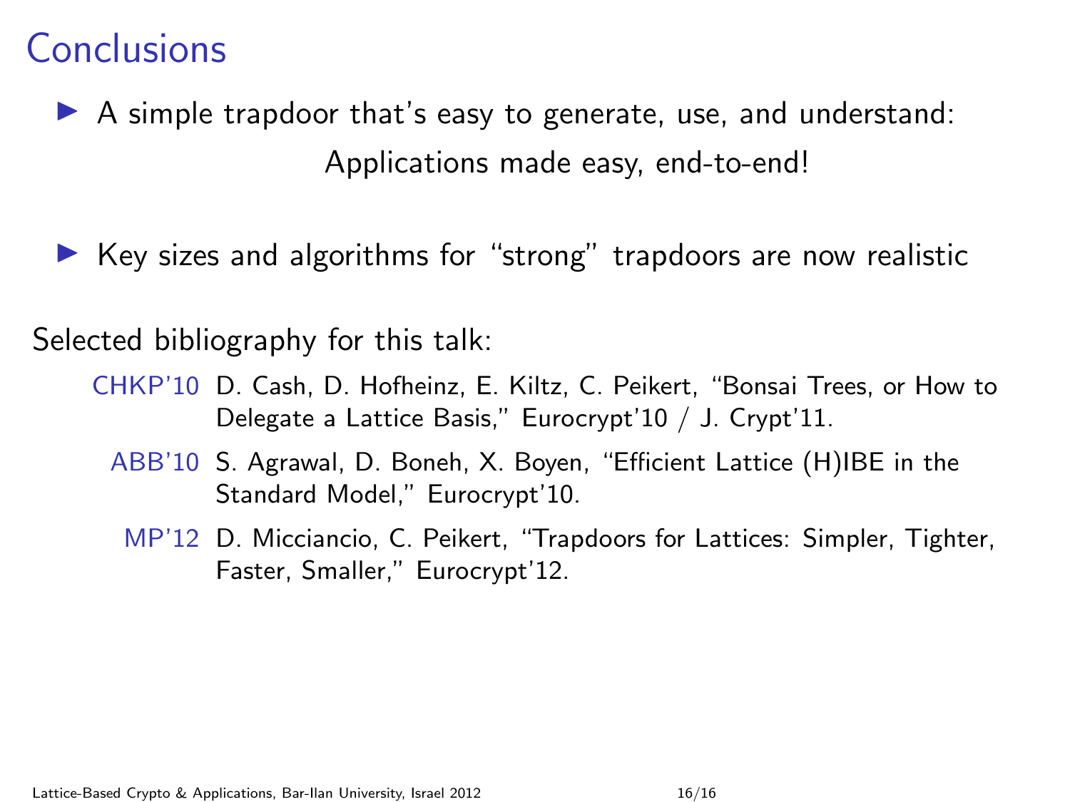# Conclusions

- A simple trapdoor that's easy to generate, use, and understand:

  Applications made easy, end-to-end!

- Key sizes and algorithms for "strong" trapdoors are now realistic

Selected bibliography for this talk:

- **CHKP'10** D. Cash, D. Hofheinz, E. Kiltz, C. Peikert, "Bonsai Trees, or How to Delegate a Lattice Basis," Eurocrypt'10 / J. Crypt'11.
- **ABB'10** S. Agrawal, D. Boneh, X. Boyen, "Efficient Lattice (H)IBE in the Standard Model," Eurocrypt'10.
- **MP'12** D. Micciancio, C. Peikert, "Trapdoors for Lattices: Simpler, Tighter, Faster, Smaller," Eurocrypt'12.